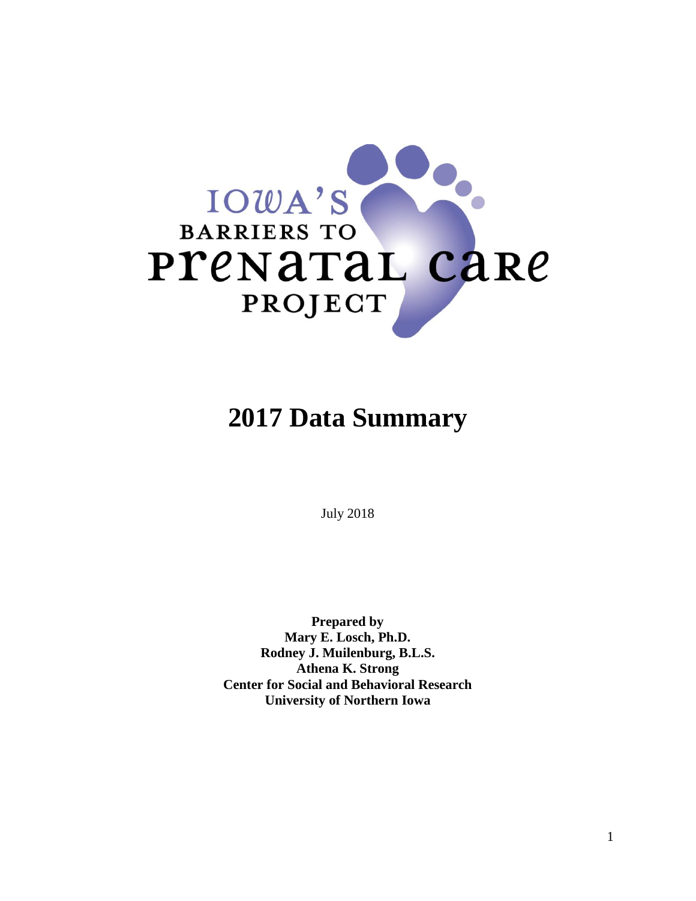IOWA'S
BARRIERS TO
PRENATAL CARE
PROJECT

# 2017 Data Summary

July 2018

**Prepared by**
**Mary E. Losch, Ph.D.**
**Rodney J. Muilenburg, B.L.S.**
**Athena K. Strong**
**Center for Social and Behavioral Research**
**University of Northern Iowa**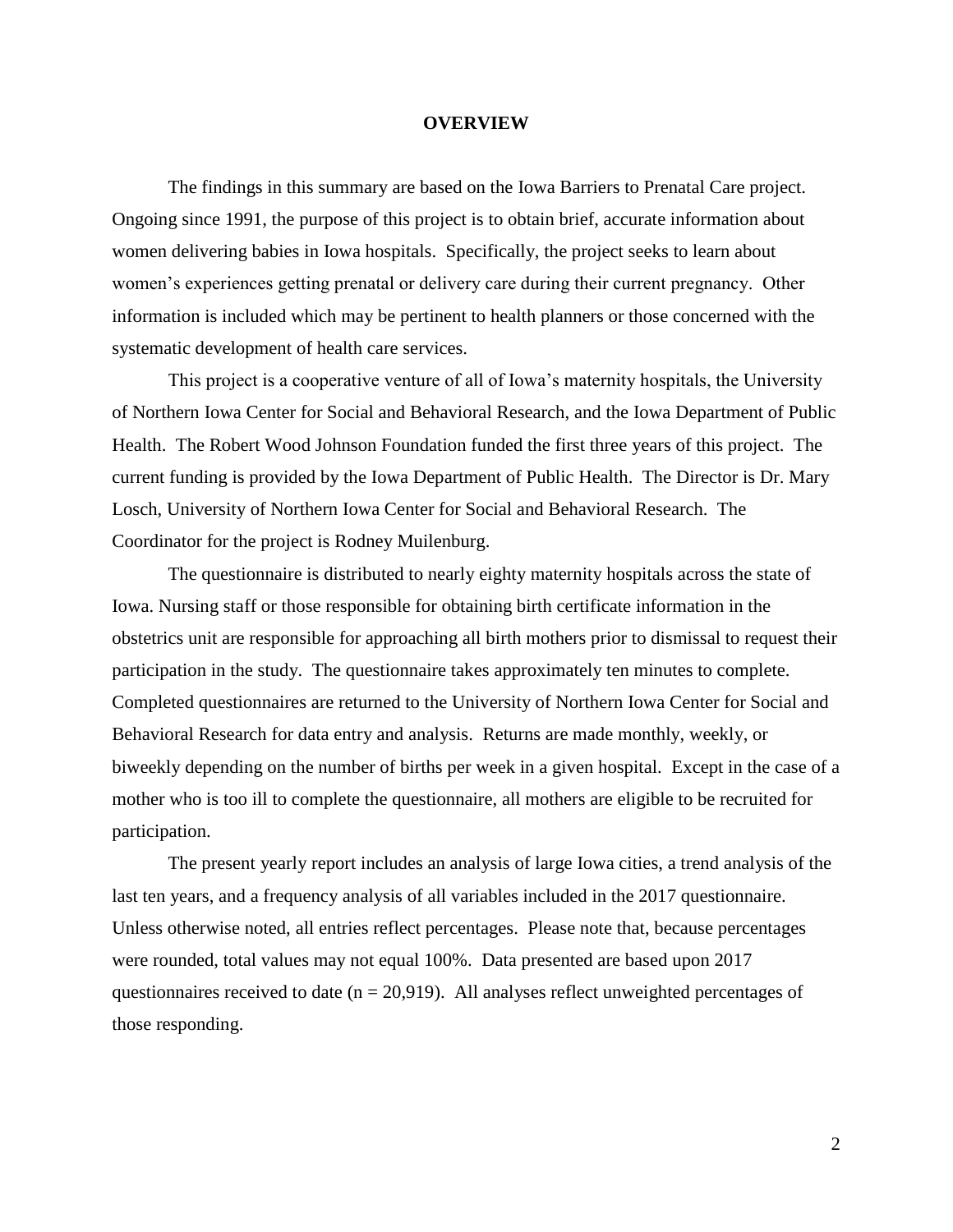# OVERVIEW

The findings in this summary are based on the Iowa Barriers to Prenatal Care project. Ongoing since 1991, the purpose of this project is to obtain brief, accurate information about women delivering babies in Iowa hospitals. Specifically, the project seeks to learn about women's experiences getting prenatal or delivery care during their current pregnancy. Other information is included which may be pertinent to health planners or those concerned with the systematic development of health care services.

This project is a cooperative venture of all of Iowa's maternity hospitals, the University of Northern Iowa Center for Social and Behavioral Research, and the Iowa Department of Public Health. The Robert Wood Johnson Foundation funded the first three years of this project. The current funding is provided by the Iowa Department of Public Health. The Director is Dr. Mary Losch, University of Northern Iowa Center for Social and Behavioral Research. The Coordinator for the project is Rodney Muilenburg.

The questionnaire is distributed to nearly eighty maternity hospitals across the state of Iowa. Nursing staff or those responsible for obtaining birth certificate information in the obstetrics unit are responsible for approaching all birth mothers prior to dismissal to request their participation in the study. The questionnaire takes approximately ten minutes to complete. Completed questionnaires are returned to the University of Northern Iowa Center for Social and Behavioral Research for data entry and analysis. Returns are made monthly, weekly, or biweekly depending on the number of births per week in a given hospital. Except in the case of a mother who is too ill to complete the questionnaire, all mothers are eligible to be recruited for participation.

The present yearly report includes an analysis of large Iowa cities, a trend analysis of the last ten years, and a frequency analysis of all variables included in the 2017 questionnaire. Unless otherwise noted, all entries reflect percentages. Please note that, because percentages were rounded, total values may not equal 100%. Data presented are based upon 2017 questionnaires received to date ($n = 20{,}919$). All analyses reflect unweighted percentages of those responding.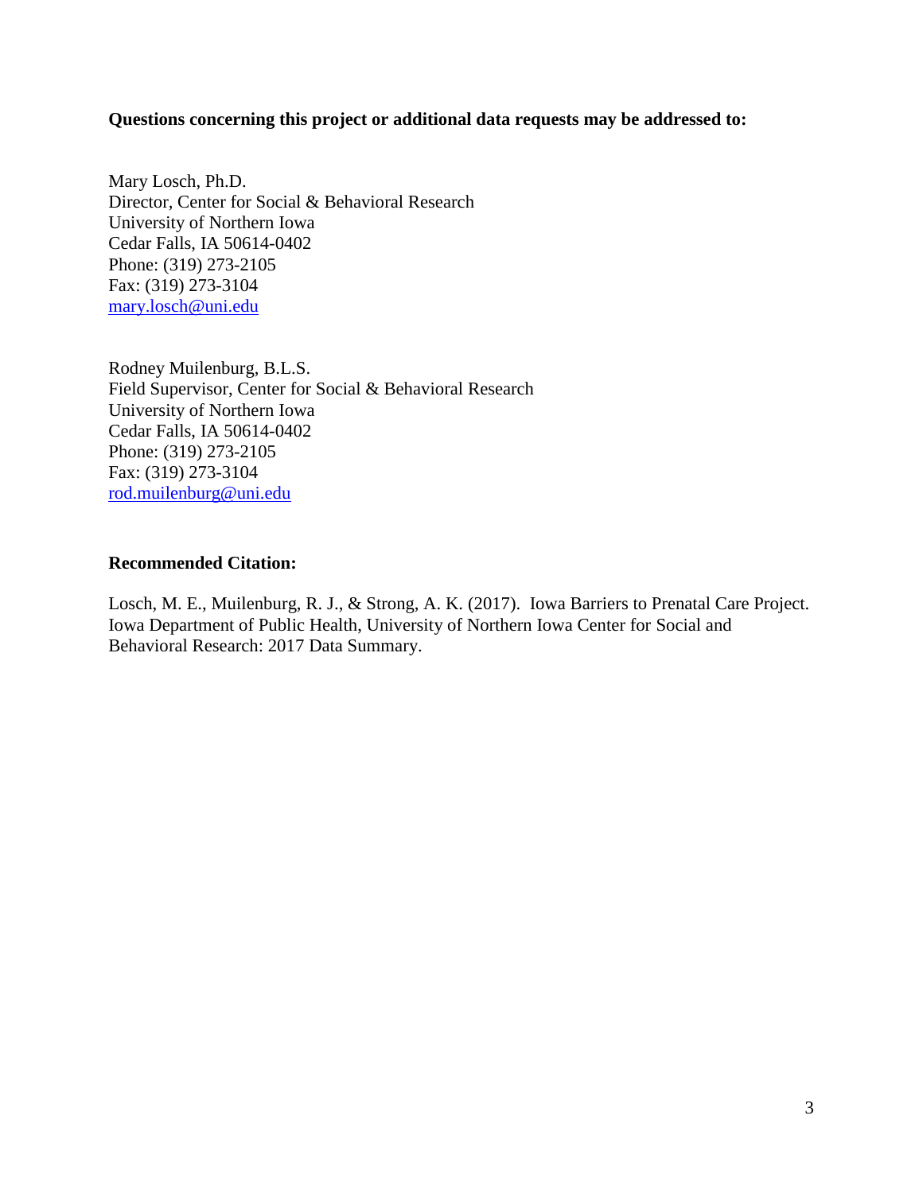**Questions concerning this project or additional data requests may be addressed to:**

Mary Losch, Ph.D.
Director, Center for Social & Behavioral Research
University of Northern Iowa
Cedar Falls, IA 50614-0402
Phone: (319) 273-2105
Fax: (319) 273-3104
mary.losch@uni.edu

Rodney Muilenburg, B.L.S.
Field Supervisor, Center for Social & Behavioral Research
University of Northern Iowa
Cedar Falls, IA 50614-0402
Phone: (319) 273-2105
Fax: (319) 273-3104
rod.muilenburg@uni.edu

**Recommended Citation:**

Losch, M. E., Muilenburg, R. J., & Strong, A. K. (2017). Iowa Barriers to Prenatal Care Project. Iowa Department of Public Health, University of Northern Iowa Center for Social and Behavioral Research: 2017 Data Summary.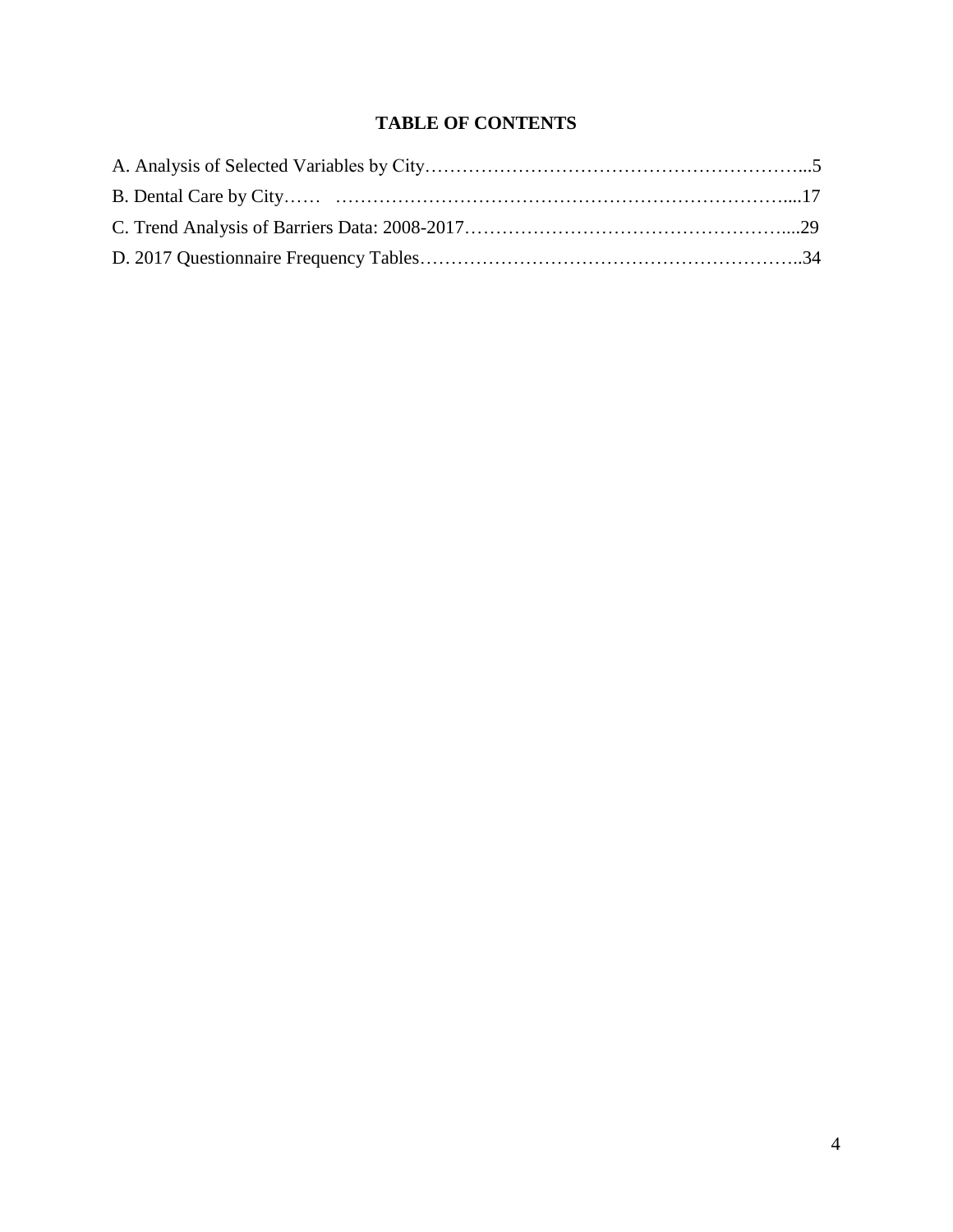# TABLE OF CONTENTS

A. Analysis of Selected Variables by City……………………………………………………...5

B. Dental Care by City…… ……………………………………………………………….....17

C. Trend Analysis of Barriers Data: 2008-2017……………………………………………....29

D. 2017 Questionnaire Frequency Tables…………………………………………………..34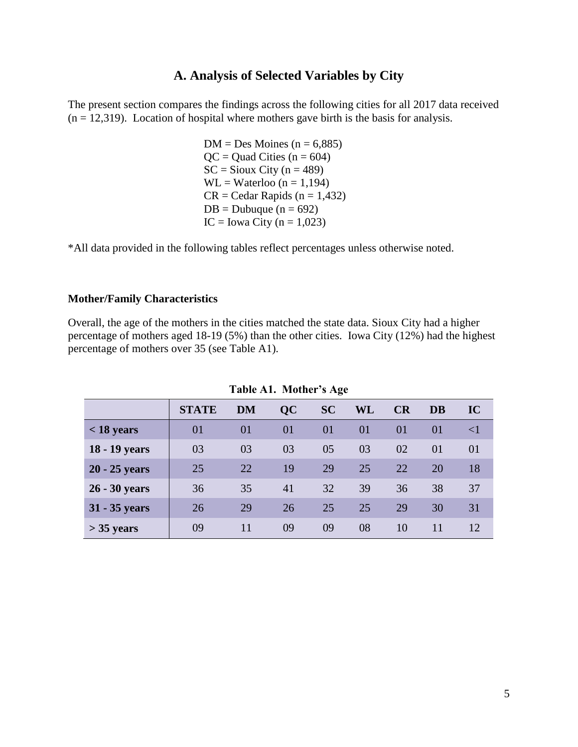## A. Analysis of Selected Variables by City

The present section compares the findings across the following cities for all 2017 data received (n = 12,319). Location of hospital where mothers gave birth is the basis for analysis.

DM = Des Moines (n = 6,885)
QC = Quad Cities (n = 604)
SC = Sioux City (n = 489)
WL = Waterloo (n = 1,194)
CR = Cedar Rapids (n = 1,432)
DB = Dubuque (n = 692)
IC = Iowa City (n = 1,023)

*All data provided in the following tables reflect percentages unless otherwise noted.

### Mother/Family Characteristics

Overall, the age of the mothers in the cities matched the state data. Sioux City had a higher percentage of mothers aged 18-19 (5%) than the other cities. Iowa City (12%) had the highest percentage of mothers over 35 (see Table A1).

**Table A1. Mother's Age**

| | STATE | DM | QC | SC | WL | CR | DB | IC |
|---|---|---|---|---|---|---|---|---|
| **< 18 years** | 01 | 01 | 01 | 01 | 01 | 01 | 01 | <1 |
| **18 - 19 years** | 03 | 03 | 03 | 05 | 03 | 02 | 01 | 01 |
| **20 - 25 years** | 25 | 22 | 19 | 29 | 25 | 22 | 20 | 18 |
| **26 - 30 years** | 36 | 35 | 41 | 32 | 39 | 36 | 38 | 37 |
| **31 - 35 years** | 26 | 29 | 26 | 25 | 25 | 29 | 30 | 31 |
| **> 35 years** | 09 | 11 | 09 | 09 | 08 | 10 | 11 | 12 |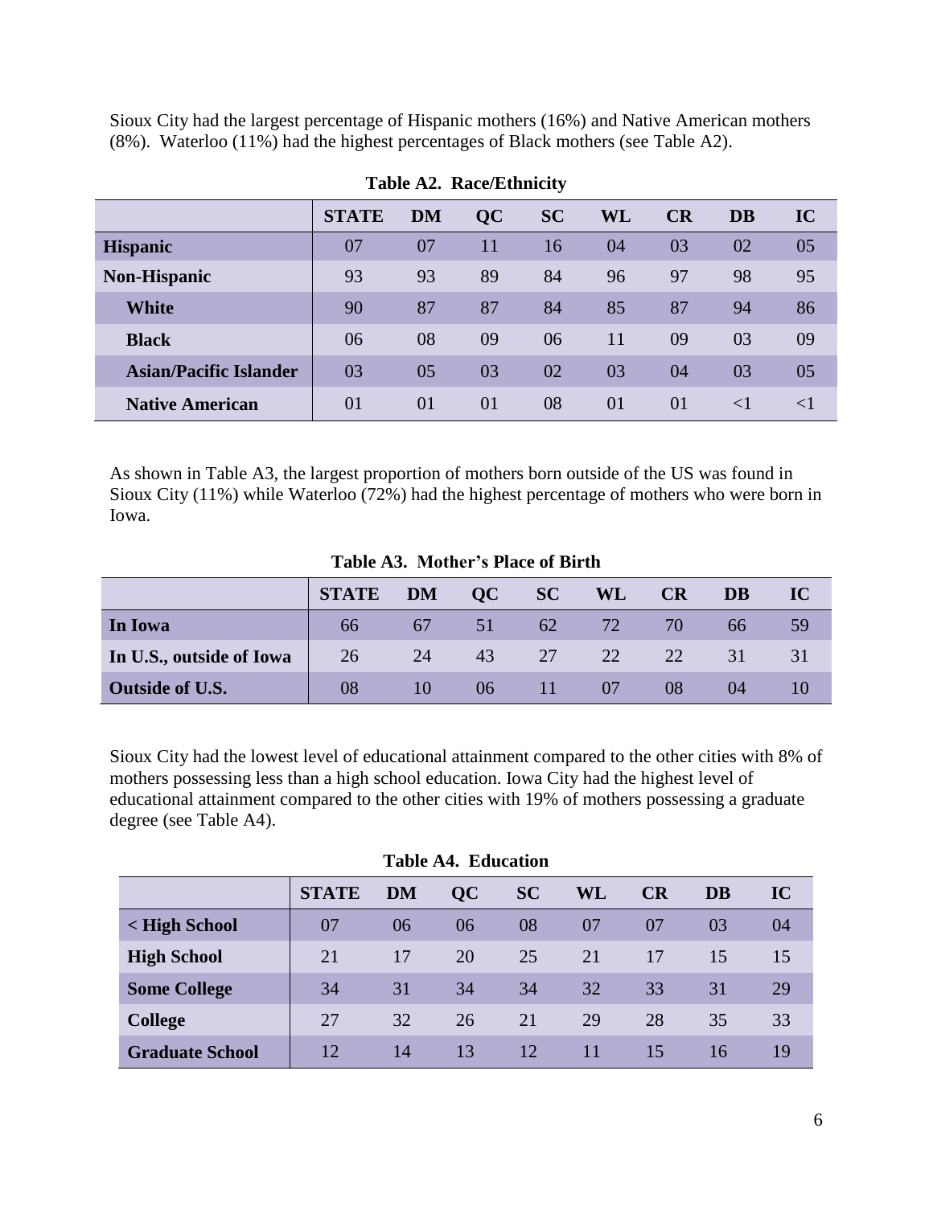Sioux City had the largest percentage of Hispanic mothers (16%) and Native American mothers (8%). Waterloo (11%) had the highest percentages of Black mothers (see Table A2).

**Table A2. Race/Ethnicity**

| | STATE | DM | QC | SC | WL | CR | DB | IC |
|---|---|---|---|---|---|---|---|---|
| **Hispanic** | 07 | 07 | 11 | 16 | 04 | 03 | 02 | 05 |
| **Non-Hispanic** | 93 | 93 | 89 | 84 | 96 | 97 | 98 | 95 |
| **White** | 90 | 87 | 87 | 84 | 85 | 87 | 94 | 86 |
| **Black** | 06 | 08 | 09 | 06 | 11 | 09 | 03 | 09 |
| **Asian/Pacific Islander** | 03 | 05 | 03 | 02 | 03 | 04 | 03 | 05 |
| **Native American** | 01 | 01 | 01 | 08 | 01 | 01 | <1 | <1 |

As shown in Table A3, the largest proportion of mothers born outside of the US was found in Sioux City (11%) while Waterloo (72%) had the highest percentage of mothers who were born in Iowa.

**Table A3. Mother's Place of Birth**

| | STATE | DM | QC | SC | WL | CR | DB | IC |
|---|---|---|---|---|---|---|---|---|
| **In Iowa** | 66 | 67 | 51 | 62 | 72 | 70 | 66 | 59 |
| **In U.S., outside of Iowa** | 26 | 24 | 43 | 27 | 22 | 22 | 31 | 31 |
| **Outside of U.S.** | 08 | 10 | 06 | 11 | 07 | 08 | 04 | 10 |

Sioux City had the lowest level of educational attainment compared to the other cities with 8% of mothers possessing less than a high school education. Iowa City had the highest level of educational attainment compared to the other cities with 19% of mothers possessing a graduate degree (see Table A4).

**Table A4. Education**

| | STATE | DM | QC | SC | WL | CR | DB | IC |
|---|---|---|---|---|---|---|---|---|
| **< High School** | 07 | 06 | 06 | 08 | 07 | 07 | 03 | 04 |
| **High School** | 21 | 17 | 20 | 25 | 21 | 17 | 15 | 15 |
| **Some College** | 34 | 31 | 34 | 34 | 32 | 33 | 31 | 29 |
| **College** | 27 | 32 | 26 | 21 | 29 | 28 | 35 | 33 |
| **Graduate School** | 12 | 14 | 13 | 12 | 11 | 15 | 16 | 19 |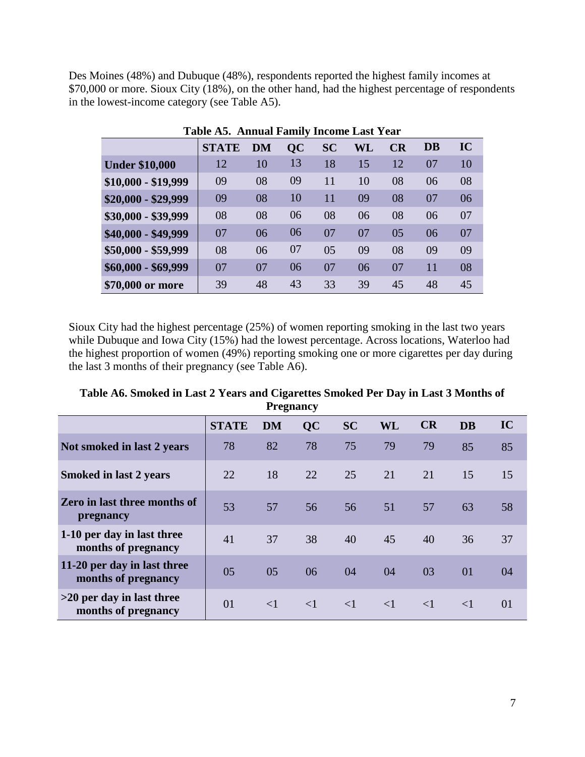Des Moines (48%) and Dubuque (48%), respondents reported the highest family incomes at $70,000 or more. Sioux City (18%), on the other hand, had the highest percentage of respondents in the lowest-income category (see Table A5).

**Table A5. Annual Family Income Last Year**

| | STATE | DM | QC | SC | WL | CR | DB | IC |
|---|---|---|---|---|---|---|---|---|
| **Under $10,000** | 12 | 10 | 13 | 18 | 15 | 12 | 07 | 10 |
| **$10,000 - $19,999** | 09 | 08 | 09 | 11 | 10 | 08 | 06 | 08 |
| **$20,000 - $29,999** | 09 | 08 | 10 | 11 | 09 | 08 | 07 | 06 |
| **$30,000 - $39,999** | 08 | 08 | 06 | 08 | 06 | 08 | 06 | 07 |
| **$40,000 - $49,999** | 07 | 06 | 06 | 07 | 07 | 05 | 06 | 07 |
| **$50,000 - $59,999** | 08 | 06 | 07 | 05 | 09 | 08 | 09 | 09 |
| **$60,000 - $69,999** | 07 | 07 | 06 | 07 | 06 | 07 | 11 | 08 |
| **$70,000 or more** | 39 | 48 | 43 | 33 | 39 | 45 | 48 | 45 |

Sioux City had the highest percentage (25%) of women reporting smoking in the last two years while Dubuque and Iowa City (15%) had the lowest percentage. Across locations, Waterloo had the highest proportion of women (49%) reporting smoking one or more cigarettes per day during the last 3 months of their pregnancy (see Table A6).

**Table A6. Smoked in Last 2 Years and Cigarettes Smoked Per Day in Last 3 Months of Pregnancy**

| | STATE | DM | QC | SC | WL | CR | DB | IC |
|---|---|---|---|---|---|---|---|---|
| **Not smoked in last 2 years** | 78 | 82 | 78 | 75 | 79 | 79 | 85 | 85 |
| **Smoked in last 2 years** | 22 | 18 | 22 | 25 | 21 | 21 | 15 | 15 |
| **Zero in last three months of pregnancy** | 53 | 57 | 56 | 56 | 51 | 57 | 63 | 58 |
| **1-10 per day in last three months of pregnancy** | 41 | 37 | 38 | 40 | 45 | 40 | 36 | 37 |
| **11-20 per day in last three months of pregnancy** | 05 | 05 | 06 | 04 | 04 | 03 | 01 | 04 |
| **>20 per day in last three months of pregnancy** | 01 | <1 | <1 | <1 | <1 | <1 | <1 | 01 |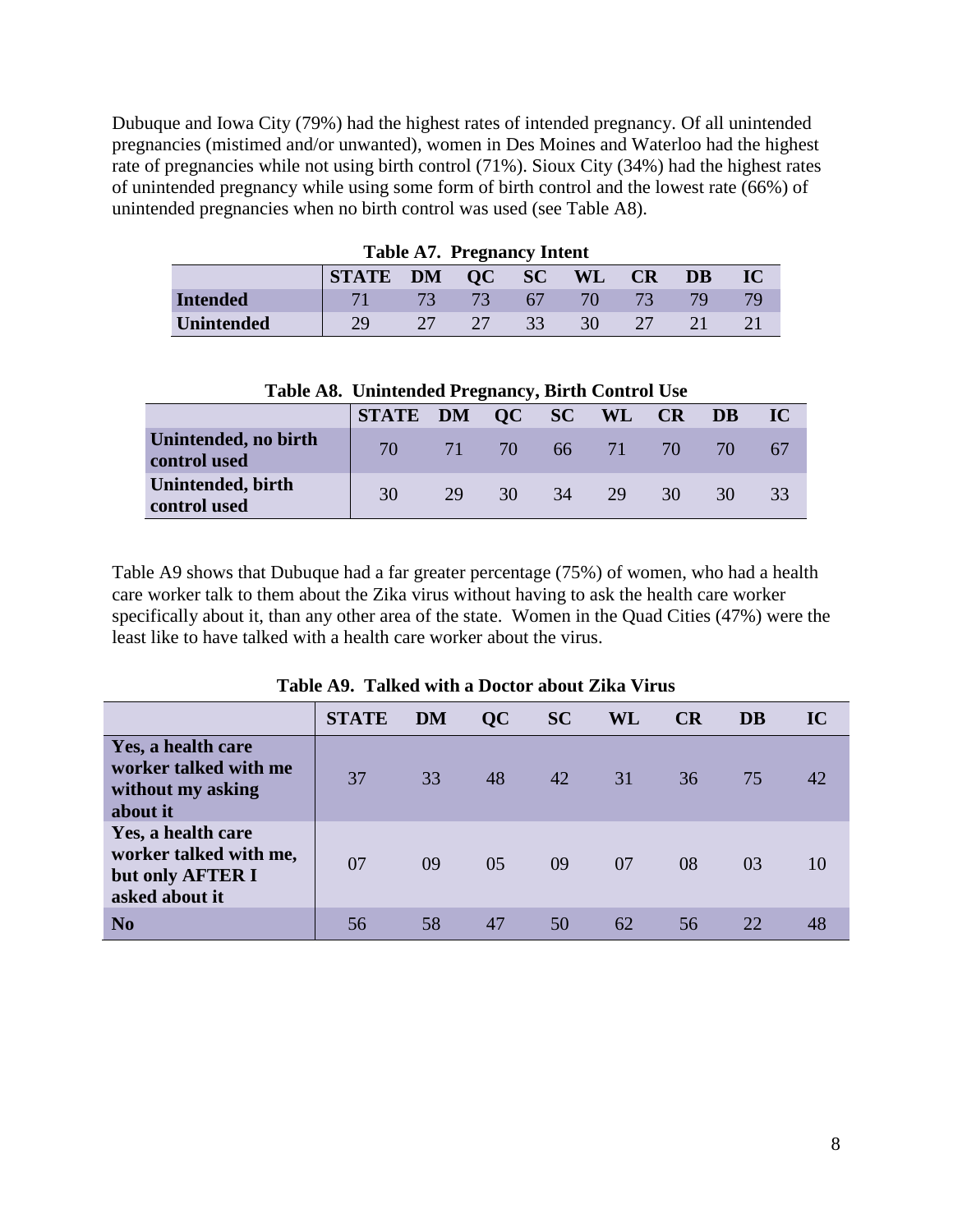Dubuque and Iowa City (79%) had the highest rates of intended pregnancy. Of all unintended pregnancies (mistimed and/or unwanted), women in Des Moines and Waterloo had the highest rate of pregnancies while not using birth control (71%). Sioux City (34%) had the highest rates of unintended pregnancy while using some form of birth control and the lowest rate (66%) of unintended pregnancies when no birth control was used (see Table A8).

**Table A7. Pregnancy Intent**

| | STATE | DM | QC | SC | WL | CR | DB | IC |
|---|---|---|---|---|---|---|---|---|
| **Intended** | 71 | 73 | 73 | 67 | 70 | 73 | 79 | 79 |
| **Unintended** | 29 | 27 | 27 | 33 | 30 | 27 | 21 | 21 |

**Table A8. Unintended Pregnancy, Birth Control Use**

| | STATE | DM | QC | SC | WL | CR | DB | IC |
|---|---|---|---|---|---|---|---|---|
| **Unintended, no birth control used** | 70 | 71 | 70 | 66 | 71 | 70 | 70 | 67 |
| **Unintended, birth control used** | 30 | 29 | 30 | 34 | 29 | 30 | 30 | 33 |

Table A9 shows that Dubuque had a far greater percentage (75%) of women, who had a health care worker talk to them about the Zika virus without having to ask the health care worker specifically about it, than any other area of the state. Women in the Quad Cities (47%) were the least like to have talked with a health care worker about the virus.

**Table A9. Talked with a Doctor about Zika Virus**

| | STATE | DM | QC | SC | WL | CR | DB | IC |
|---|---|---|---|---|---|---|---|---|
| **Yes, a health care worker talked with me without my asking about it** | 37 | 33 | 48 | 42 | 31 | 36 | 75 | 42 |
| **Yes, a health care worker talked with me, but only AFTER I asked about it** | 07 | 09 | 05 | 09 | 07 | 08 | 03 | 10 |
| **No** | 56 | 58 | 47 | 50 | 62 | 56 | 22 | 48 |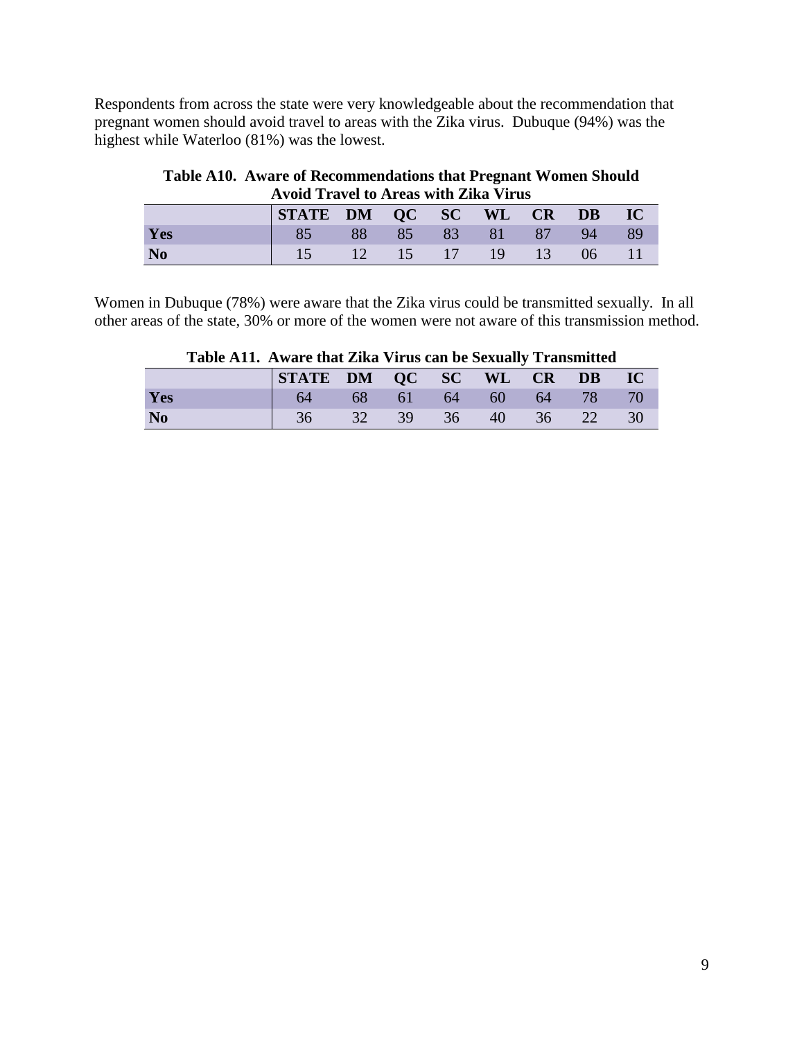Respondents from across the state were very knowledgeable about the recommendation that pregnant women should avoid travel to areas with the Zika virus. Dubuque (94%) was the highest while Waterloo (81%) was the lowest.

**Table A10. Aware of Recommendations that Pregnant Women Should Avoid Travel to Areas with Zika Virus**

| | STATE | DM | QC | SC | WL | CR | DB | IC |
|---|---|---|---|---|---|---|---|---|
| **Yes** | 85 | 88 | 85 | 83 | 81 | 87 | 94 | 89 |
| **No** | 15 | 12 | 15 | 17 | 19 | 13 | 06 | 11 |

Women in Dubuque (78%) were aware that the Zika virus could be transmitted sexually. In all other areas of the state, 30% or more of the women were not aware of this transmission method.

**Table A11. Aware that Zika Virus can be Sexually Transmitted**

| | STATE | DM | QC | SC | WL | CR | DB | IC |
|---|---|---|---|---|---|---|---|---|
| **Yes** | 64 | 68 | 61 | 64 | 60 | 64 | 78 | 70 |
| **No** | 36 | 32 | 39 | 36 | 40 | 36 | 22 | 30 |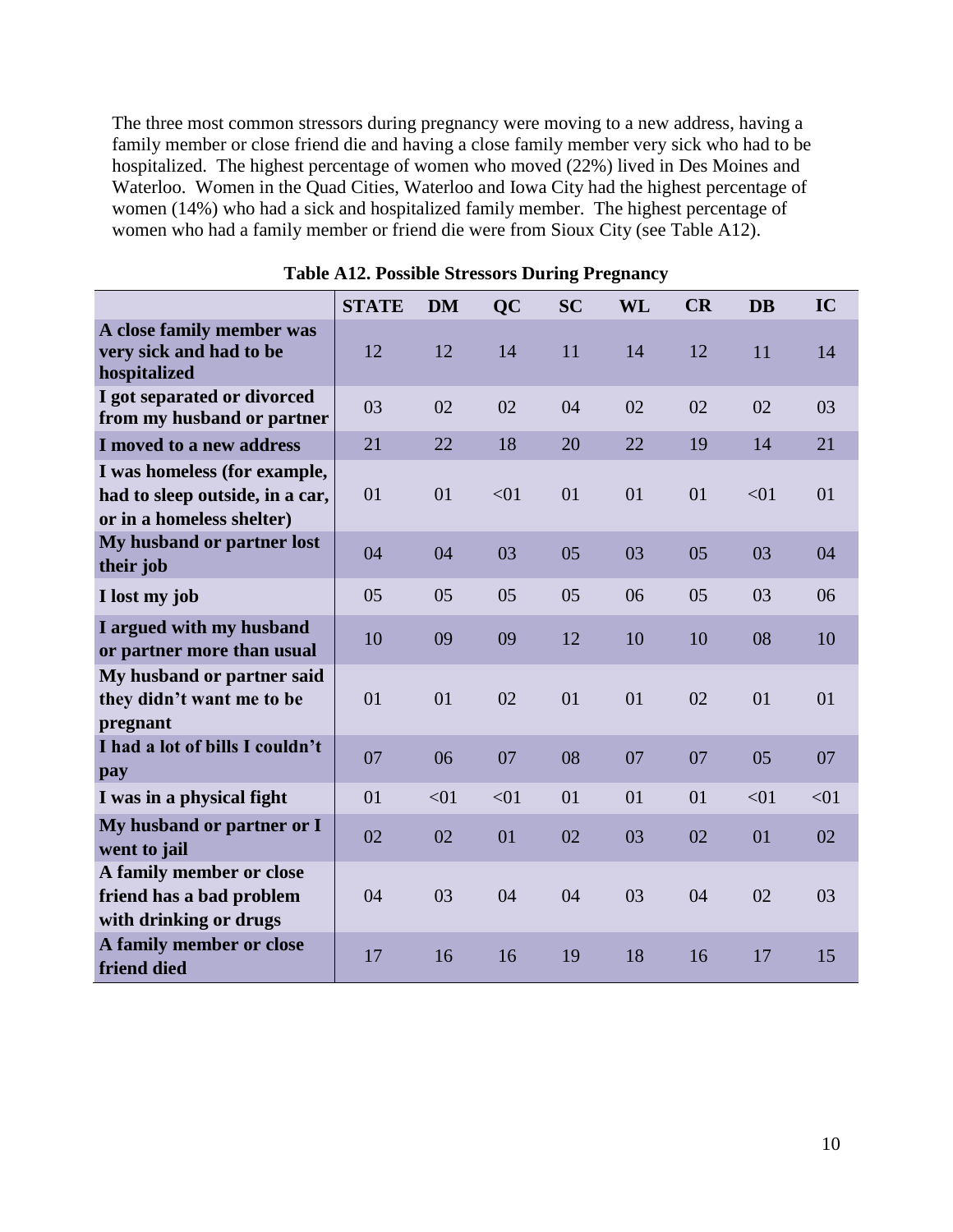The three most common stressors during pregnancy were moving to a new address, having a family member or close friend die and having a close family member very sick who had to be hospitalized. The highest percentage of women who moved (22%) lived in Des Moines and Waterloo. Women in the Quad Cities, Waterloo and Iowa City had the highest percentage of women (14%) who had a sick and hospitalized family member. The highest percentage of women who had a family member or friend die were from Sioux City (see Table A12).

**Table A12. Possible Stressors During Pregnancy**

| | STATE | DM | QC | SC | WL | CR | DB | IC |
|---|---|---|---|---|---|---|---|---|
| **A close family member was very sick and had to be hospitalized** | 12 | 12 | 14 | 11 | 14 | 12 | 11 | 14 |
| **I got separated or divorced from my husband or partner** | 03 | 02 | 02 | 04 | 02 | 02 | 02 | 03 |
| **I moved to a new address** | 21 | 22 | 18 | 20 | 22 | 19 | 14 | 21 |
| **I was homeless (for example, had to sleep outside, in a car, or in a homeless shelter)** | 01 | 01 | <01 | 01 | 01 | 01 | <01 | 01 |
| **My husband or partner lost their job** | 04 | 04 | 03 | 05 | 03 | 05 | 03 | 04 |
| **I lost my job** | 05 | 05 | 05 | 05 | 06 | 05 | 03 | 06 |
| **I argued with my husband or partner more than usual** | 10 | 09 | 09 | 12 | 10 | 10 | 08 | 10 |
| **My husband or partner said they didn't want me to be pregnant** | 01 | 01 | 02 | 01 | 01 | 02 | 01 | 01 |
| **I had a lot of bills I couldn't pay** | 07 | 06 | 07 | 08 | 07 | 07 | 05 | 07 |
| **I was in a physical fight** | 01 | <01 | <01 | 01 | 01 | 01 | <01 | <01 |
| **My husband or partner or I went to jail** | 02 | 02 | 01 | 02 | 03 | 02 | 01 | 02 |
| **A family member or close friend has a bad problem with drinking or drugs** | 04 | 03 | 04 | 04 | 03 | 04 | 02 | 03 |
| **A family member or close friend died** | 17 | 16 | 16 | 19 | 18 | 16 | 17 | 15 |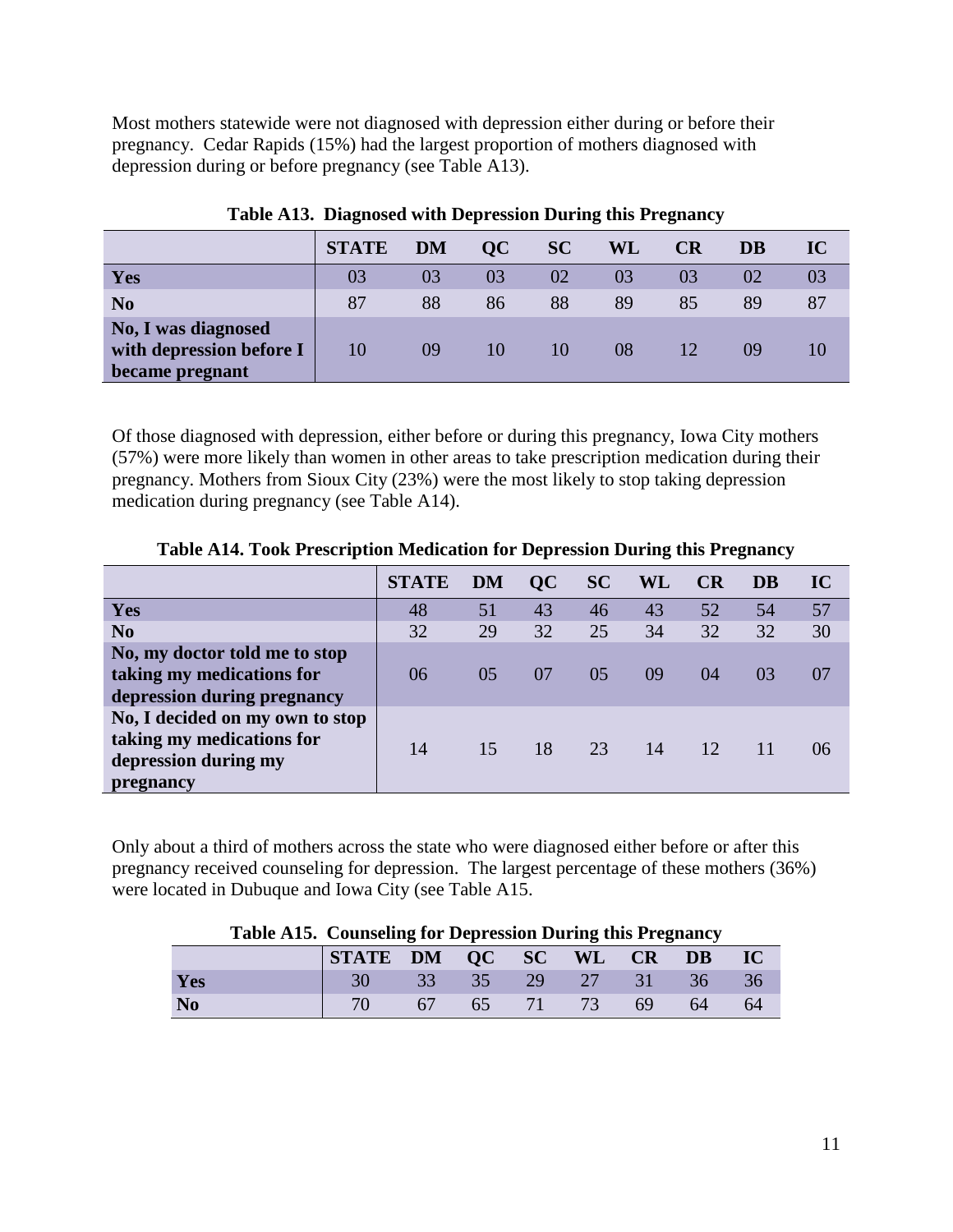Most mothers statewide were not diagnosed with depression either during or before their pregnancy. Cedar Rapids (15%) had the largest proportion of mothers diagnosed with depression during or before pregnancy (see Table A13).

**Table A13. Diagnosed with Depression During this Pregnancy**

| | STATE | DM | QC | SC | WL | CR | DB | IC |
|---|---|---|---|---|---|---|---|---|
| **Yes** | 03 | 03 | 03 | 02 | 03 | 03 | 02 | 03 |
| **No** | 87 | 88 | 86 | 88 | 89 | 85 | 89 | 87 |
| **No, I was diagnosed with depression before I became pregnant** | 10 | 09 | 10 | 10 | 08 | 12 | 09 | 10 |

Of those diagnosed with depression, either before or during this pregnancy, Iowa City mothers (57%) were more likely than women in other areas to take prescription medication during their pregnancy. Mothers from Sioux City (23%) were the most likely to stop taking depression medication during pregnancy (see Table A14).

**Table A14. Took Prescription Medication for Depression During this Pregnancy**

| | STATE | DM | QC | SC | WL | CR | DB | IC |
|---|---|---|---|---|---|---|---|---|
| **Yes** | 48 | 51 | 43 | 46 | 43 | 52 | 54 | 57 |
| **No** | 32 | 29 | 32 | 25 | 34 | 32 | 32 | 30 |
| **No, my doctor told me to stop taking my medications for depression during pregnancy** | 06 | 05 | 07 | 05 | 09 | 04 | 03 | 07 |
| **No, I decided on my own to stop taking my medications for depression during my pregnancy** | 14 | 15 | 18 | 23 | 14 | 12 | 11 | 06 |

Only about a third of mothers across the state who were diagnosed either before or after this pregnancy received counseling for depression. The largest percentage of these mothers (36%) were located in Dubuque and Iowa City (see Table A15.

**Table A15. Counseling for Depression During this Pregnancy**

| | STATE | DM | QC | SC | WL | CR | DB | IC |
|---|---|---|---|---|---|---|---|---|
| **Yes** | 30 | 33 | 35 | 29 | 27 | 31 | 36 | 36 |
| **No** | 70 | 67 | 65 | 71 | 73 | 69 | 64 | 64 |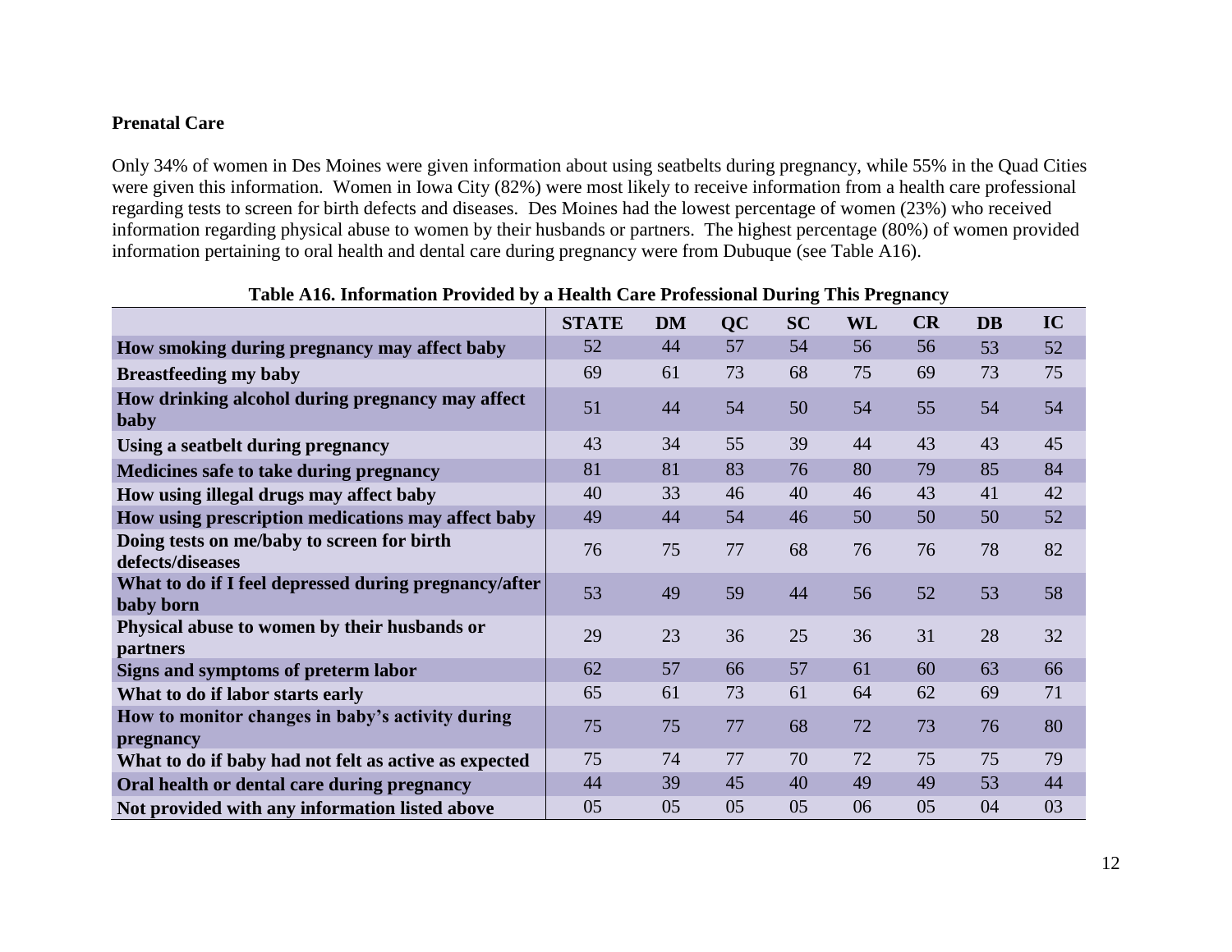**Prenatal Care**

Only 34% of women in Des Moines were given information about using seatbelts during pregnancy, while 55% in the Quad Cities were given this information. Women in Iowa City (82%) were most likely to receive information from a health care professional regarding tests to screen for birth defects and diseases. Des Moines had the lowest percentage of women (23%) who received information regarding physical abuse to women by their husbands or partners. The highest percentage (80%) of women provided information pertaining to oral health and dental care during pregnancy were from Dubuque (see Table A16).

**Table A16. Information Provided by a Health Care Professional During This Pregnancy**

| | STATE | DM | QC | SC | WL | CR | DB | IC |
|---|---|---|---|---|---|---|---|---|
| How smoking during pregnancy may affect baby | 52 | 44 | 57 | 54 | 56 | 56 | 53 | 52 |
| Breastfeeding my baby | 69 | 61 | 73 | 68 | 75 | 69 | 73 | 75 |
| How drinking alcohol during pregnancy may affect baby | 51 | 44 | 54 | 50 | 54 | 55 | 54 | 54 |
| Using a seatbelt during pregnancy | 43 | 34 | 55 | 39 | 44 | 43 | 43 | 45 |
| Medicines safe to take during pregnancy | 81 | 81 | 83 | 76 | 80 | 79 | 85 | 84 |
| How using illegal drugs may affect baby | 40 | 33 | 46 | 40 | 46 | 43 | 41 | 42 |
| How using prescription medications may affect baby | 49 | 44 | 54 | 46 | 50 | 50 | 50 | 52 |
| Doing tests on me/baby to screen for birth defects/diseases | 76 | 75 | 77 | 68 | 76 | 76 | 78 | 82 |
| What to do if I feel depressed during pregnancy/after baby born | 53 | 49 | 59 | 44 | 56 | 52 | 53 | 58 |
| Physical abuse to women by their husbands or partners | 29 | 23 | 36 | 25 | 36 | 31 | 28 | 32 |
| Signs and symptoms of preterm labor | 62 | 57 | 66 | 57 | 61 | 60 | 63 | 66 |
| What to do if labor starts early | 65 | 61 | 73 | 61 | 64 | 62 | 69 | 71 |
| How to monitor changes in baby's activity during pregnancy | 75 | 75 | 77 | 68 | 72 | 73 | 76 | 80 |
| What to do if baby had not felt as active as expected | 75 | 74 | 77 | 70 | 72 | 75 | 75 | 79 |
| Oral health or dental care during pregnancy | 44 | 39 | 45 | 40 | 49 | 49 | 53 | 44 |
| Not provided with any information listed above | 05 | 05 | 05 | 05 | 06 | 05 | 04 | 03 |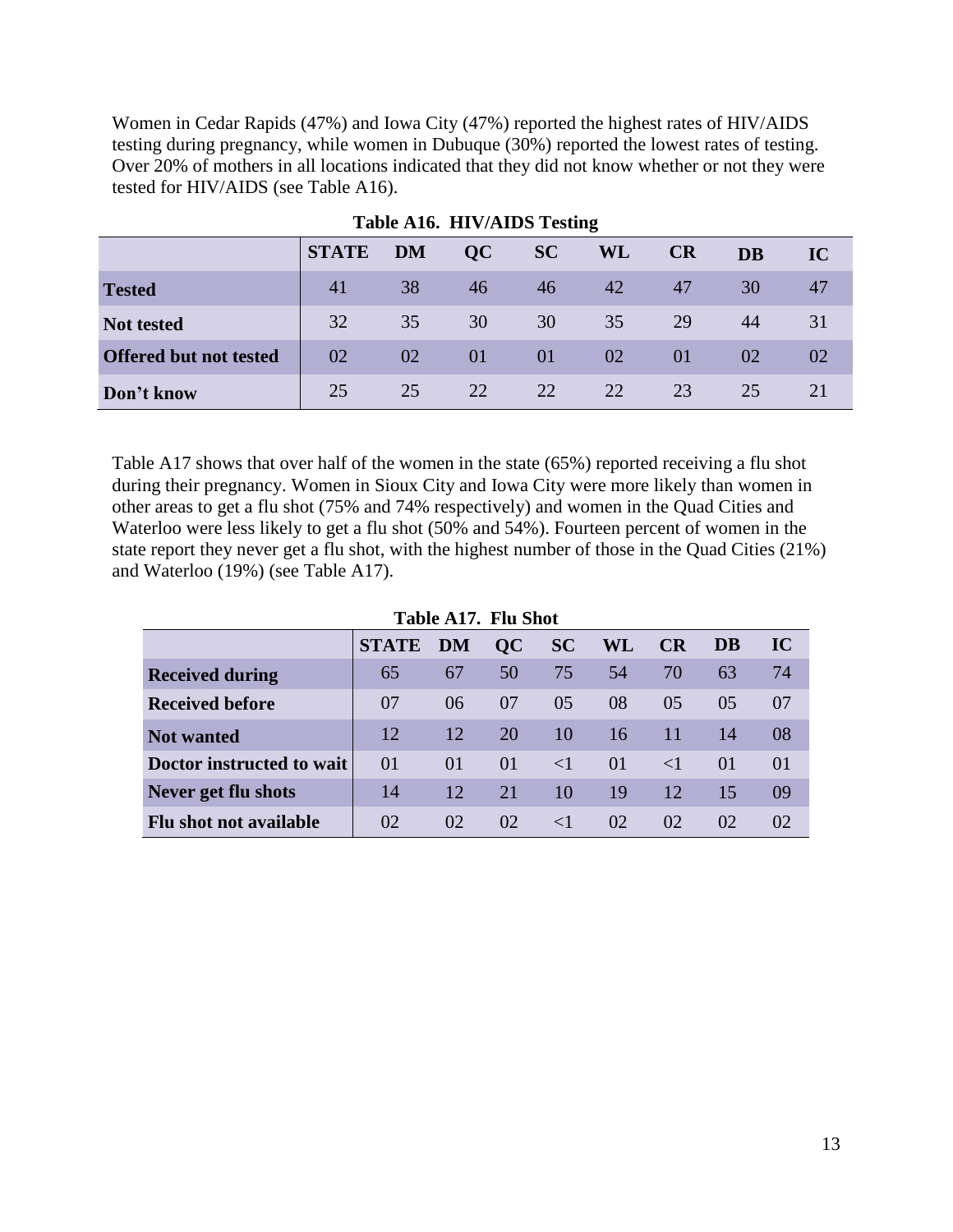Women in Cedar Rapids (47%) and Iowa City (47%) reported the highest rates of HIV/AIDS testing during pregnancy, while women in Dubuque (30%) reported the lowest rates of testing. Over 20% of mothers in all locations indicated that they did not know whether or not they were tested for HIV/AIDS (see Table A16).

**Table A16. HIV/AIDS Testing**

| | STATE | DM | QC | SC | WL | CR | DB | IC |
|---|---|---|---|---|---|---|---|---|
| **Tested** | 41 | 38 | 46 | 46 | 42 | 47 | 30 | 47 |
| **Not tested** | 32 | 35 | 30 | 30 | 35 | 29 | 44 | 31 |
| **Offered but not tested** | 02 | 02 | 01 | 01 | 02 | 01 | 02 | 02 |
| **Don't know** | 25 | 25 | 22 | 22 | 22 | 23 | 25 | 21 |

Table A17 shows that over half of the women in the state (65%) reported receiving a flu shot during their pregnancy. Women in Sioux City and Iowa City were more likely than women in other areas to get a flu shot (75% and 74% respectively) and women in the Quad Cities and Waterloo were less likely to get a flu shot (50% and 54%). Fourteen percent of women in the state report they never get a flu shot, with the highest number of those in the Quad Cities (21%) and Waterloo (19%) (see Table A17).

**Table A17. Flu Shot**

| | STATE | DM | QC | SC | WL | CR | DB | IC |
|---|---|---|---|---|---|---|---|---|
| **Received during** | 65 | 67 | 50 | 75 | 54 | 70 | 63 | 74 |
| **Received before** | 07 | 06 | 07 | 05 | 08 | 05 | 05 | 07 |
| **Not wanted** | 12 | 12 | 20 | 10 | 16 | 11 | 14 | 08 |
| **Doctor instructed to wait** | 01 | 01 | 01 | <1 | 01 | <1 | 01 | 01 |
| **Never get flu shots** | 14 | 12 | 21 | 10 | 19 | 12 | 15 | 09 |
| **Flu shot not available** | 02 | 02 | 02 | <1 | 02 | 02 | 02 | 02 |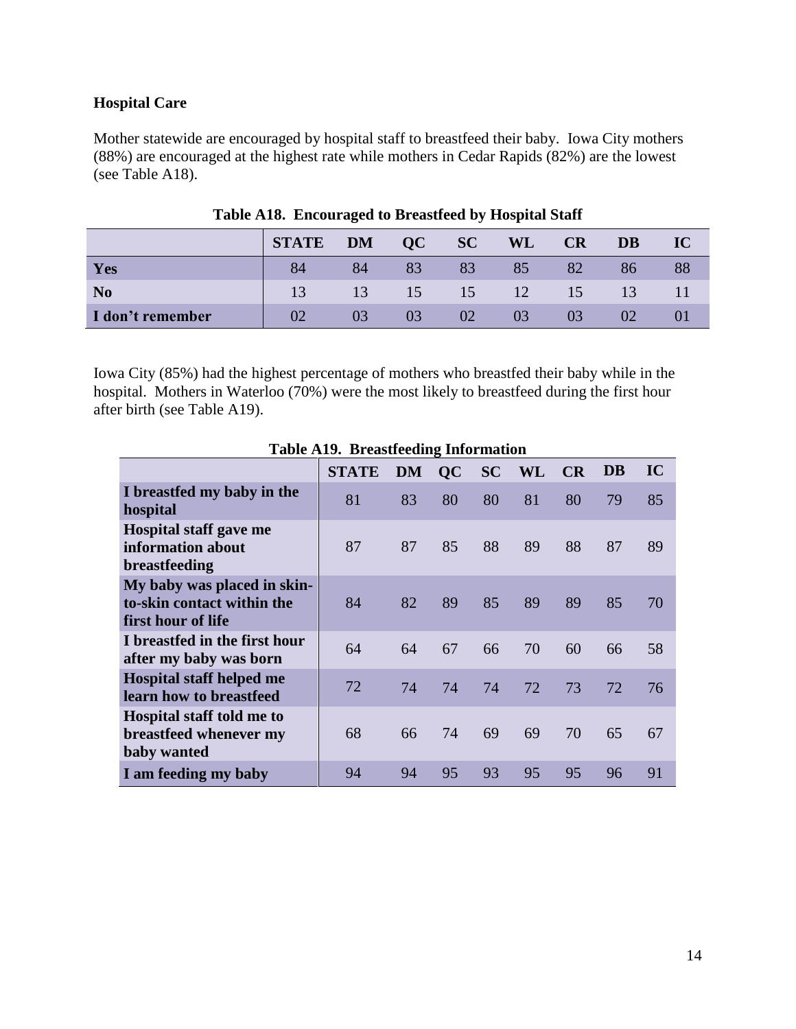**Hospital Care**

Mother statewide are encouraged by hospital staff to breastfeed their baby. Iowa City mothers (88%) are encouraged at the highest rate while mothers in Cedar Rapids (82%) are the lowest (see Table A18).

**Table A18. Encouraged to Breastfeed by Hospital Staff**

| | STATE | DM | QC | SC | WL | CR | DB | IC |
|---|---|---|---|---|---|---|---|---|
| **Yes** | 84 | 84 | 83 | 83 | 85 | 82 | 86 | 88 |
| **No** | 13 | 13 | 15 | 15 | 12 | 15 | 13 | 11 |
| **I don't remember** | 02 | 03 | 03 | 02 | 03 | 03 | 02 | 01 |

Iowa City (85%) had the highest percentage of mothers who breastfed their baby while in the hospital. Mothers in Waterloo (70%) were the most likely to breastfeed during the first hour after birth (see Table A19).

**Table A19. Breastfeeding Information**

| | STATE | DM | QC | SC | WL | CR | DB | IC |
|---|---|---|---|---|---|---|---|---|
| **I breastfed my baby in the hospital** | 81 | 83 | 80 | 80 | 81 | 80 | 79 | 85 |
| **Hospital staff gave me information about breastfeeding** | 87 | 87 | 85 | 88 | 89 | 88 | 87 | 89 |
| **My baby was placed in skin-to-skin contact within the first hour of life** | 84 | 82 | 89 | 85 | 89 | 89 | 85 | 70 |
| **I breastfed in the first hour after my baby was born** | 64 | 64 | 67 | 66 | 70 | 60 | 66 | 58 |
| **Hospital staff helped me learn how to breastfeed** | 72 | 74 | 74 | 74 | 72 | 73 | 72 | 76 |
| **Hospital staff told me to breastfeed whenever my baby wanted** | 68 | 66 | 74 | 69 | 69 | 70 | 65 | 67 |
| **I am feeding my baby** | 94 | 94 | 95 | 93 | 95 | 95 | 96 | 91 |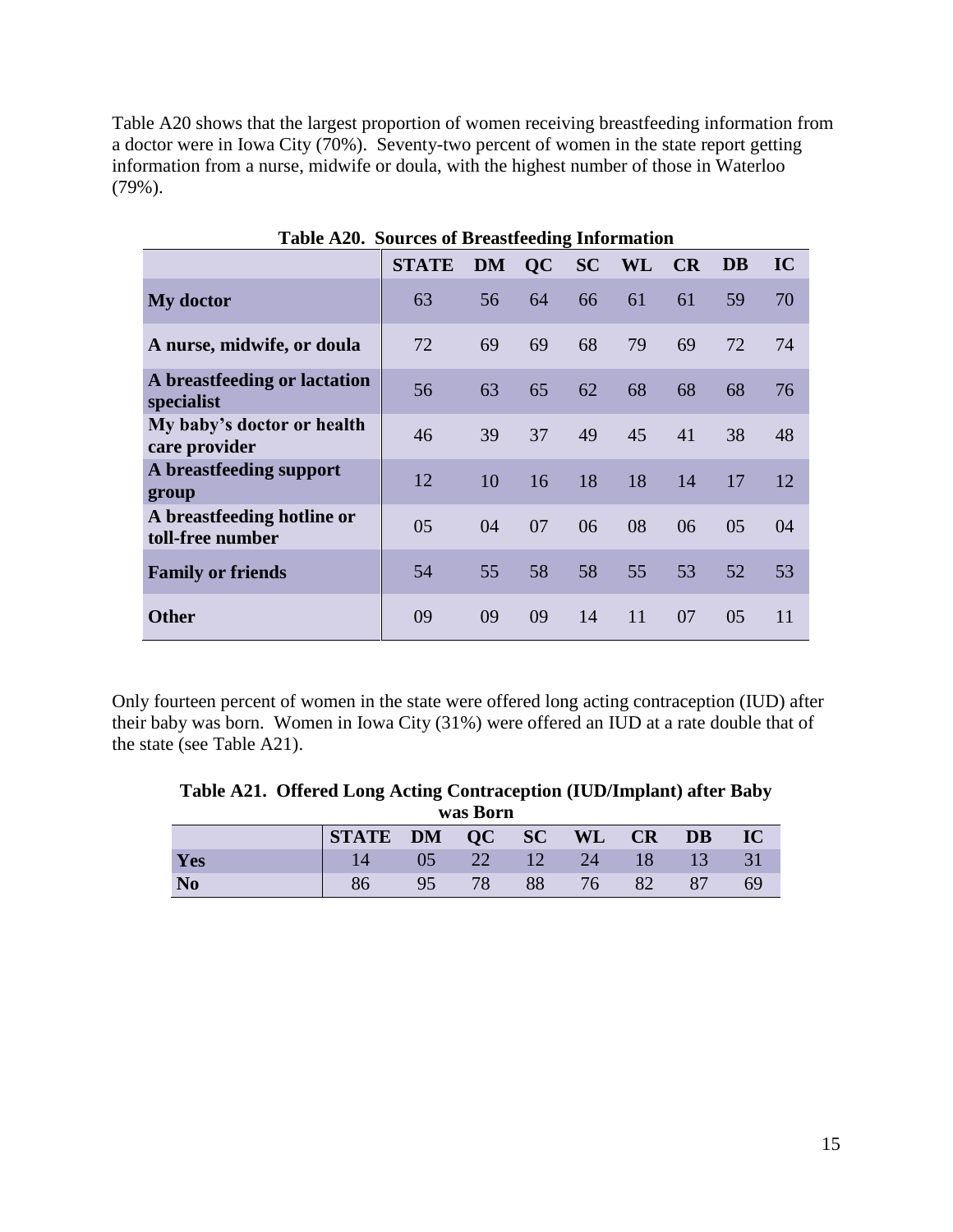Table A20 shows that the largest proportion of women receiving breastfeeding information from a doctor were in Iowa City (70%). Seventy-two percent of women in the state report getting information from a nurse, midwife or doula, with the highest number of those in Waterloo (79%).

**Table A20. Sources of Breastfeeding Information**

| | STATE | DM | QC | SC | WL | CR | DB | IC |
|---|---|---|---|---|---|---|---|---|
| **My doctor** | 63 | 56 | 64 | 66 | 61 | 61 | 59 | 70 |
| **A nurse, midwife, or doula** | 72 | 69 | 69 | 68 | 79 | 69 | 72 | 74 |
| **A breastfeeding or lactation specialist** | 56 | 63 | 65 | 62 | 68 | 68 | 68 | 76 |
| **My baby's doctor or health care provider** | 46 | 39 | 37 | 49 | 45 | 41 | 38 | 48 |
| **A breastfeeding support group** | 12 | 10 | 16 | 18 | 18 | 14 | 17 | 12 |
| **A breastfeeding hotline or toll-free number** | 05 | 04 | 07 | 06 | 08 | 06 | 05 | 04 |
| **Family or friends** | 54 | 55 | 58 | 58 | 55 | 53 | 52 | 53 |
| **Other** | 09 | 09 | 09 | 14 | 11 | 07 | 05 | 11 |

Only fourteen percent of women in the state were offered long acting contraception (IUD) after their baby was born. Women in Iowa City (31%) were offered an IUD at a rate double that of the state (see Table A21).

**Table A21. Offered Long Acting Contraception (IUD/Implant) after Baby was Born**

| | STATE | DM | QC | SC | WL | CR | DB | IC |
|---|---|---|---|---|---|---|---|---|
| **Yes** | 14 | 05 | 22 | 12 | 24 | 18 | 13 | 31 |
| **No** | 86 | 95 | 78 | 88 | 76 | 82 | 87 | 69 |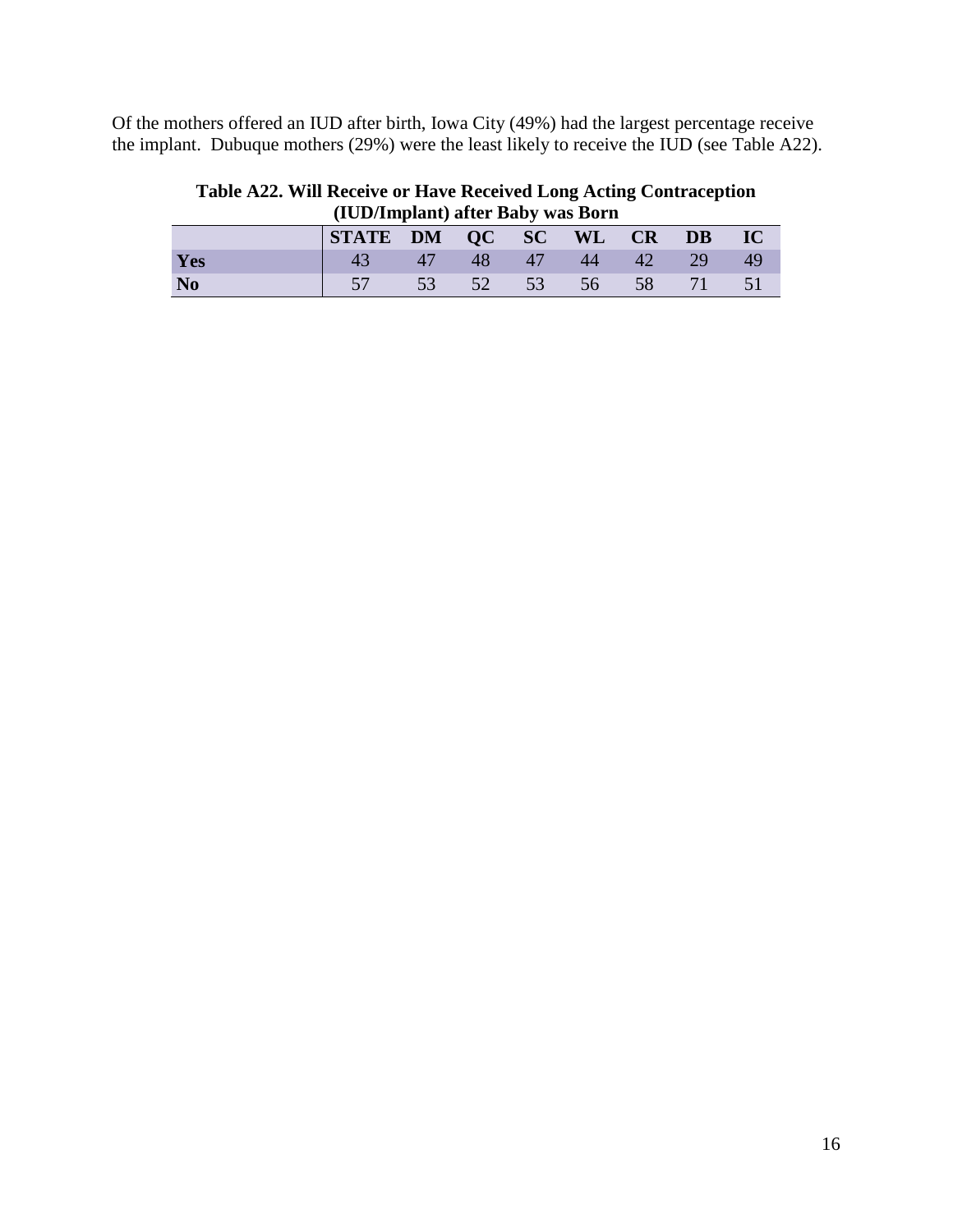Of the mothers offered an IUD after birth, Iowa City (49%) had the largest percentage receive the implant.  Dubuque mothers (29%) were the least likely to receive the IUD (see Table A22).

**Table A22. Will Receive or Have Received Long Acting Contraception (IUD/Implant) after Baby was Born**

| | STATE | DM | QC | SC | WL | CR | DB | IC |
|---|---|---|---|---|---|---|---|---|
| **Yes** | 43 | 47 | 48 | 47 | 44 | 42 | 29 | 49 |
| **No** | 57 | 53 | 52 | 53 | 56 | 58 | 71 | 51 |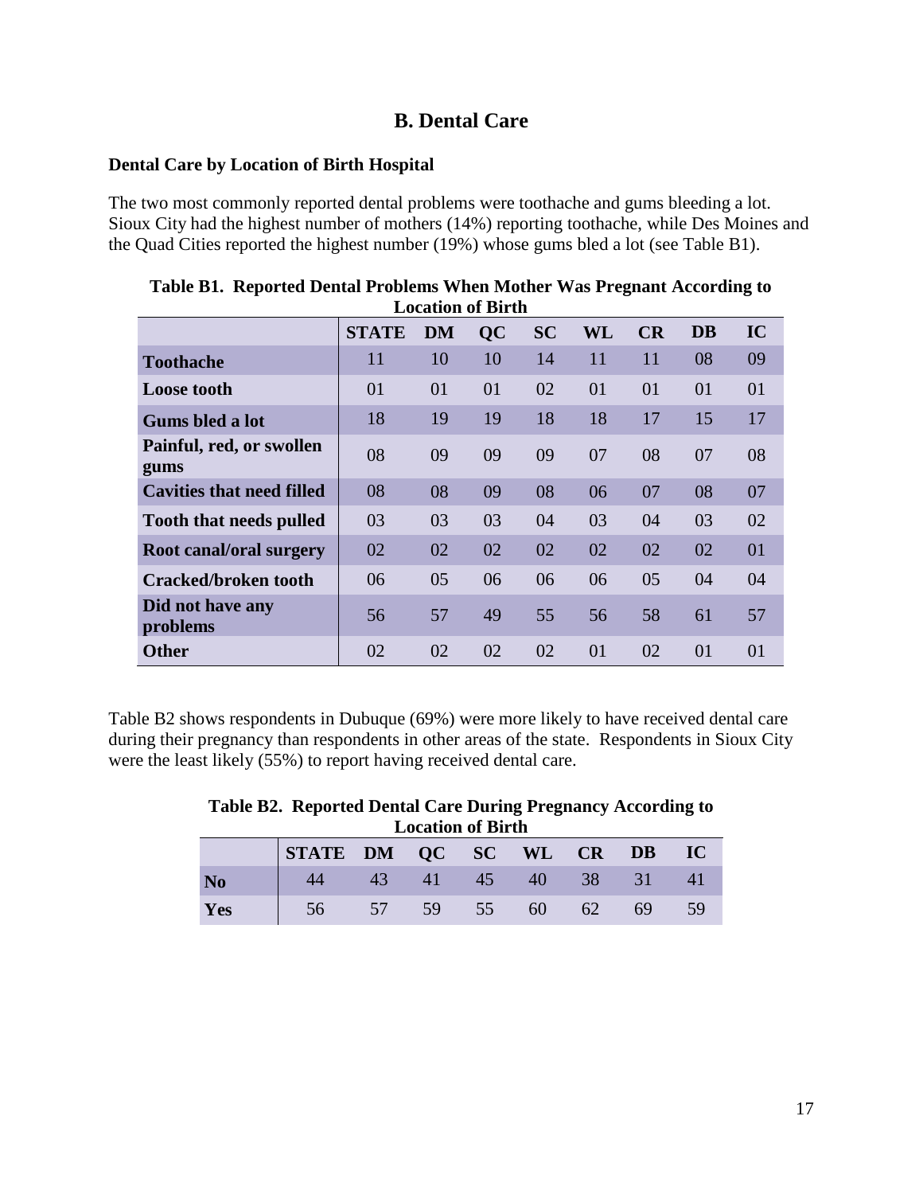# B. Dental Care

**Dental Care by Location of Birth Hospital**

The two most commonly reported dental problems were toothache and gums bleeding a lot. Sioux City had the highest number of mothers (14%) reporting toothache, while Des Moines and the Quad Cities reported the highest number (19%) whose gums bled a lot (see Table B1).

**Table B1. Reported Dental Problems When Mother Was Pregnant According to Location of Birth**

| | STATE | DM | QC | SC | WL | CR | DB | IC |
|---|---|---|---|---|---|---|---|---|
| **Toothache** | 11 | 10 | 10 | 14 | 11 | 11 | 08 | 09 |
| **Loose tooth** | 01 | 01 | 01 | 02 | 01 | 01 | 01 | 01 |
| **Gums bled a lot** | 18 | 19 | 19 | 18 | 18 | 17 | 15 | 17 |
| **Painful, red, or swollen gums** | 08 | 09 | 09 | 09 | 07 | 08 | 07 | 08 |
| **Cavities that need filled** | 08 | 08 | 09 | 08 | 06 | 07 | 08 | 07 |
| **Tooth that needs pulled** | 03 | 03 | 03 | 04 | 03 | 04 | 03 | 02 |
| **Root canal/oral surgery** | 02 | 02 | 02 | 02 | 02 | 02 | 02 | 01 |
| **Cracked/broken tooth** | 06 | 05 | 06 | 06 | 06 | 05 | 04 | 04 |
| **Did not have any problems** | 56 | 57 | 49 | 55 | 56 | 58 | 61 | 57 |
| **Other** | 02 | 02 | 02 | 02 | 01 | 02 | 01 | 01 |

Table B2 shows respondents in Dubuque (69%) were more likely to have received dental care during their pregnancy than respondents in other areas of the state. Respondents in Sioux City were the least likely (55%) to report having received dental care.

**Table B2. Reported Dental Care During Pregnancy According to Location of Birth**

| | STATE | DM | QC | SC | WL | CR | DB | IC |
|---|---|---|---|---|---|---|---|---|
| **No** | 44 | 43 | 41 | 45 | 40 | 38 | 31 | 41 |
| **Yes** | 56 | 57 | 59 | 55 | 60 | 62 | 69 | 59 |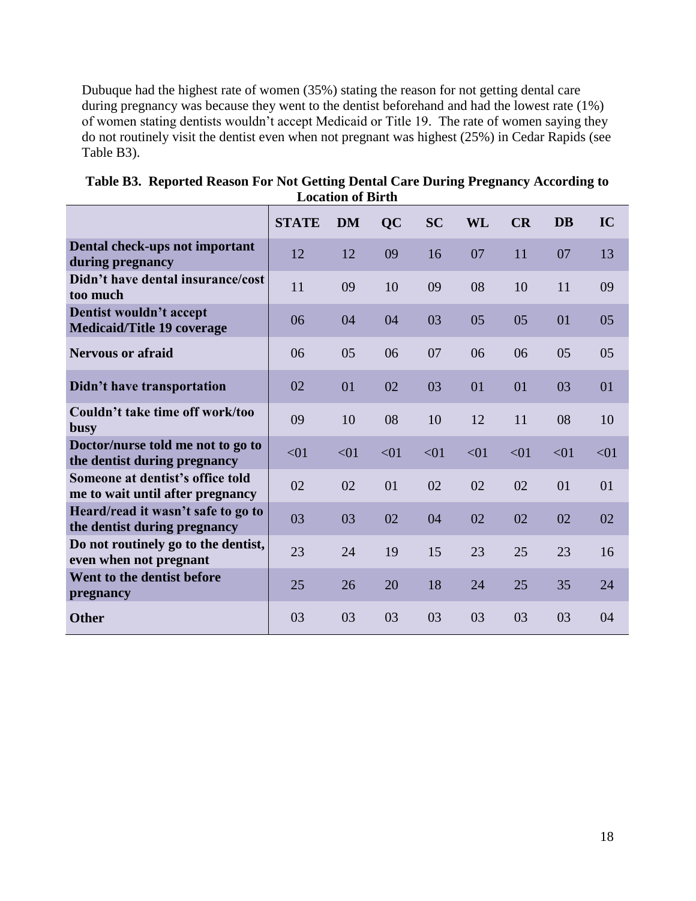Dubuque had the highest rate of women (35%) stating the reason for not getting dental care during pregnancy was because they went to the dentist beforehand and had the lowest rate (1%) of women stating dentists wouldn't accept Medicaid or Title 19. The rate of women saying they do not routinely visit the dentist even when not pregnant was highest (25%) in Cedar Rapids (see Table B3).

**Table B3. Reported Reason For Not Getting Dental Care During Pregnancy According to Location of Birth**

| | STATE | DM | QC | SC | WL | CR | DB | IC |
|---|---|---|---|---|---|---|---|---|
| **Dental check-ups not important during pregnancy** | 12 | 12 | 09 | 16 | 07 | 11 | 07 | 13 |
| **Didn't have dental insurance/cost too much** | 11 | 09 | 10 | 09 | 08 | 10 | 11 | 09 |
| **Dentist wouldn't accept Medicaid/Title 19 coverage** | 06 | 04 | 04 | 03 | 05 | 05 | 01 | 05 |
| **Nervous or afraid** | 06 | 05 | 06 | 07 | 06 | 06 | 05 | 05 |
| **Didn't have transportation** | 02 | 01 | 02 | 03 | 01 | 01 | 03 | 01 |
| **Couldn't take time off work/too busy** | 09 | 10 | 08 | 10 | 12 | 11 | 08 | 10 |
| **Doctor/nurse told me not to go to the dentist during pregnancy** | <01 | <01 | <01 | <01 | <01 | <01 | <01 | <01 |
| **Someone at dentist's office told me to wait until after pregnancy** | 02 | 02 | 01 | 02 | 02 | 02 | 01 | 01 |
| **Heard/read it wasn't safe to go to the dentist during pregnancy** | 03 | 03 | 02 | 04 | 02 | 02 | 02 | 02 |
| **Do not routinely go to the dentist, even when not pregnant** | 23 | 24 | 19 | 15 | 23 | 25 | 23 | 16 |
| **Went to the dentist before pregnancy** | 25 | 26 | 20 | 18 | 24 | 25 | 35 | 24 |
| **Other** | 03 | 03 | 03 | 03 | 03 | 03 | 03 | 04 |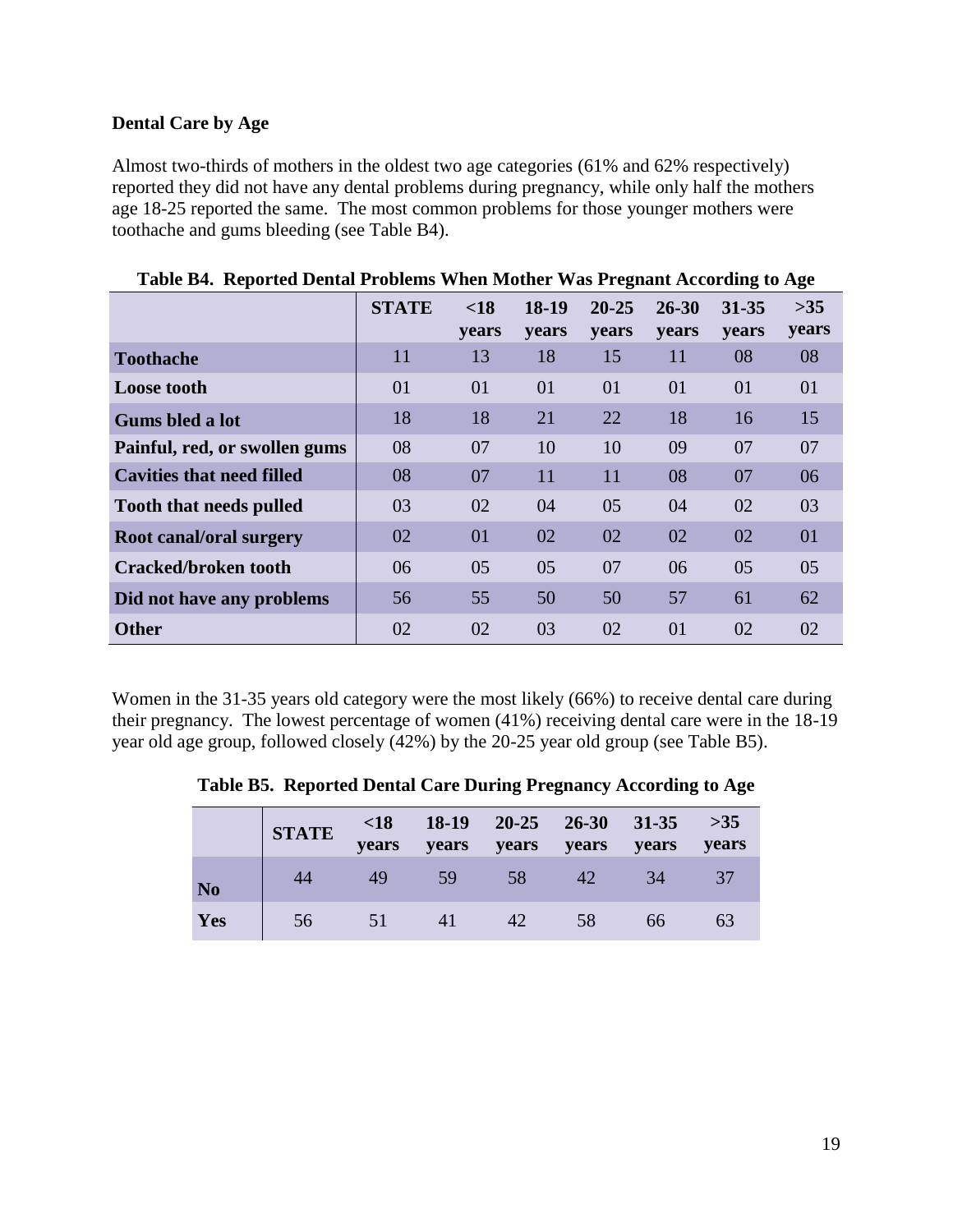### Dental Care by Age

Almost two-thirds of mothers in the oldest two age categories (61% and 62% respectively) reported they did not have any dental problems during pregnancy, while only half the mothers age 18-25 reported the same. The most common problems for those younger mothers were toothache and gums bleeding (see Table B4).

**Table B4. Reported Dental Problems When Mother Was Pregnant According to Age**

| | STATE | <18 years | 18-19 years | 20-25 years | 26-30 years | 31-35 years | >35 years |
|---|---|---|---|---|---|---|---|
| **Toothache** | 11 | 13 | 18 | 15 | 11 | 08 | 08 |
| **Loose tooth** | 01 | 01 | 01 | 01 | 01 | 01 | 01 |
| **Gums bled a lot** | 18 | 18 | 21 | 22 | 18 | 16 | 15 |
| **Painful, red, or swollen gums** | 08 | 07 | 10 | 10 | 09 | 07 | 07 |
| **Cavities that need filled** | 08 | 07 | 11 | 11 | 08 | 07 | 06 |
| **Tooth that needs pulled** | 03 | 02 | 04 | 05 | 04 | 02 | 03 |
| **Root canal/oral surgery** | 02 | 01 | 02 | 02 | 02 | 02 | 01 |
| **Cracked/broken tooth** | 06 | 05 | 05 | 07 | 06 | 05 | 05 |
| **Did not have any problems** | 56 | 55 | 50 | 50 | 57 | 61 | 62 |
| **Other** | 02 | 02 | 03 | 02 | 01 | 02 | 02 |

Women in the 31-35 years old category were the most likely (66%) to receive dental care during their pregnancy. The lowest percentage of women (41%) receiving dental care were in the 18-19 year old age group, followed closely (42%) by the 20-25 year old group (see Table B5).

**Table B5. Reported Dental Care During Pregnancy According to Age**

| | STATE | <18 years | 18-19 years | 20-25 years | 26-30 years | 31-35 years | >35 years |
|---|---|---|---|---|---|---|---|
| **No** | 44 | 49 | 59 | 58 | 42 | 34 | 37 |
| **Yes** | 56 | 51 | 41 | 42 | 58 | 66 | 63 |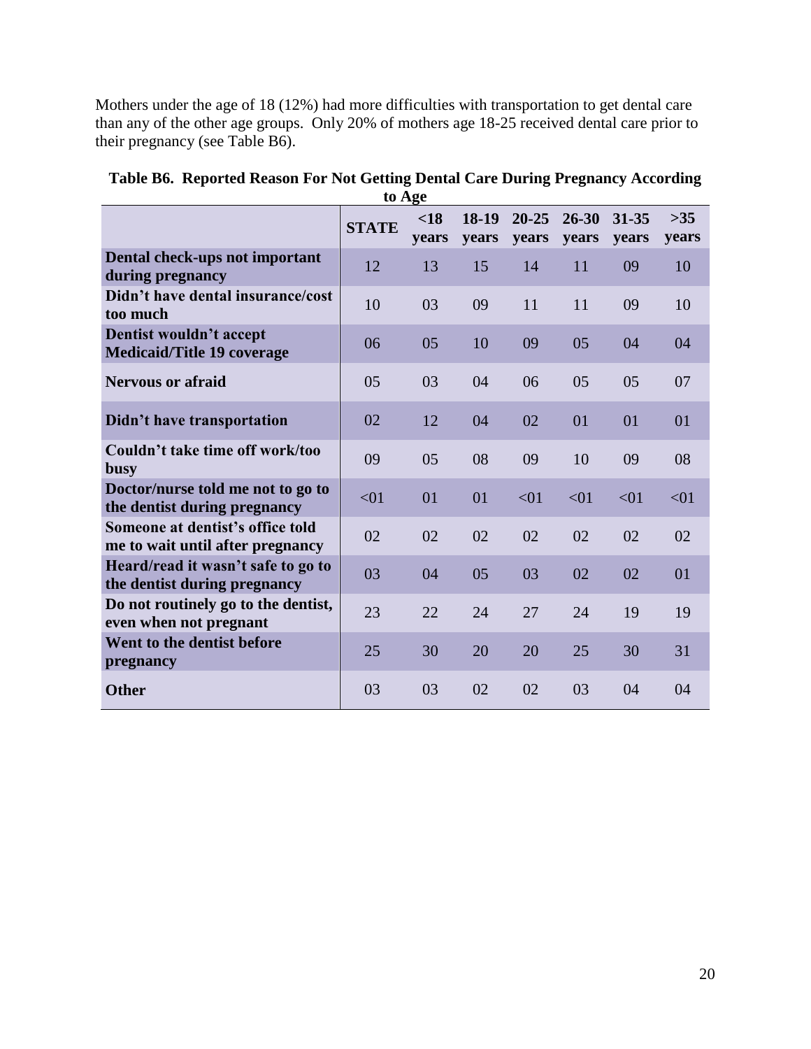Mothers under the age of 18 (12%) had more difficulties with transportation to get dental care than any of the other age groups. Only 20% of mothers age 18-25 received dental care prior to their pregnancy (see Table B6).

**Table B6. Reported Reason For Not Getting Dental Care During Pregnancy According to Age**

| | STATE | <18 years | 18-19 years | 20-25 years | 26-30 years | 31-35 years | >35 years |
|---|---|---|---|---|---|---|---|
| **Dental check-ups not important during pregnancy** | 12 | 13 | 15 | 14 | 11 | 09 | 10 |
| **Didn't have dental insurance/cost too much** | 10 | 03 | 09 | 11 | 11 | 09 | 10 |
| **Dentist wouldn't accept Medicaid/Title 19 coverage** | 06 | 05 | 10 | 09 | 05 | 04 | 04 |
| **Nervous or afraid** | 05 | 03 | 04 | 06 | 05 | 05 | 07 |
| **Didn't have transportation** | 02 | 12 | 04 | 02 | 01 | 01 | 01 |
| **Couldn't take time off work/too busy** | 09 | 05 | 08 | 09 | 10 | 09 | 08 |
| **Doctor/nurse told me not to go to the dentist during pregnancy** | <01 | 01 | 01 | <01 | <01 | <01 | <01 |
| **Someone at dentist's office told me to wait until after pregnancy** | 02 | 02 | 02 | 02 | 02 | 02 | 02 |
| **Heard/read it wasn't safe to go to the dentist during pregnancy** | 03 | 04 | 05 | 03 | 02 | 02 | 01 |
| **Do not routinely go to the dentist, even when not pregnant** | 23 | 22 | 24 | 27 | 24 | 19 | 19 |
| **Went to the dentist before pregnancy** | 25 | 30 | 20 | 20 | 25 | 30 | 31 |
| **Other** | 03 | 03 | 02 | 02 | 03 | 04 | 04 |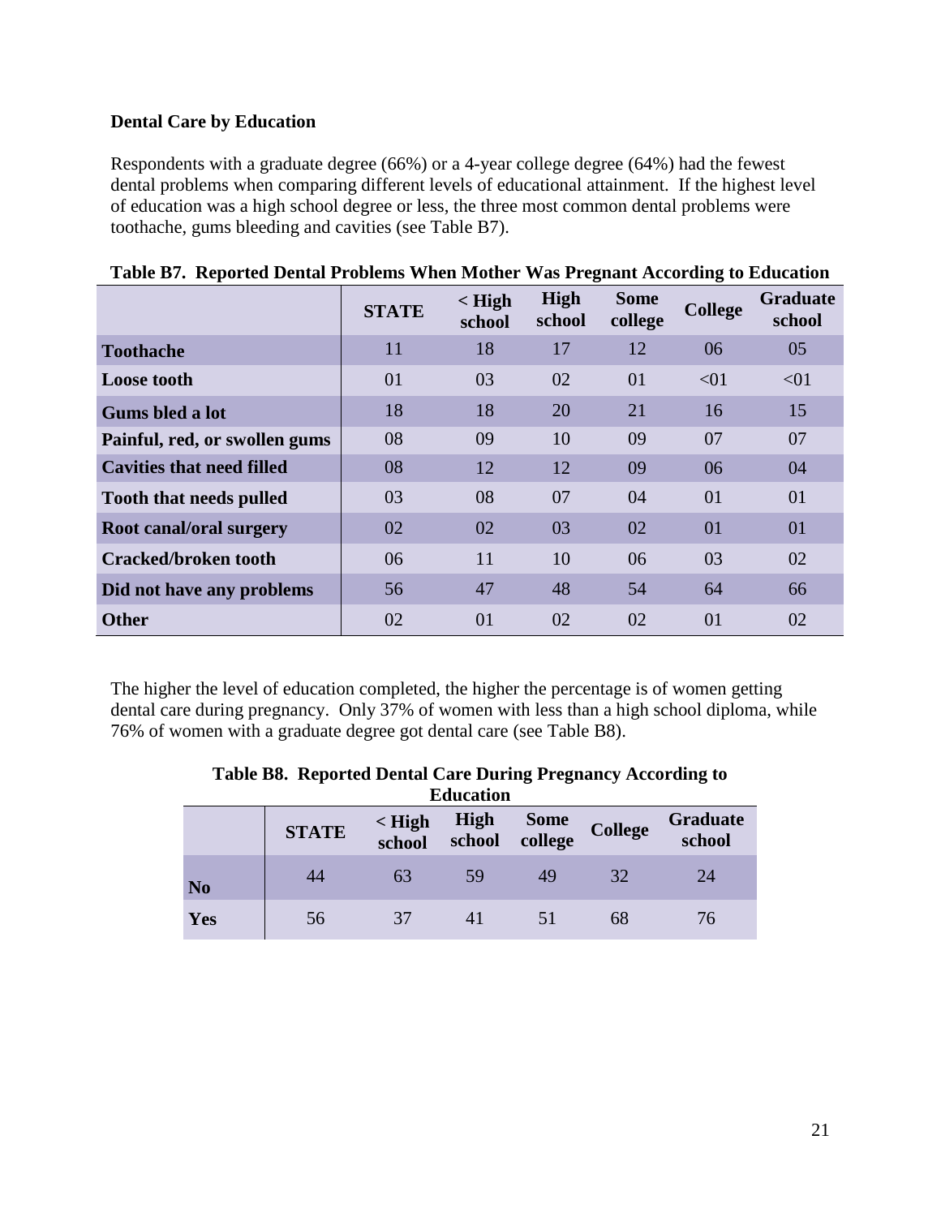### Dental Care by Education

Respondents with a graduate degree (66%) or a 4-year college degree (64%) had the fewest dental problems when comparing different levels of educational attainment. If the highest level of education was a high school degree or less, the three most common dental problems were toothache, gums bleeding and cavities (see Table B7).

**Table B7. Reported Dental Problems When Mother Was Pregnant According to Education**

| | STATE | < High school | High school | Some college | College | Graduate school |
|---|---|---|---|---|---|---|
| **Toothache** | 11 | 18 | 17 | 12 | 06 | 05 |
| **Loose tooth** | 01 | 03 | 02 | 01 | <01 | <01 |
| **Gums bled a lot** | 18 | 18 | 20 | 21 | 16 | 15 |
| **Painful, red, or swollen gums** | 08 | 09 | 10 | 09 | 07 | 07 |
| **Cavities that need filled** | 08 | 12 | 12 | 09 | 06 | 04 |
| **Tooth that needs pulled** | 03 | 08 | 07 | 04 | 01 | 01 |
| **Root canal/oral surgery** | 02 | 02 | 03 | 02 | 01 | 01 |
| **Cracked/broken tooth** | 06 | 11 | 10 | 06 | 03 | 02 |
| **Did not have any problems** | 56 | 47 | 48 | 54 | 64 | 66 |
| **Other** | 02 | 01 | 02 | 02 | 01 | 02 |

The higher the level of education completed, the higher the percentage is of women getting dental care during pregnancy. Only 37% of women with less than a high school diploma, while 76% of women with a graduate degree got dental care (see Table B8).

**Table B8. Reported Dental Care During Pregnancy According to Education**

| | STATE | < High school | High school | Some college | College | Graduate school |
|---|---|---|---|---|---|---|
| **No** | 44 | 63 | 59 | 49 | 32 | 24 |
| **Yes** | 56 | 37 | 41 | 51 | 68 | 76 |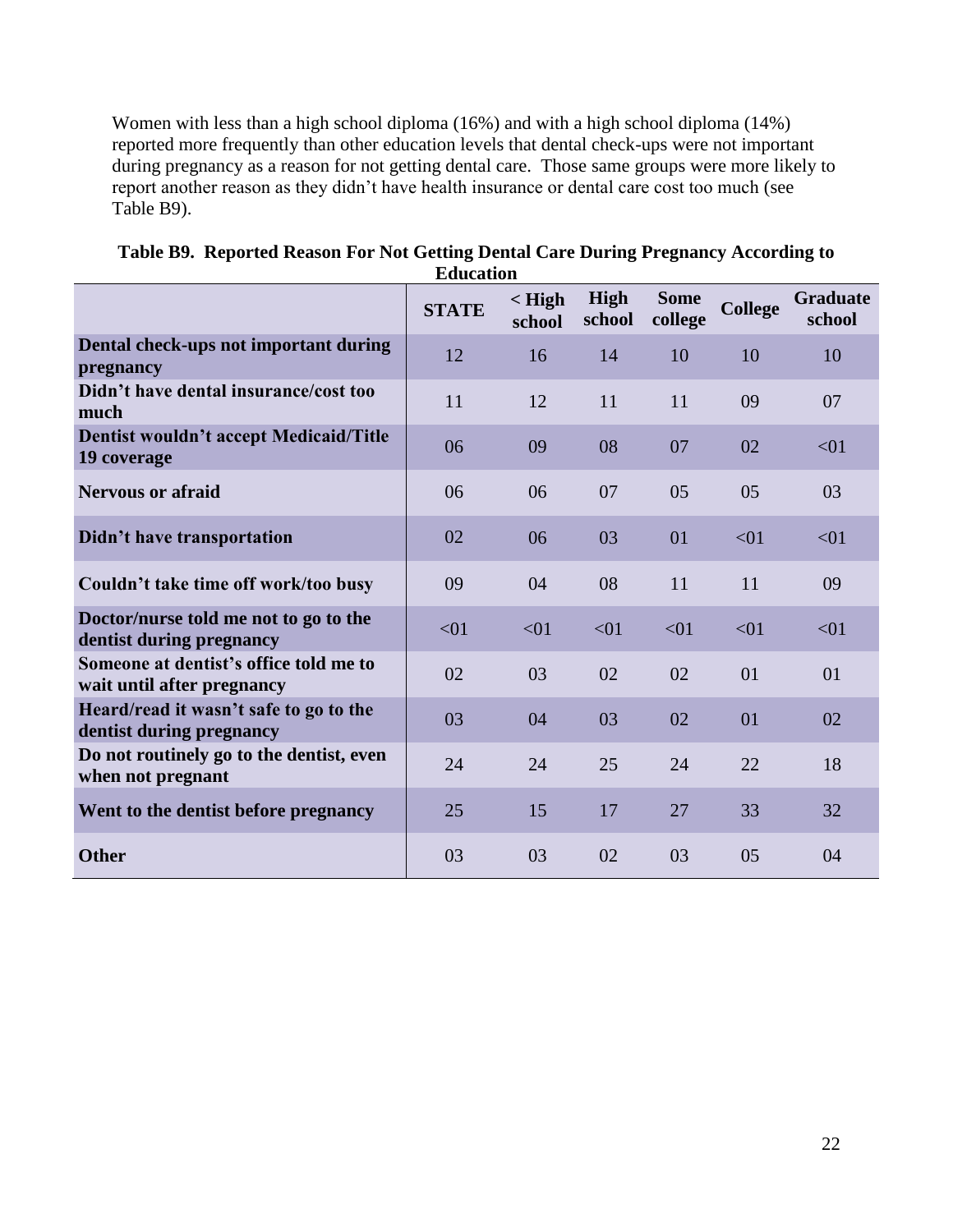Women with less than a high school diploma (16%) and with a high school diploma (14%) reported more frequently than other education levels that dental check-ups were not important during pregnancy as a reason for not getting dental care. Those same groups were more likely to report another reason as they didn't have health insurance or dental care cost too much (see Table B9).

**Table B9. Reported Reason For Not Getting Dental Care During Pregnancy According to Education**

| | STATE | < High school | High school | Some college | College | Graduate school |
|---|---|---|---|---|---|---|
| **Dental check-ups not important during pregnancy** | 12 | 16 | 14 | 10 | 10 | 10 |
| **Didn't have dental insurance/cost too much** | 11 | 12 | 11 | 11 | 09 | 07 |
| **Dentist wouldn't accept Medicaid/Title 19 coverage** | 06 | 09 | 08 | 07 | 02 | <01 |
| **Nervous or afraid** | 06 | 06 | 07 | 05 | 05 | 03 |
| **Didn't have transportation** | 02 | 06 | 03 | 01 | <01 | <01 |
| **Couldn't take time off work/too busy** | 09 | 04 | 08 | 11 | 11 | 09 |
| **Doctor/nurse told me not to go to the dentist during pregnancy** | <01 | <01 | <01 | <01 | <01 | <01 |
| **Someone at dentist's office told me to wait until after pregnancy** | 02 | 03 | 02 | 02 | 01 | 01 |
| **Heard/read it wasn't safe to go to the dentist during pregnancy** | 03 | 04 | 03 | 02 | 01 | 02 |
| **Do not routinely go to the dentist, even when not pregnant** | 24 | 24 | 25 | 24 | 22 | 18 |
| **Went to the dentist before pregnancy** | 25 | 15 | 17 | 27 | 33 | 32 |
| **Other** | 03 | 03 | 02 | 03 | 05 | 04 |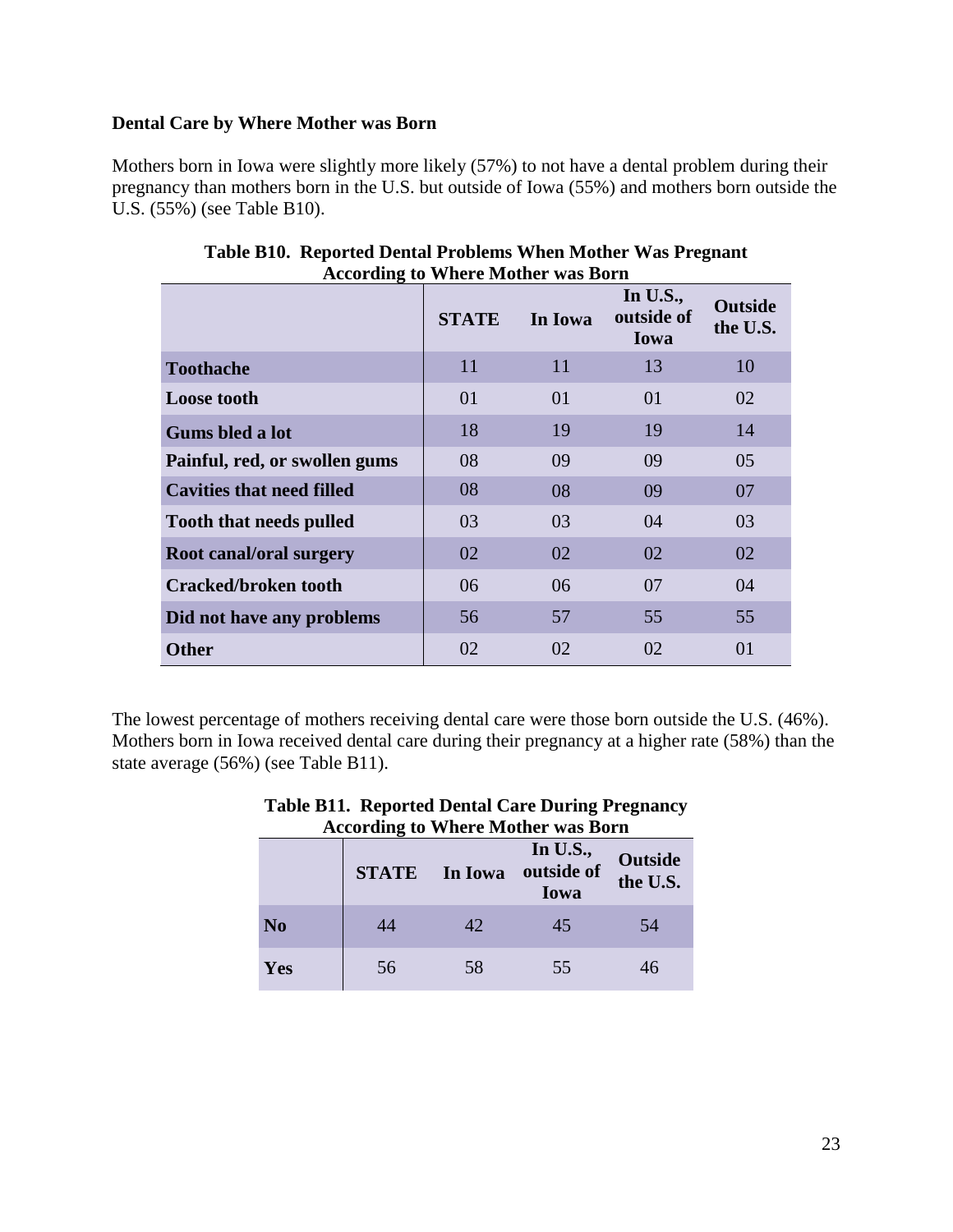### Dental Care by Where Mother was Born

Mothers born in Iowa were slightly more likely (57%) to not have a dental problem during their pregnancy than mothers born in the U.S. but outside of Iowa (55%) and mothers born outside the U.S. (55%) (see Table B10).

**Table B10. Reported Dental Problems When Mother Was Pregnant According to Where Mother was Born**

| | STATE | In Iowa | In U.S., outside of Iowa | Outside the U.S. |
|---|---|---|---|---|
| **Toothache** | 11 | 11 | 13 | 10 |
| **Loose tooth** | 01 | 01 | 01 | 02 |
| **Gums bled a lot** | 18 | 19 | 19 | 14 |
| **Painful, red, or swollen gums** | 08 | 09 | 09 | 05 |
| **Cavities that need filled** | 08 | 08 | 09 | 07 |
| **Tooth that needs pulled** | 03 | 03 | 04 | 03 |
| **Root canal/oral surgery** | 02 | 02 | 02 | 02 |
| **Cracked/broken tooth** | 06 | 06 | 07 | 04 |
| **Did not have any problems** | 56 | 57 | 55 | 55 |
| **Other** | 02 | 02 | 02 | 01 |

The lowest percentage of mothers receiving dental care were those born outside the U.S. (46%). Mothers born in Iowa received dental care during their pregnancy at a higher rate (58%) than the state average (56%) (see Table B11).

**Table B11. Reported Dental Care During Pregnancy According to Where Mother was Born**

| | STATE | In Iowa | In U.S., outside of Iowa | Outside the U.S. |
|---|---|---|---|---|
| **No** | 44 | 42 | 45 | 54 |
| **Yes** | 56 | 58 | 55 | 46 |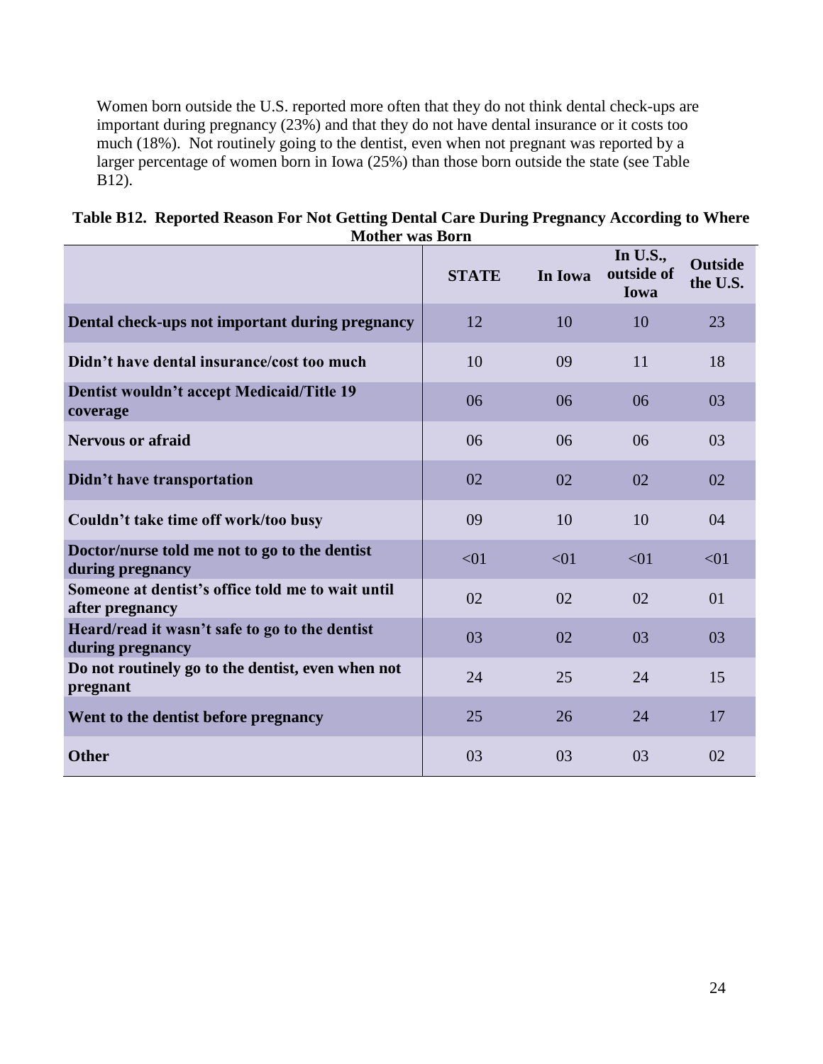Women born outside the U.S. reported more often that they do not think dental check-ups are important during pregnancy (23%) and that they do not have dental insurance or it costs too much (18%). Not routinely going to the dentist, even when not pregnant was reported by a larger percentage of women born in Iowa (25%) than those born outside the state (see Table B12).

**Table B12. Reported Reason For Not Getting Dental Care During Pregnancy According to Where Mother was Born**

| | STATE | In Iowa | In U.S., outside of Iowa | Outside the U.S. |
|---|---|---|---|---|
| **Dental check-ups not important during pregnancy** | 12 | 10 | 10 | 23 |
| **Didn't have dental insurance/cost too much** | 10 | 09 | 11 | 18 |
| **Dentist wouldn't accept Medicaid/Title 19 coverage** | 06 | 06 | 06 | 03 |
| **Nervous or afraid** | 06 | 06 | 06 | 03 |
| **Didn't have transportation** | 02 | 02 | 02 | 02 |
| **Couldn't take time off work/too busy** | 09 | 10 | 10 | 04 |
| **Doctor/nurse told me not to go to the dentist during pregnancy** | <01 | <01 | <01 | <01 |
| **Someone at dentist's office told me to wait until after pregnancy** | 02 | 02 | 02 | 01 |
| **Heard/read it wasn't safe to go to the dentist during pregnancy** | 03 | 02 | 03 | 03 |
| **Do not routinely go to the dentist, even when not pregnant** | 24 | 25 | 24 | 15 |
| **Went to the dentist before pregnancy** | 25 | 26 | 24 | 17 |
| **Other** | 03 | 03 | 03 | 02 |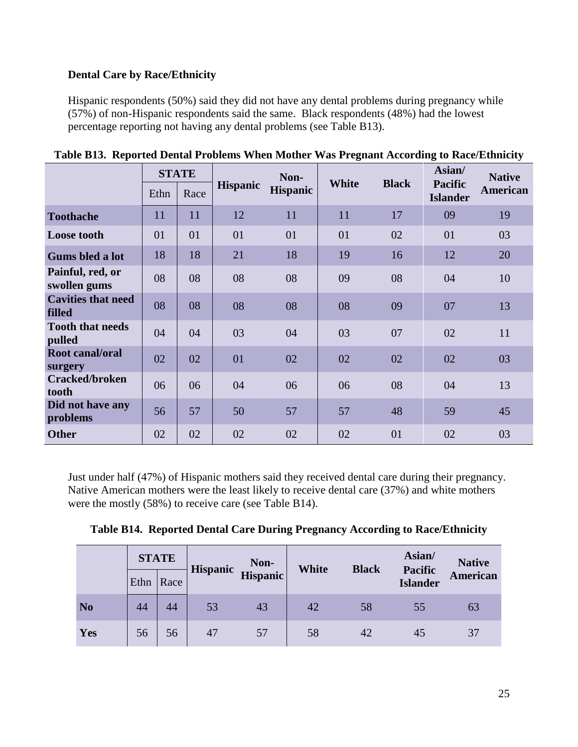**Dental Care by Race/Ethnicity**

Hispanic respondents (50%) said they did not have any dental problems during pregnancy while (57%) of non-Hispanic respondents said the same. Black respondents (48%) had the lowest percentage reporting not having any dental problems (see Table B13).

**Table B13. Reported Dental Problems When Mother Was Pregnant According to Race/Ethnicity**

| | STATE | | Hispanic | Non-Hispanic | White | Black | Asian/ Pacific Islander | Native American |
|---|---|---|---|---|---|---|---|---|
| | Ethn | Race | | | | | | |
| **Toothache** | 11 | 11 | 12 | 11 | 11 | 17 | 09 | 19 |
| **Loose tooth** | 01 | 01 | 01 | 01 | 01 | 02 | 01 | 03 |
| **Gums bled a lot** | 18 | 18 | 21 | 18 | 19 | 16 | 12 | 20 |
| **Painful, red, or swollen gums** | 08 | 08 | 08 | 08 | 09 | 08 | 04 | 10 |
| **Cavities that need filled** | 08 | 08 | 08 | 08 | 08 | 09 | 07 | 13 |
| **Tooth that needs pulled** | 04 | 04 | 03 | 04 | 03 | 07 | 02 | 11 |
| **Root canal/oral surgery** | 02 | 02 | 01 | 02 | 02 | 02 | 02 | 03 |
| **Cracked/broken tooth** | 06 | 06 | 04 | 06 | 06 | 08 | 04 | 13 |
| **Did not have any problems** | 56 | 57 | 50 | 57 | 57 | 48 | 59 | 45 |
| **Other** | 02 | 02 | 02 | 02 | 02 | 01 | 02 | 03 |

Just under half (47%) of Hispanic mothers said they received dental care during their pregnancy. Native American mothers were the least likely to receive dental care (37%) and white mothers were the mostly (58%) to receive care (see Table B14).

**Table B14. Reported Dental Care During Pregnancy According to Race/Ethnicity**

| | STATE | | Hispanic | Non-Hispanic | White | Black | Asian/ Pacific Islander | Native American |
|---|---|---|---|---|---|---|---|---|
| | Ethn | Race | | | | | | |
| **No** | 44 | 44 | 53 | 43 | 42 | 58 | 55 | 63 |
| **Yes** | 56 | 56 | 47 | 57 | 58 | 42 | 45 | 37 |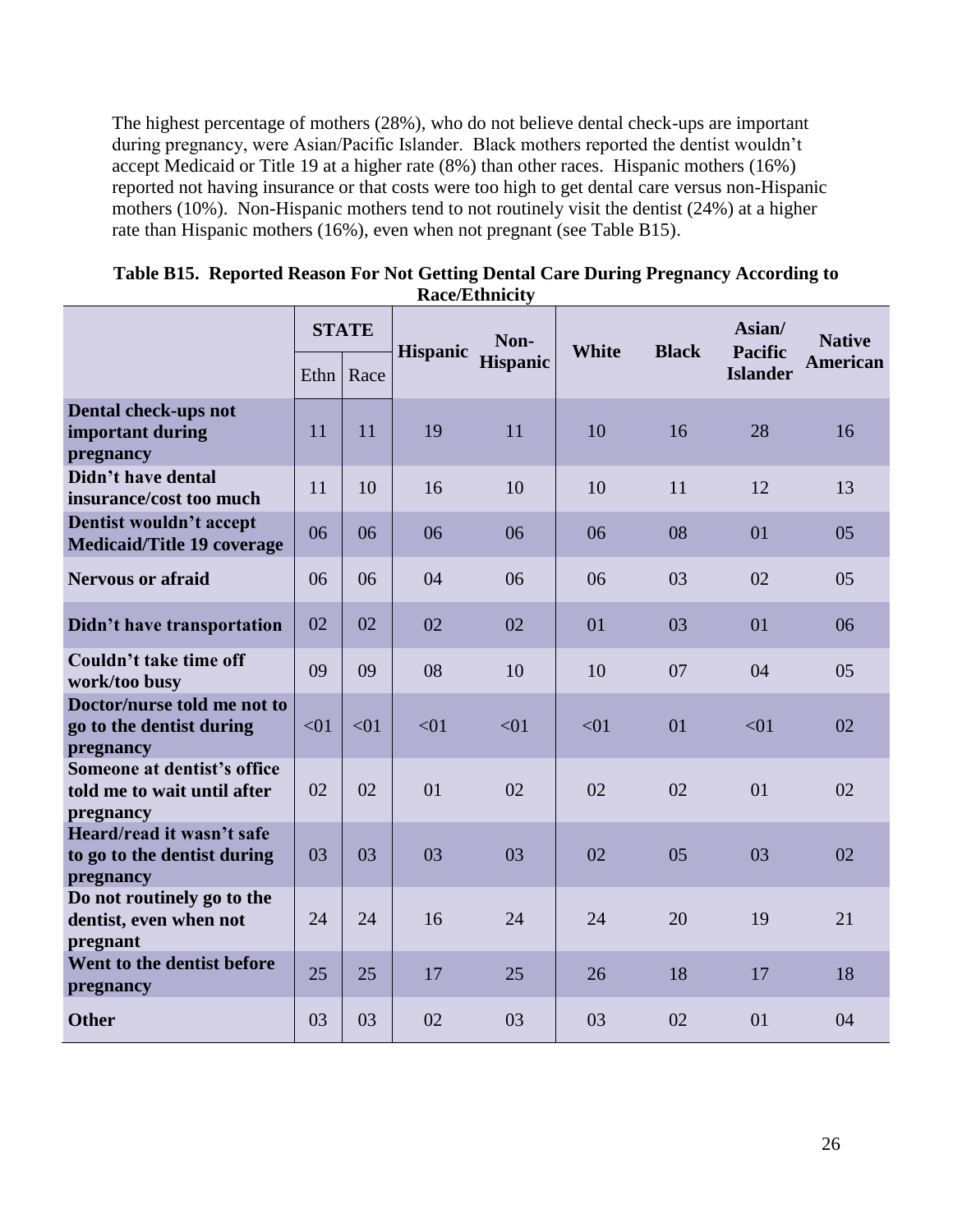The highest percentage of mothers (28%), who do not believe dental check-ups are important during pregnancy, were Asian/Pacific Islander. Black mothers reported the dentist wouldn't accept Medicaid or Title 19 at a higher rate (8%) than other races. Hispanic mothers (16%) reported not having insurance or that costs were too high to get dental care versus non-Hispanic mothers (10%). Non-Hispanic mothers tend to not routinely visit the dentist (24%) at a higher rate than Hispanic mothers (16%), even when not pregnant (see Table B15).

**Table B15. Reported Reason For Not Getting Dental Care During Pregnancy According to Race/Ethnicity**

| | STATE | | Hispanic | Non-Hispanic | White | Black | Asian/ Pacific Islander | Native American |
|---|---|---|---|---|---|---|---|---|
| | Ethn | Race | | | | | | |
| **Dental check-ups not important during pregnancy** | 11 | 11 | 19 | 11 | 10 | 16 | 28 | 16 |
| **Didn't have dental insurance/cost too much** | 11 | 10 | 16 | 10 | 10 | 11 | 12 | 13 |
| **Dentist wouldn't accept Medicaid/Title 19 coverage** | 06 | 06 | 06 | 06 | 06 | 08 | 01 | 05 |
| **Nervous or afraid** | 06 | 06 | 04 | 06 | 06 | 03 | 02 | 05 |
| **Didn't have transportation** | 02 | 02 | 02 | 02 | 01 | 03 | 01 | 06 |
| **Couldn't take time off work/too busy** | 09 | 09 | 08 | 10 | 10 | 07 | 04 | 05 |
| **Doctor/nurse told me not to go to the dentist during pregnancy** | <01 | <01 | <01 | <01 | <01 | 01 | <01 | 02 |
| **Someone at dentist's office told me to wait until after pregnancy** | 02 | 02 | 01 | 02 | 02 | 02 | 01 | 02 |
| **Heard/read it wasn't safe to go to the dentist during pregnancy** | 03 | 03 | 03 | 03 | 02 | 05 | 03 | 02 |
| **Do not routinely go to the dentist, even when not pregnant** | 24 | 24 | 16 | 24 | 24 | 20 | 19 | 21 |
| **Went to the dentist before pregnancy** | 25 | 25 | 17 | 25 | 26 | 18 | 17 | 18 |
| **Other** | 03 | 03 | 02 | 03 | 03 | 02 | 01 | 04 |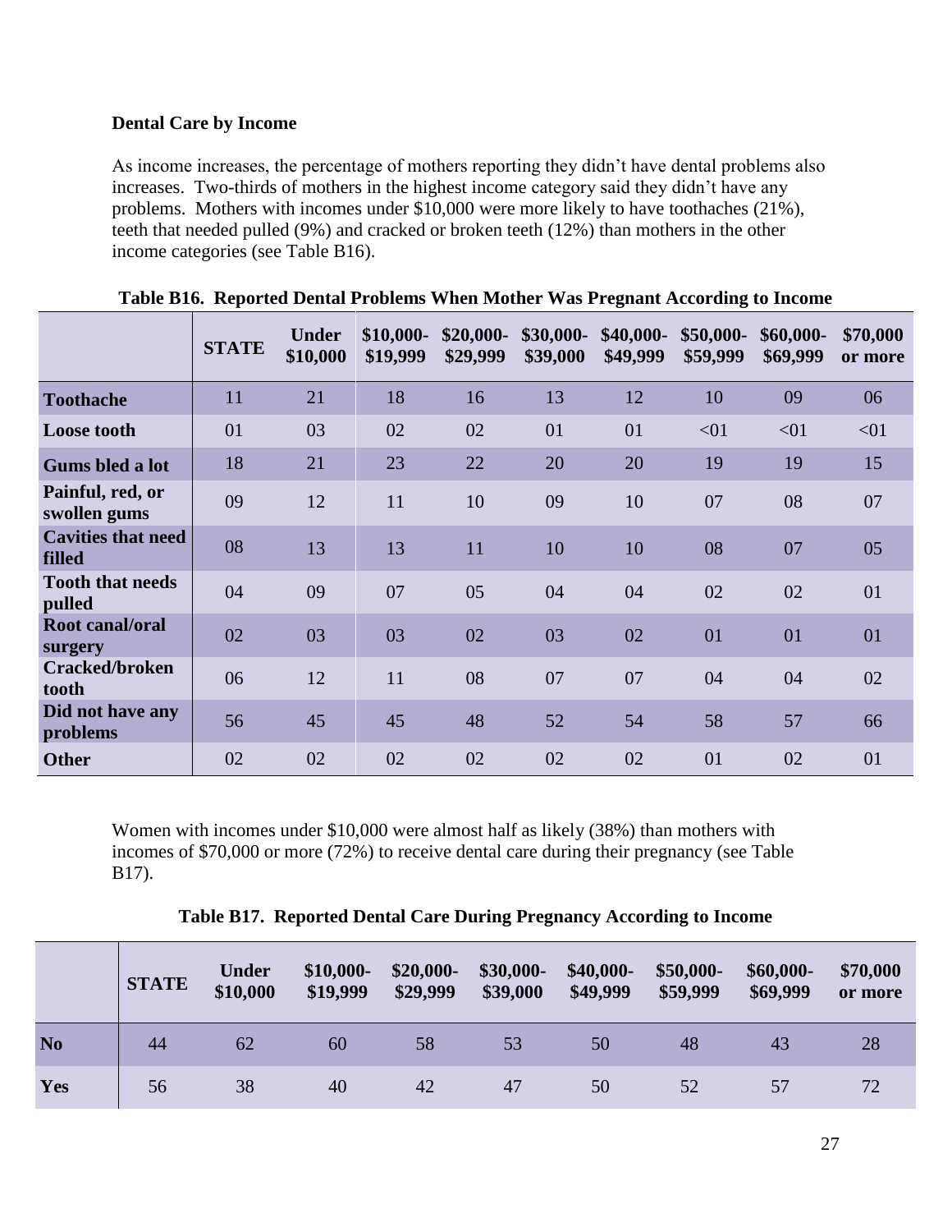### Dental Care by Income

As income increases, the percentage of mothers reporting they didn't have dental problems also increases. Two-thirds of mothers in the highest income category said they didn't have any problems. Mothers with incomes under $10,000 were more likely to have toothaches (21%), teeth that needed pulled (9%) and cracked or broken teeth (12%) than mothers in the other income categories (see Table B16).

**Table B16. Reported Dental Problems When Mother Was Pregnant According to Income**

| | STATE | Under $10,000 | $10,000-$19,999 | $20,000-$29,999 | $30,000-$39,000 | $40,000-$49,999 | $50,000-$59,999 | $60,000-$69,999 | $70,000 or more |
|---|---|---|---|---|---|---|---|---|---|
| **Toothache** | 11 | 21 | 18 | 16 | 13 | 12 | 10 | 09 | 06 |
| **Loose tooth** | 01 | 03 | 02 | 02 | 01 | 01 | <01 | <01 | <01 |
| **Gums bled a lot** | 18 | 21 | 23 | 22 | 20 | 20 | 19 | 19 | 15 |
| **Painful, red, or swollen gums** | 09 | 12 | 11 | 10 | 09 | 10 | 07 | 08 | 07 |
| **Cavities that need filled** | 08 | 13 | 13 | 11 | 10 | 10 | 08 | 07 | 05 |
| **Tooth that needs pulled** | 04 | 09 | 07 | 05 | 04 | 04 | 02 | 02 | 01 |
| **Root canal/oral surgery** | 02 | 03 | 03 | 02 | 03 | 02 | 01 | 01 | 01 |
| **Cracked/broken tooth** | 06 | 12 | 11 | 08 | 07 | 07 | 04 | 04 | 02 |
| **Did not have any problems** | 56 | 45 | 45 | 48 | 52 | 54 | 58 | 57 | 66 |
| **Other** | 02 | 02 | 02 | 02 | 02 | 02 | 01 | 02 | 01 |

Women with incomes under $10,000 were almost half as likely (38%) than mothers with incomes of $70,000 or more (72%) to receive dental care during their pregnancy (see Table B17).

**Table B17. Reported Dental Care During Pregnancy According to Income**

| | STATE | Under $10,000 | $10,000-$19,999 | $20,000-$29,999 | $30,000-$39,000 | $40,000-$49,999 | $50,000-$59,999 | $60,000-$69,999 | $70,000 or more |
|---|---|---|---|---|---|---|---|---|---|
| **No** | 44 | 62 | 60 | 58 | 53 | 50 | 48 | 43 | 28 |
| **Yes** | 56 | 38 | 40 | 42 | 47 | 50 | 52 | 57 | 72 |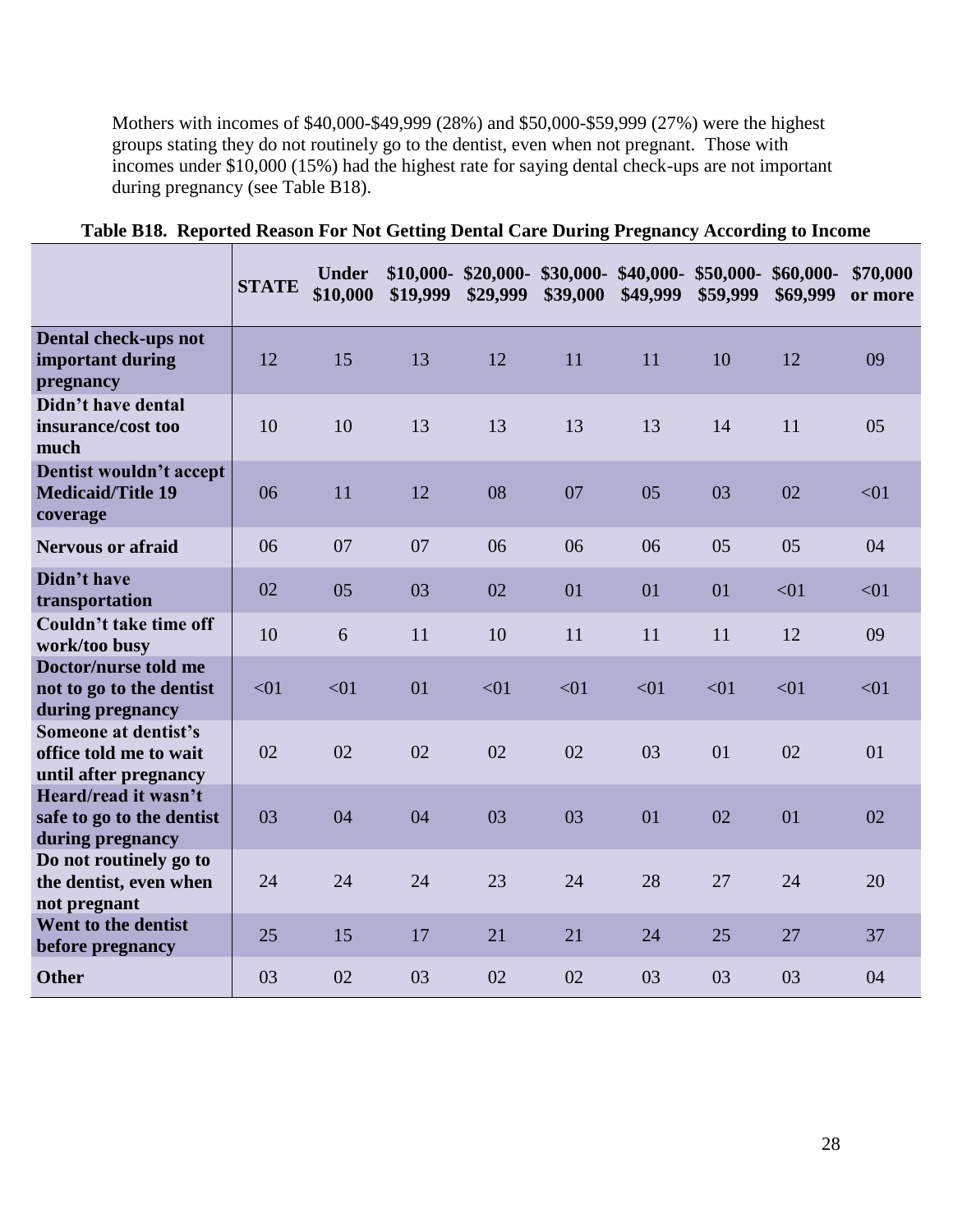Mothers with incomes of \$40,000-\$49,999 (28%) and \$50,000-\$59,999 (27%) were the highest groups stating they do not routinely go to the dentist, even when not pregnant. Those with incomes under \$10,000 (15%) had the highest rate for saying dental check-ups are not important during pregnancy (see Table B18).

**Table B18. Reported Reason For Not Getting Dental Care During Pregnancy According to Income**

| | STATE | Under \$10,000 | \$10,000-\$19,999 | \$20,000-\$29,999 | \$30,000-\$39,000 | \$40,000-\$49,999 | \$50,000-\$59,999 | \$60,000-\$69,999 | \$70,000 or more |
|---|---|---|---|---|---|---|---|---|---|
| **Dental check-ups not important during pregnancy** | 12 | 15 | 13 | 12 | 11 | 11 | 10 | 12 | 09 |
| **Didn't have dental insurance/cost too much** | 10 | 10 | 13 | 13 | 13 | 13 | 14 | 11 | 05 |
| **Dentist wouldn't accept Medicaid/Title 19 coverage** | 06 | 11 | 12 | 08 | 07 | 05 | 03 | 02 | <01 |
| **Nervous or afraid** | 06 | 07 | 07 | 06 | 06 | 06 | 05 | 05 | 04 |
| **Didn't have transportation** | 02 | 05 | 03 | 02 | 01 | 01 | 01 | <01 | <01 |
| **Couldn't take time off work/too busy** | 10 | 6 | 11 | 10 | 11 | 11 | 11 | 12 | 09 |
| **Doctor/nurse told me not to go to the dentist during pregnancy** | <01 | <01 | 01 | <01 | <01 | <01 | <01 | <01 | <01 |
| **Someone at dentist's office told me to wait until after pregnancy** | 02 | 02 | 02 | 02 | 02 | 03 | 01 | 02 | 01 |
| **Heard/read it wasn't safe to go to the dentist during pregnancy** | 03 | 04 | 04 | 03 | 03 | 01 | 02 | 01 | 02 |
| **Do not routinely go to the dentist, even when not pregnant** | 24 | 24 | 24 | 23 | 24 | 28 | 27 | 24 | 20 |
| **Went to the dentist before pregnancy** | 25 | 15 | 17 | 21 | 21 | 24 | 25 | 27 | 37 |
| **Other** | 03 | 02 | 03 | 02 | 02 | 03 | 03 | 03 | 04 |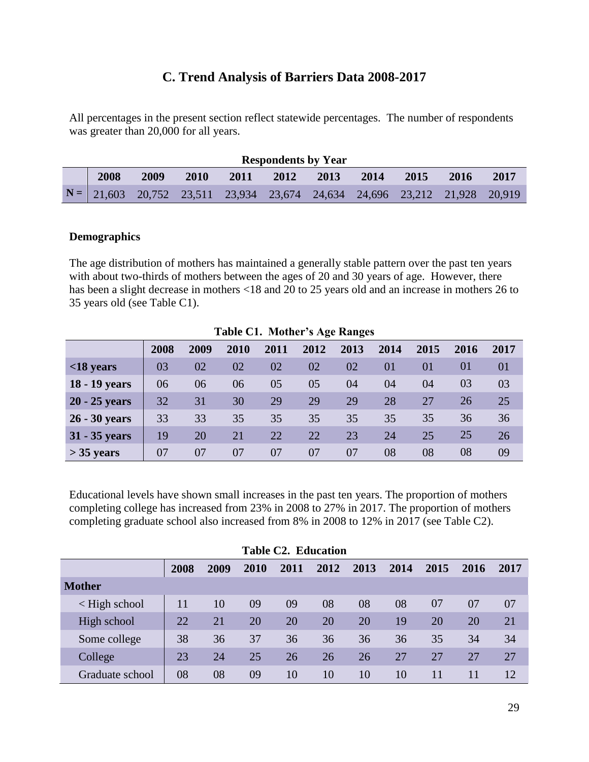## C. Trend Analysis of Barriers Data 2008-2017

All percentages in the present section reflect statewide percentages. The number of respondents was greater than 20,000 for all years.

**Respondents by Year**

| | 2008 | 2009 | 2010 | 2011 | 2012 | 2013 | 2014 | 2015 | 2016 | 2017 |
|---|---|---|---|---|---|---|---|---|---|---|
| N = | 21,603 | 20,752 | 23,511 | 23,934 | 23,674 | 24,634 | 24,696 | 23,212 | 21,928 | 20,919 |

### Demographics

The age distribution of mothers has maintained a generally stable pattern over the past ten years with about two-thirds of mothers between the ages of 20 and 30 years of age. However, there has been a slight decrease in mothers <18 and 20 to 25 years old and an increase in mothers 26 to 35 years old (see Table C1).

**Table C1. Mother's Age Ranges**

| | 2008 | 2009 | 2010 | 2011 | 2012 | 2013 | 2014 | 2015 | 2016 | 2017 |
|---|---|---|---|---|---|---|---|---|---|---|
| **<18 years** | 03 | 02 | 02 | 02 | 02 | 02 | 01 | 01 | 01 | 01 |
| **18 - 19 years** | 06 | 06 | 06 | 05 | 05 | 04 | 04 | 04 | 03 | 03 |
| **20 - 25 years** | 32 | 31 | 30 | 29 | 29 | 29 | 28 | 27 | 26 | 25 |
| **26 - 30 years** | 33 | 33 | 35 | 35 | 35 | 35 | 35 | 35 | 36 | 36 |
| **31 - 35 years** | 19 | 20 | 21 | 22 | 22 | 23 | 24 | 25 | 25 | 26 |
| **> 35 years** | 07 | 07 | 07 | 07 | 07 | 07 | 08 | 08 | 08 | 09 |

Educational levels have shown small increases in the past ten years. The proportion of mothers completing college has increased from 23% in 2008 to 27% in 2017. The proportion of mothers completing graduate school also increased from 8% in 2008 to 12% in 2017 (see Table C2).

**Table C2. Education**

| | 2008 | 2009 | 2010 | 2011 | 2012 | 2013 | 2014 | 2015 | 2016 | 2017 |
|---|---|---|---|---|---|---|---|---|---|---|
| **Mother** | | | | | | | | | | |
| < High school | 11 | 10 | 09 | 09 | 08 | 08 | 08 | 07 | 07 | 07 |
| High school | 22 | 21 | 20 | 20 | 20 | 20 | 19 | 20 | 20 | 21 |
| Some college | 38 | 36 | 37 | 36 | 36 | 36 | 36 | 35 | 34 | 34 |
| College | 23 | 24 | 25 | 26 | 26 | 26 | 27 | 27 | 27 | 27 |
| Graduate school | 08 | 08 | 09 | 10 | 10 | 10 | 10 | 11 | 11 | 12 |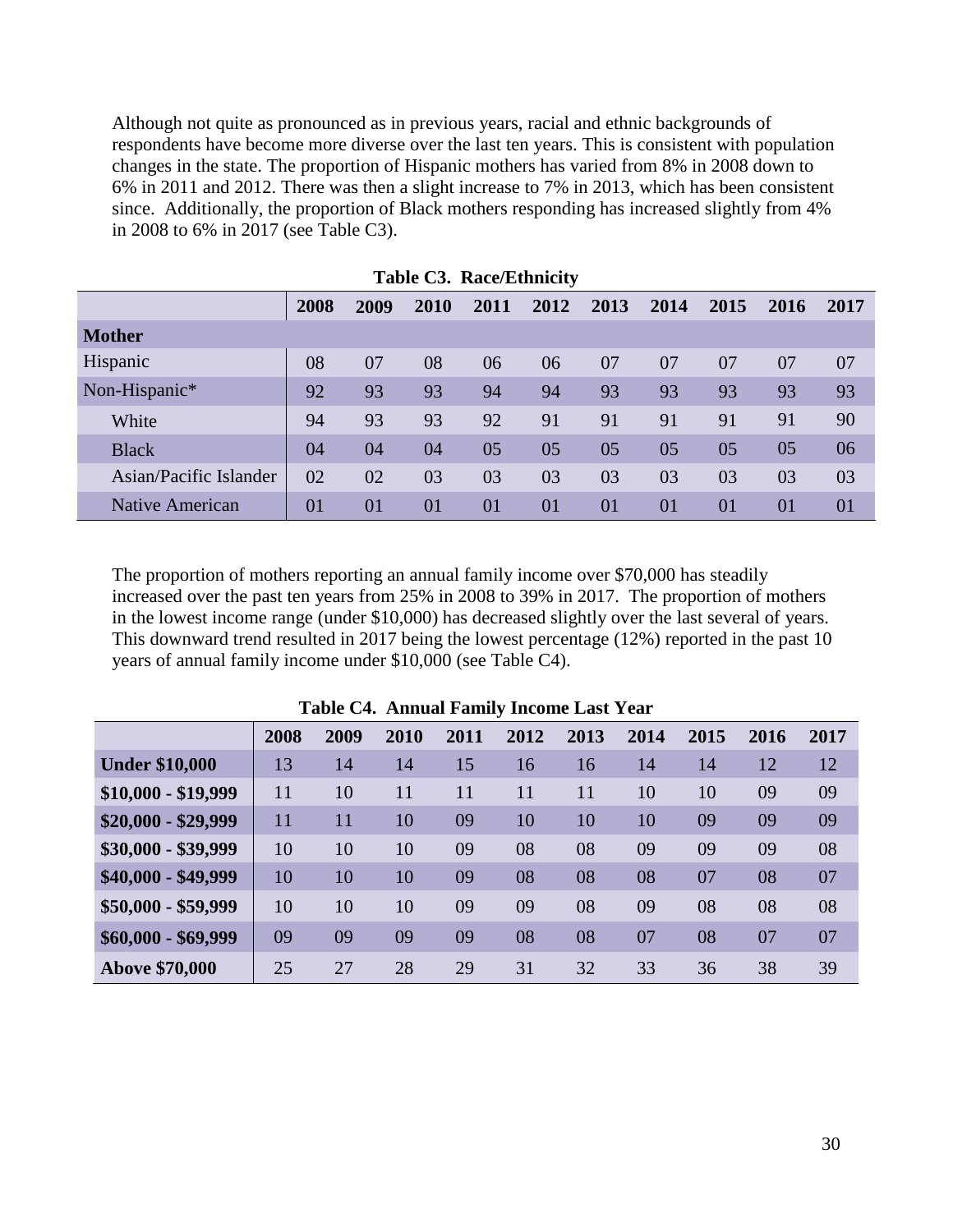Although not quite as pronounced as in previous years, racial and ethnic backgrounds of respondents have become more diverse over the last ten years. This is consistent with population changes in the state. The proportion of Hispanic mothers has varied from 8% in 2008 down to 6% in 2011 and 2012. There was then a slight increase to 7% in 2013, which has been consistent since. Additionally, the proportion of Black mothers responding has increased slightly from 4% in 2008 to 6% in 2017 (see Table C3).

**Table C3. Race/Ethnicity**

| | 2008 | 2009 | 2010 | 2011 | 2012 | 2013 | 2014 | 2015 | 2016 | 2017 |
|---|---|---|---|---|---|---|---|---|---|---|
| **Mother** | | | | | | | | | | |
| Hispanic | 08 | 07 | 08 | 06 | 06 | 07 | 07 | 07 | 07 | 07 |
| Non-Hispanic* | 92 | 93 | 93 | 94 | 94 | 93 | 93 | 93 | 93 | 93 |
| White | 94 | 93 | 93 | 92 | 91 | 91 | 91 | 91 | 91 | 90 |
| Black | 04 | 04 | 04 | 05 | 05 | 05 | 05 | 05 | 05 | 06 |
| Asian/Pacific Islander | 02 | 02 | 03 | 03 | 03 | 03 | 03 | 03 | 03 | 03 |
| Native American | 01 | 01 | 01 | 01 | 01 | 01 | 01 | 01 | 01 | 01 |

The proportion of mothers reporting an annual family income over $70,000 has steadily increased over the past ten years from 25% in 2008 to 39% in 2017. The proportion of mothers in the lowest income range (under $10,000) has decreased slightly over the last several of years. This downward trend resulted in 2017 being the lowest percentage (12%) reported in the past 10 years of annual family income under $10,000 (see Table C4).

**Table C4. Annual Family Income Last Year**

| | 2008 | 2009 | 2010 | 2011 | 2012 | 2013 | 2014 | 2015 | 2016 | 2017 |
|---|---|---|---|---|---|---|---|---|---|---|
| **Under $10,000** | 13 | 14 | 14 | 15 | 16 | 16 | 14 | 14 | 12 | 12 |
| **$10,000 - $19,999** | 11 | 10 | 11 | 11 | 11 | 11 | 10 | 10 | 09 | 09 |
| **$20,000 - $29,999** | 11 | 11 | 10 | 09 | 10 | 10 | 10 | 09 | 09 | 09 |
| **$30,000 - $39,999** | 10 | 10 | 10 | 09 | 08 | 08 | 09 | 09 | 09 | 08 |
| **$40,000 - $49,999** | 10 | 10 | 10 | 09 | 08 | 08 | 08 | 07 | 08 | 07 |
| **$50,000 - $59,999** | 10 | 10 | 10 | 09 | 09 | 08 | 09 | 08 | 08 | 08 |
| **$60,000 - $69,999** | 09 | 09 | 09 | 09 | 08 | 08 | 07 | 08 | 07 | 07 |
| **Above $70,000** | 25 | 27 | 28 | 29 | 31 | 32 | 33 | 36 | 38 | 39 |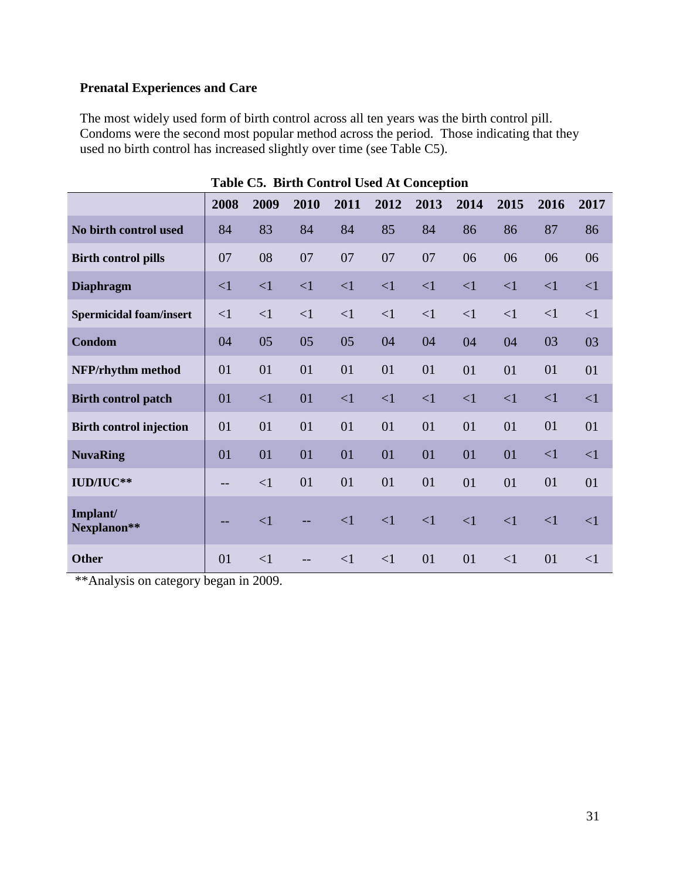## Prenatal Experiences and Care

The most widely used form of birth control across all ten years was the birth control pill. Condoms were the second most popular method across the period. Those indicating that they used no birth control has increased slightly over time (see Table C5).

**Table C5. Birth Control Used At Conception**

| | 2008 | 2009 | 2010 | 2011 | 2012 | 2013 | 2014 | 2015 | 2016 | 2017 |
|---|---|---|---|---|---|---|---|---|---|---|
| **No birth control used** | 84 | 83 | 84 | 84 | 85 | 84 | 86 | 86 | 87 | 86 |
| **Birth control pills** | 07 | 08 | 07 | 07 | 07 | 07 | 06 | 06 | 06 | 06 |
| **Diaphragm** | <1 | <1 | <1 | <1 | <1 | <1 | <1 | <1 | <1 | <1 |
| **Spermicidal foam/insert** | <1 | <1 | <1 | <1 | <1 | <1 | <1 | <1 | <1 | <1 |
| **Condom** | 04 | 05 | 05 | 05 | 04 | 04 | 04 | 04 | 03 | 03 |
| **NFP/rhythm method** | 01 | 01 | 01 | 01 | 01 | 01 | 01 | 01 | 01 | 01 |
| **Birth control patch** | 01 | <1 | 01 | <1 | <1 | <1 | <1 | <1 | <1 | <1 |
| **Birth control injection** | 01 | 01 | 01 | 01 | 01 | 01 | 01 | 01 | 01 | 01 |
| **NuvaRing** | 01 | 01 | 01 | 01 | 01 | 01 | 01 | 01 | <1 | <1 |
| **IUD/IUC**** | -- | <1 | 01 | 01 | 01 | 01 | 01 | 01 | 01 | 01 |
| **Implant/ Nexplanon**** | -- | <1 | -- | <1 | <1 | <1 | <1 | <1 | <1 | <1 |
| **Other** | 01 | <1 | -- | <1 | <1 | 01 | 01 | <1 | 01 | <1 |

**Analysis on category began in 2009.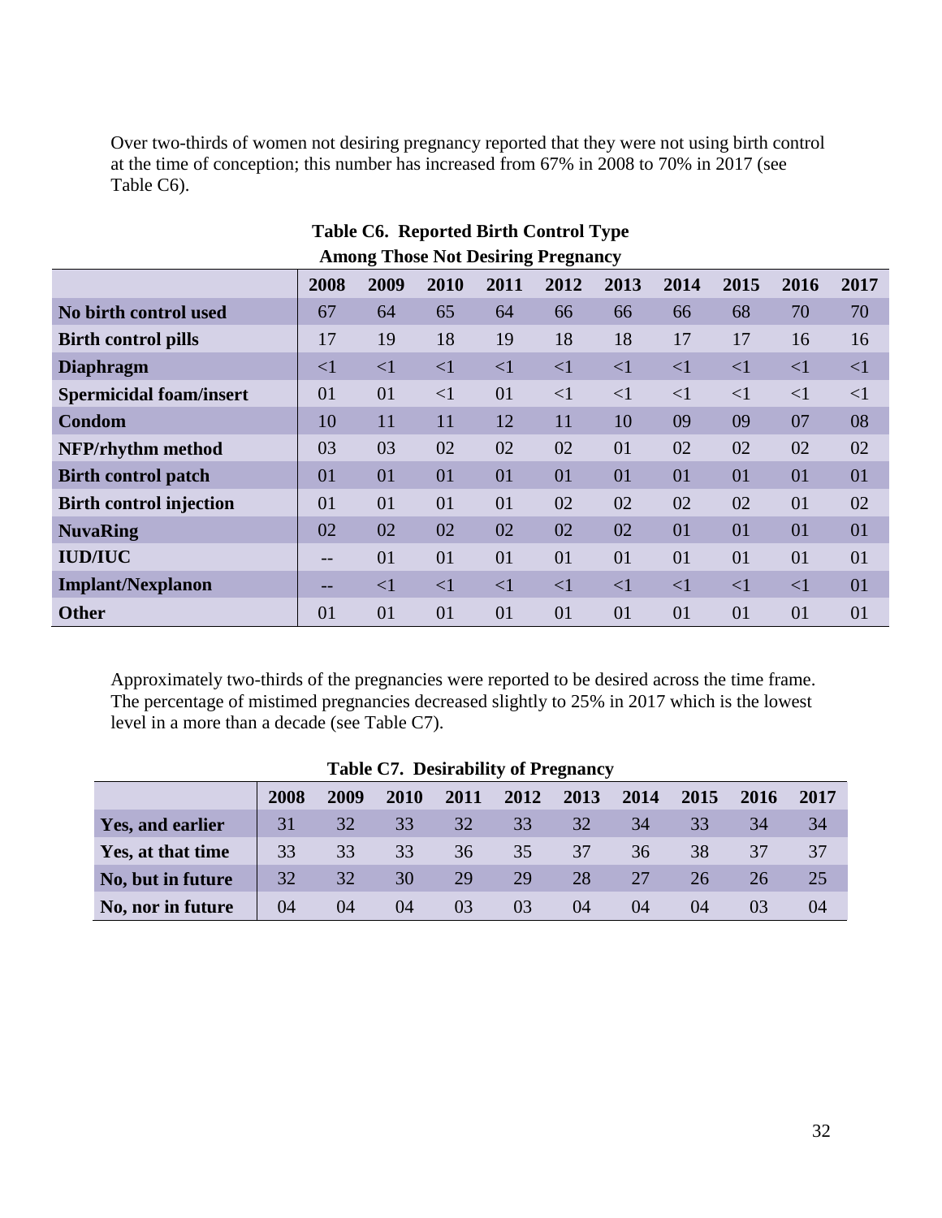Over two-thirds of women not desiring pregnancy reported that they were not using birth control at the time of conception; this number has increased from 67% in 2008 to 70% in 2017 (see Table C6).

**Table C6. Reported Birth Control Type Among Those Not Desiring Pregnancy**

| | 2008 | 2009 | 2010 | 2011 | 2012 | 2013 | 2014 | 2015 | 2016 | 2017 |
|---|---|---|---|---|---|---|---|---|---|---|
| **No birth control used** | 67 | 64 | 65 | 64 | 66 | 66 | 66 | 68 | 70 | 70 |
| **Birth control pills** | 17 | 19 | 18 | 19 | 18 | 18 | 17 | 17 | 16 | 16 |
| **Diaphragm** | <1 | <1 | <1 | <1 | <1 | <1 | <1 | <1 | <1 | <1 |
| **Spermicidal foam/insert** | 01 | 01 | <1 | 01 | <1 | <1 | <1 | <1 | <1 | <1 |
| **Condom** | 10 | 11 | 11 | 12 | 11 | 10 | 09 | 09 | 07 | 08 |
| **NFP/rhythm method** | 03 | 03 | 02 | 02 | 02 | 01 | 02 | 02 | 02 | 02 |
| **Birth control patch** | 01 | 01 | 01 | 01 | 01 | 01 | 01 | 01 | 01 | 01 |
| **Birth control injection** | 01 | 01 | 01 | 01 | 02 | 02 | 02 | 02 | 01 | 02 |
| **NuvaRing** | 02 | 02 | 02 | 02 | 02 | 02 | 01 | 01 | 01 | 01 |
| **IUD/IUC** | -- | 01 | 01 | 01 | 01 | 01 | 01 | 01 | 01 | 01 |
| **Implant/Nexplanon** | -- | <1 | <1 | <1 | <1 | <1 | <1 | <1 | <1 | 01 |
| **Other** | 01 | 01 | 01 | 01 | 01 | 01 | 01 | 01 | 01 | 01 |

Approximately two-thirds of the pregnancies were reported to be desired across the time frame. The percentage of mistimed pregnancies decreased slightly to 25% in 2017 which is the lowest level in a more than a decade (see Table C7).

**Table C7. Desirability of Pregnancy**

| | 2008 | 2009 | 2010 | 2011 | 2012 | 2013 | 2014 | 2015 | 2016 | 2017 |
|---|---|---|---|---|---|---|---|---|---|---|
| **Yes, and earlier** | 31 | 32 | 33 | 32 | 33 | 32 | 34 | 33 | 34 | 34 |
| **Yes, at that time** | 33 | 33 | 33 | 36 | 35 | 37 | 36 | 38 | 37 | 37 |
| **No, but in future** | 32 | 32 | 30 | 29 | 29 | 28 | 27 | 26 | 26 | 25 |
| **No, nor in future** | 04 | 04 | 04 | 03 | 03 | 04 | 04 | 04 | 03 | 04 |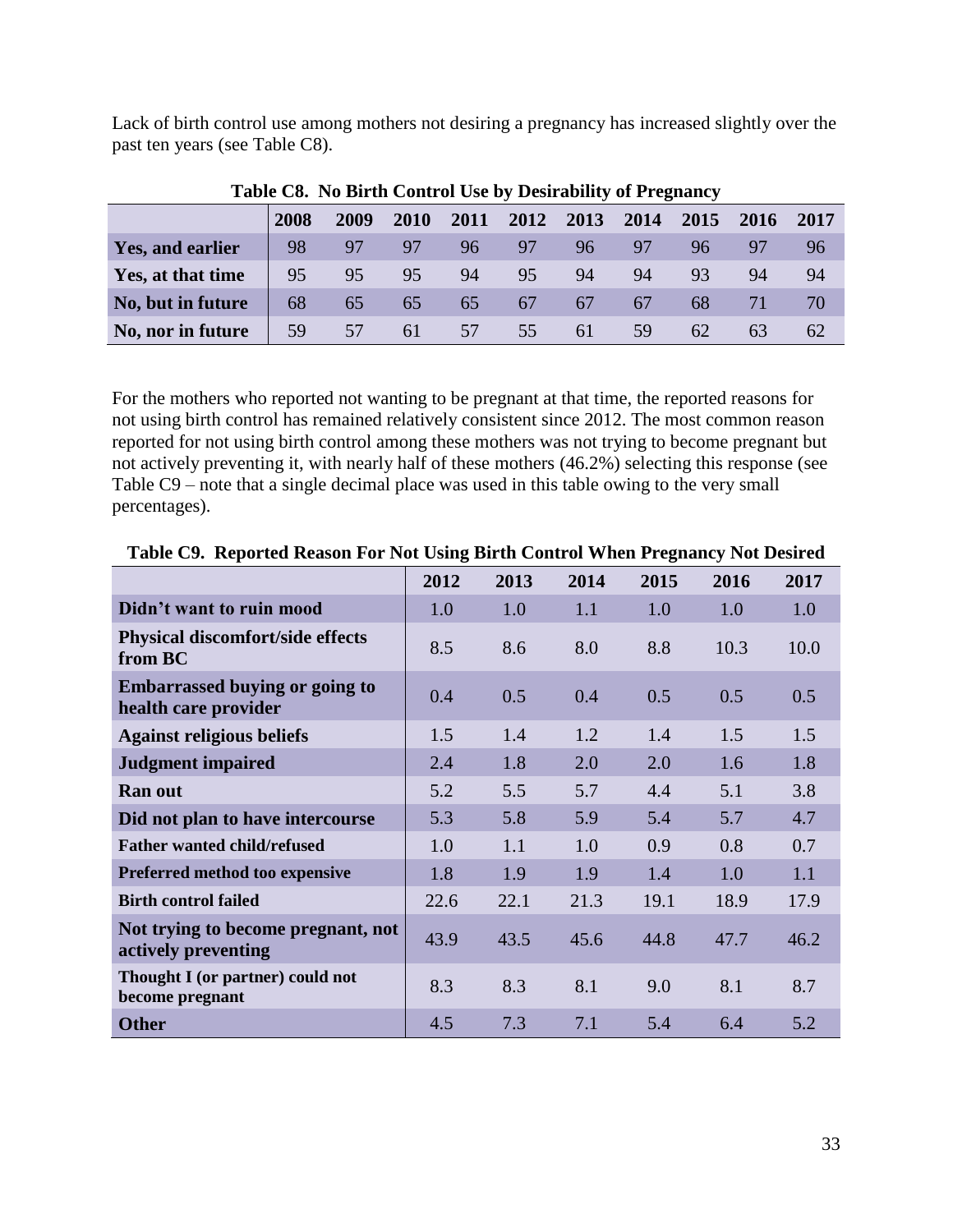Lack of birth control use among mothers not desiring a pregnancy has increased slightly over the past ten years (see Table C8).

**Table C8. No Birth Control Use by Desirability of Pregnancy**

| | 2008 | 2009 | 2010 | 2011 | 2012 | 2013 | 2014 | 2015 | 2016 | 2017 |
|---|---|---|---|---|---|---|---|---|---|---|
| **Yes, and earlier** | 98 | 97 | 97 | 96 | 97 | 96 | 97 | 96 | 97 | 96 |
| **Yes, at that time** | 95 | 95 | 95 | 94 | 95 | 94 | 94 | 93 | 94 | 94 |
| **No, but in future** | 68 | 65 | 65 | 65 | 67 | 67 | 67 | 68 | 71 | 70 |
| **No, nor in future** | 59 | 57 | 61 | 57 | 55 | 61 | 59 | 62 | 63 | 62 |

For the mothers who reported not wanting to be pregnant at that time, the reported reasons for not using birth control has remained relatively consistent since 2012. The most common reason reported for not using birth control among these mothers was not trying to become pregnant but not actively preventing it, with nearly half of these mothers (46.2%) selecting this response (see Table C9 – note that a single decimal place was used in this table owing to the very small percentages).

**Table C9. Reported Reason For Not Using Birth Control When Pregnancy Not Desired**

| | 2012 | 2013 | 2014 | 2015 | 2016 | 2017 |
|---|---|---|---|---|---|---|
| **Didn't want to ruin mood** | 1.0 | 1.0 | 1.1 | 1.0 | 1.0 | 1.0 |
| **Physical discomfort/side effects from BC** | 8.5 | 8.6 | 8.0 | 8.8 | 10.3 | 10.0 |
| **Embarrassed buying or going to health care provider** | 0.4 | 0.5 | 0.4 | 0.5 | 0.5 | 0.5 |
| **Against religious beliefs** | 1.5 | 1.4 | 1.2 | 1.4 | 1.5 | 1.5 |
| **Judgment impaired** | 2.4 | 1.8 | 2.0 | 2.0 | 1.6 | 1.8 |
| **Ran out** | 5.2 | 5.5 | 5.7 | 4.4 | 5.1 | 3.8 |
| **Did not plan to have intercourse** | 5.3 | 5.8 | 5.9 | 5.4 | 5.7 | 4.7 |
| **Father wanted child/refused** | 1.0 | 1.1 | 1.0 | 0.9 | 0.8 | 0.7 |
| **Preferred method too expensive** | 1.8 | 1.9 | 1.9 | 1.4 | 1.0 | 1.1 |
| **Birth control failed** | 22.6 | 22.1 | 21.3 | 19.1 | 18.9 | 17.9 |
| **Not trying to become pregnant, not actively preventing** | 43.9 | 43.5 | 45.6 | 44.8 | 47.7 | 46.2 |
| **Thought I (or partner) could not become pregnant** | 8.3 | 8.3 | 8.1 | 9.0 | 8.1 | 8.7 |
| **Other** | 4.5 | 7.3 | 7.1 | 5.4 | 6.4 | 5.2 |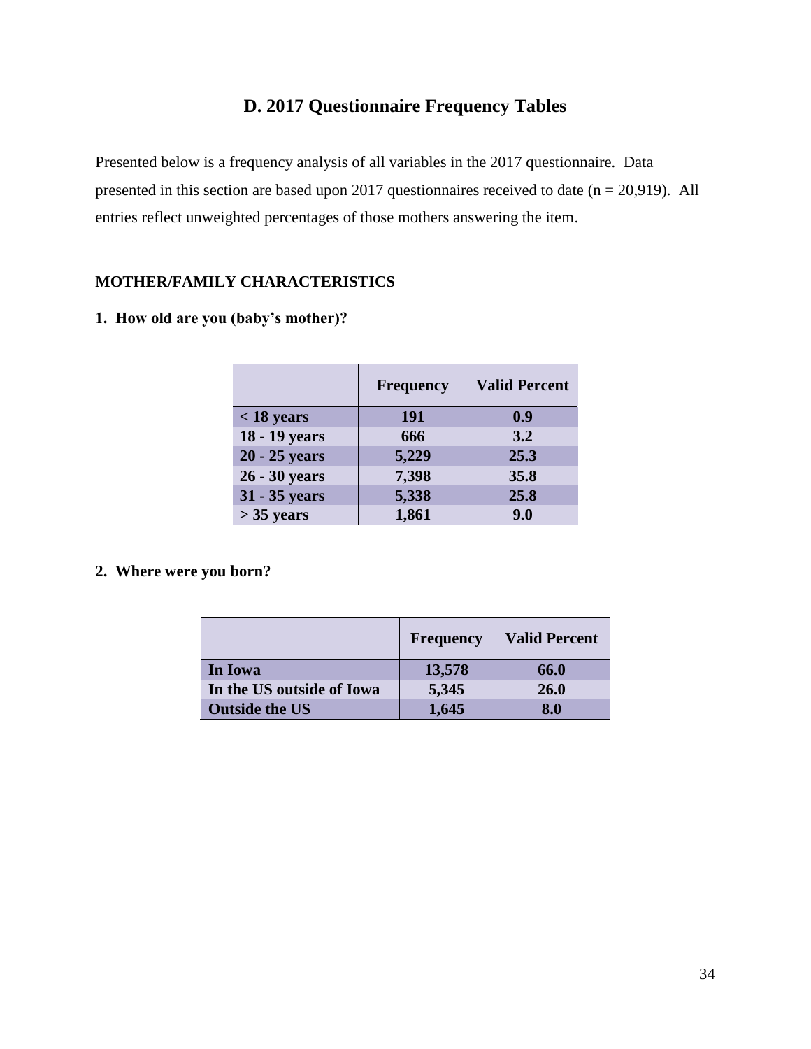# D. 2017 Questionnaire Frequency Tables

Presented below is a frequency analysis of all variables in the 2017 questionnaire. Data presented in this section are based upon 2017 questionnaires received to date (n = 20,919). All entries reflect unweighted percentages of those mothers answering the item.

## MOTHER/FAMILY CHARACTERISTICS

**1. How old are you (baby's mother)?**

| | Frequency | Valid Percent |
|---|---|---|
| < 18 years | 191 | 0.9 |
| 18 - 19 years | 666 | 3.2 |
| 20 - 25 years | 5,229 | 25.3 |
| 26 - 30 years | 7,398 | 35.8 |
| 31 - 35 years | 5,338 | 25.8 |
| > 35 years | 1,861 | 9.0 |

**2. Where were you born?**

| | Frequency | Valid Percent |
|---|---|---|
| In Iowa | 13,578 | 66.0 |
| In the US outside of Iowa | 5,345 | 26.0 |
| Outside the US | 1,645 | 8.0 |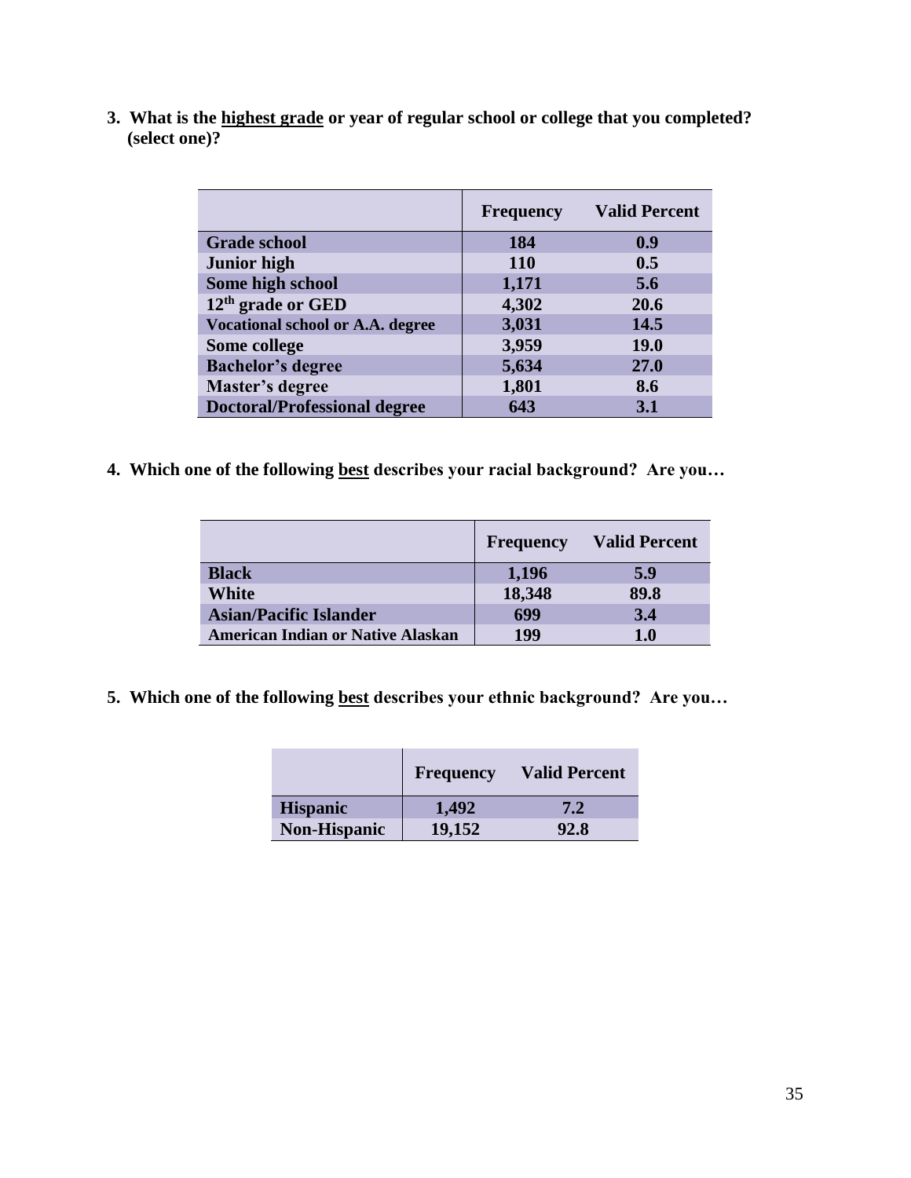3. **What is the <u>highest grade</u> or year of regular school or college that you completed? (select one)?**

| | Frequency | Valid Percent |
|---|---|---|
| **Grade school** | 184 | 0.9 |
| **Junior high** | 110 | 0.5 |
| **Some high school** | 1,171 | 5.6 |
| **12th grade or GED** | 4,302 | 20.6 |
| **Vocational school or A.A. degree** | 3,031 | 14.5 |
| **Some college** | 3,959 | 19.0 |
| **Bachelor's degree** | 5,634 | 27.0 |
| **Master's degree** | 1,801 | 8.6 |
| **Doctoral/Professional degree** | 643 | 3.1 |

4. **Which one of the following <u>best</u> describes your racial background? Are you…**

| | Frequency | Valid Percent |
|---|---|---|
| **Black** | 1,196 | 5.9 |
| **White** | 18,348 | 89.8 |
| **Asian/Pacific Islander** | 699 | 3.4 |
| **American Indian or Native Alaskan** | 199 | 1.0 |

5. **Which one of the following <u>best</u> describes your ethnic background? Are you…**

| | Frequency | Valid Percent |
|---|---|---|
| **Hispanic** | 1,492 | 7.2 |
| **Non-Hispanic** | 19,152 | 92.8 |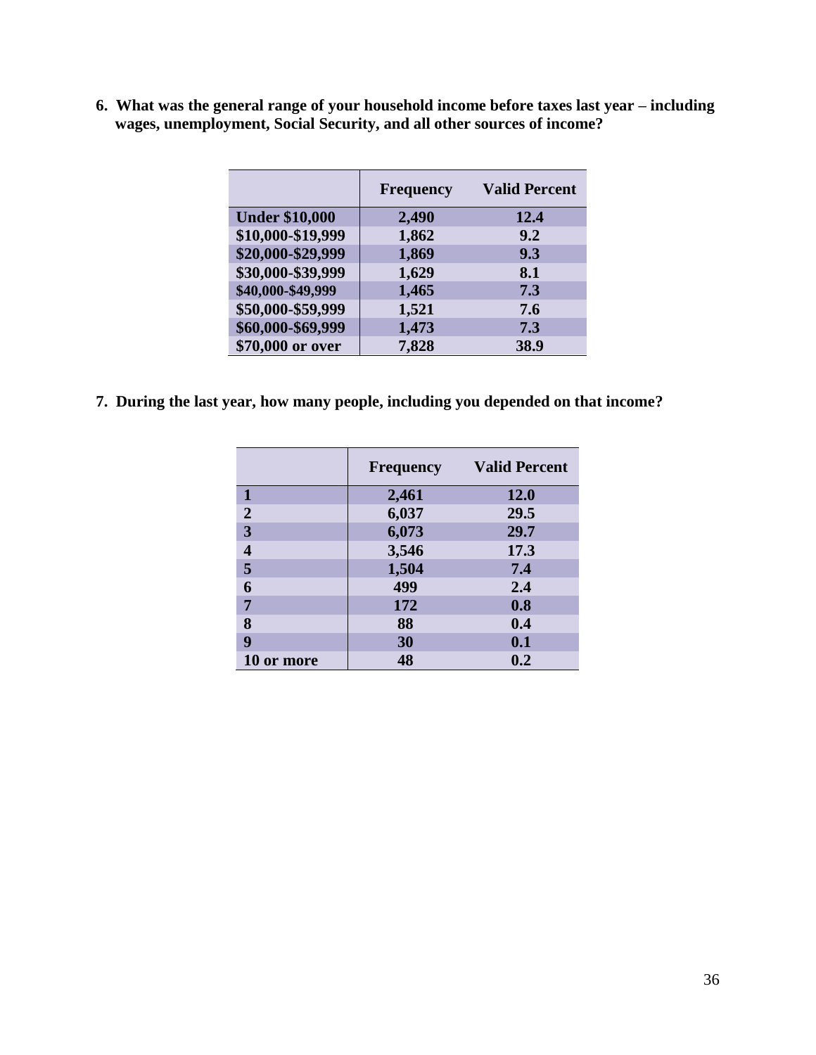**6. What was the general range of your household income before taxes last year – including wages, unemployment, Social Security, and all other sources of income?**

| | Frequency | Valid Percent |
|---|---|---|
| Under $10,000 | 2,490 | 12.4 |
| $10,000-$19,999 | 1,862 | 9.2 |
| $20,000-$29,999 | 1,869 | 9.3 |
| $30,000-$39,999 | 1,629 | 8.1 |
| $40,000-$49,999 | 1,465 | 7.3 |
| $50,000-$59,999 | 1,521 | 7.6 |
| $60,000-$69,999 | 1,473 | 7.3 |
| $70,000 or over | 7,828 | 38.9 |

**7. During the last year, how many people, including you depended on that income?**

| | Frequency | Valid Percent |
|---|---|---|
| 1 | 2,461 | 12.0 |
| 2 | 6,037 | 29.5 |
| 3 | 6,073 | 29.7 |
| 4 | 3,546 | 17.3 |
| 5 | 1,504 | 7.4 |
| 6 | 499 | 2.4 |
| 7 | 172 | 0.8 |
| 8 | 88 | 0.4 |
| 9 | 30 | 0.1 |
| 10 or more | 48 | 0.2 |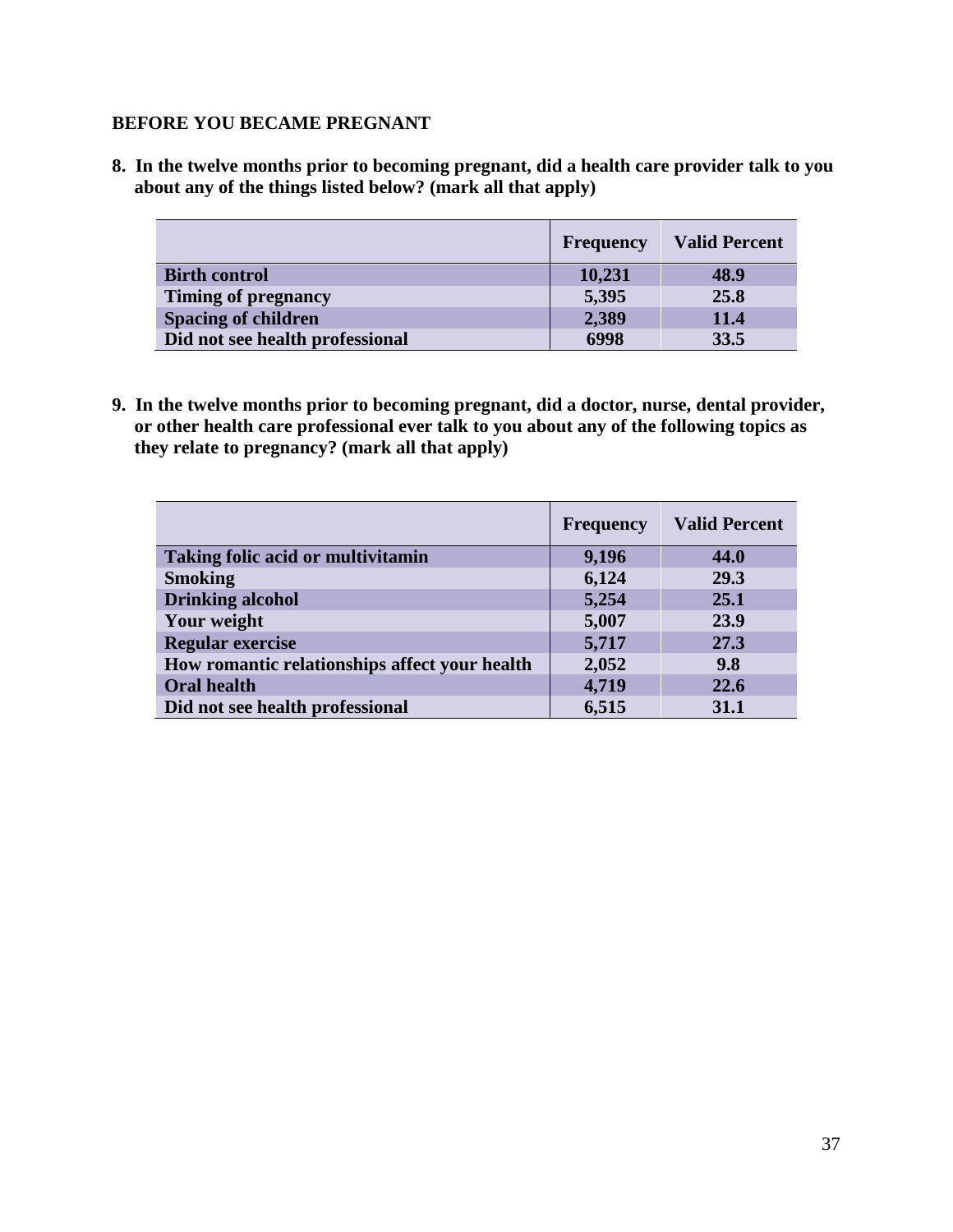## BEFORE YOU BECAME PREGNANT

**8. In the twelve months prior to becoming pregnant, did a health care provider talk to you about any of the things listed below? (mark all that apply)**

| | Frequency | Valid Percent |
|---|---|---|
| Birth control | 10,231 | 48.9 |
| Timing of pregnancy | 5,395 | 25.8 |
| Spacing of children | 2,389 | 11.4 |
| Did not see health professional | 6998 | 33.5 |

**9. In the twelve months prior to becoming pregnant, did a doctor, nurse, dental provider, or other health care professional ever talk to you about any of the following topics as they relate to pregnancy? (mark all that apply)**

| | Frequency | Valid Percent |
|---|---|---|
| Taking folic acid or multivitamin | 9,196 | 44.0 |
| Smoking | 6,124 | 29.3 |
| Drinking alcohol | 5,254 | 25.1 |
| Your weight | 5,007 | 23.9 |
| Regular exercise | 5,717 | 27.3 |
| How romantic relationships affect your health | 2,052 | 9.8 |
| Oral health | 4,719 | 22.6 |
| Did not see health professional | 6,515 | 31.1 |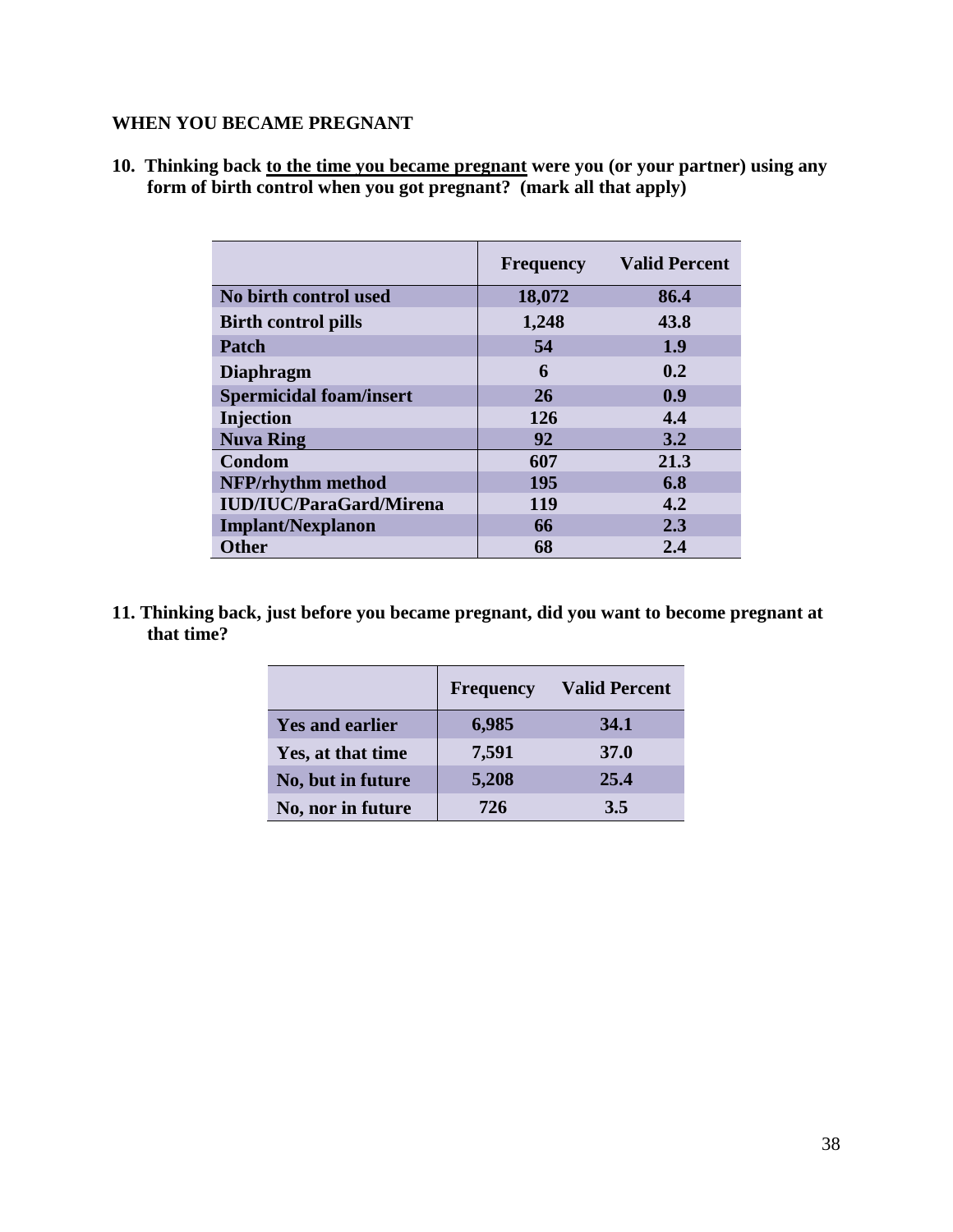## WHEN YOU BECAME PREGNANT

**10. Thinking back <u>to the time you became pregnant</u> were you (or your partner) using any form of birth control when you got pregnant? (mark all that apply)**

| | Frequency | Valid Percent |
|---|---|---|
| No birth control used | 18,072 | 86.4 |
| Birth control pills | 1,248 | 43.8 |
| Patch | 54 | 1.9 |
| Diaphragm | 6 | 0.2 |
| Spermicidal foam/insert | 26 | 0.9 |
| Injection | 126 | 4.4 |
| Nuva Ring | 92 | 3.2 |
| Condom | 607 | 21.3 |
| NFP/rhythm method | 195 | 6.8 |
| IUD/IUC/ParaGard/Mirena | 119 | 4.2 |
| Implant/Nexplanon | 66 | 2.3 |
| Other | 68 | 2.4 |

**11. Thinking back, just before you became pregnant, did you want to become pregnant at that time?**

| | Frequency | Valid Percent |
|---|---|---|
| Yes and earlier | 6,985 | 34.1 |
| Yes, at that time | 7,591 | 37.0 |
| No, but in future | 5,208 | 25.4 |
| No, nor in future | 726 | 3.5 |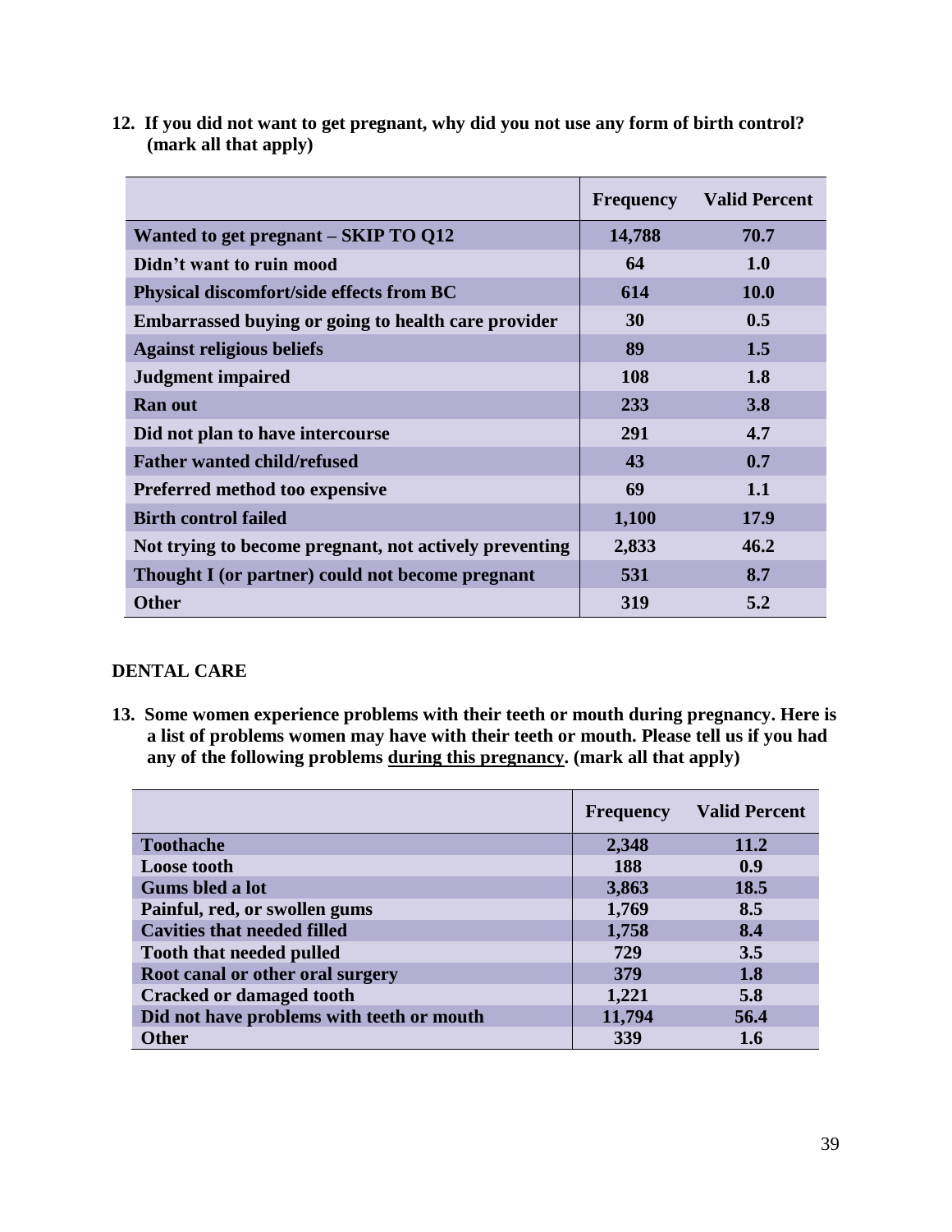**12. If you did not want to get pregnant, why did you not use any form of birth control? (mark all that apply)**

| | Frequency | Valid Percent |
|---|---|---|
| Wanted to get pregnant – SKIP TO Q12 | 14,788 | 70.7 |
| Didn't want to ruin mood | 64 | 1.0 |
| Physical discomfort/side effects from BC | 614 | 10.0 |
| Embarrassed buying or going to health care provider | 30 | 0.5 |
| Against religious beliefs | 89 | 1.5 |
| Judgment impaired | 108 | 1.8 |
| Ran out | 233 | 3.8 |
| Did not plan to have intercourse | 291 | 4.7 |
| Father wanted child/refused | 43 | 0.7 |
| Preferred method too expensive | 69 | 1.1 |
| Birth control failed | 1,100 | 17.9 |
| Not trying to become pregnant, not actively preventing | 2,833 | 46.2 |
| Thought I (or partner) could not become pregnant | 531 | 8.7 |
| Other | 319 | 5.2 |

## DENTAL CARE

**13. Some women experience problems with their teeth or mouth during pregnancy. Here is a list of problems women may have with their teeth or mouth. Please tell us if you had any of the following problems during this pregnancy. (mark all that apply)**

| | Frequency | Valid Percent |
|---|---|---|
| Toothache | 2,348 | 11.2 |
| Loose tooth | 188 | 0.9 |
| Gums bled a lot | 3,863 | 18.5 |
| Painful, red, or swollen gums | 1,769 | 8.5 |
| Cavities that needed filled | 1,758 | 8.4 |
| Tooth that needed pulled | 729 | 3.5 |
| Root canal or other oral surgery | 379 | 1.8 |
| Cracked or damaged tooth | 1,221 | 5.8 |
| Did not have problems with teeth or mouth | 11,794 | 56.4 |
| Other | 339 | 1.6 |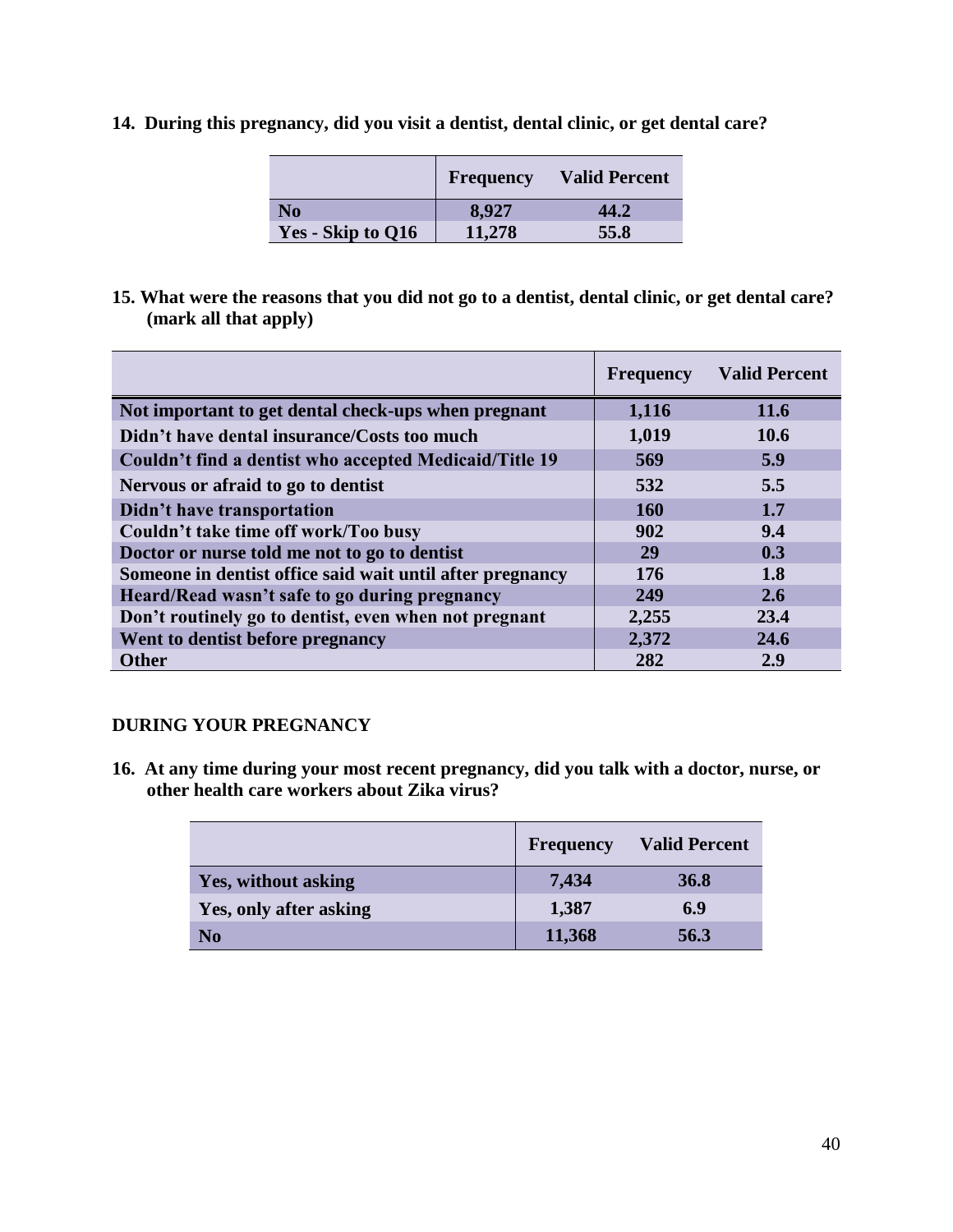**14. During this pregnancy, did you visit a dentist, dental clinic, or get dental care?**

| | Frequency | Valid Percent |
|---|---|---|
| No | 8,927 | 44.2 |
| Yes - Skip to Q16 | 11,278 | 55.8 |

**15. What were the reasons that you did not go to a dentist, dental clinic, or get dental care? (mark all that apply)**

| | Frequency | Valid Percent |
|---|---|---|
| Not important to get dental check-ups when pregnant | 1,116 | 11.6 |
| Didn't have dental insurance/Costs too much | 1,019 | 10.6 |
| Couldn't find a dentist who accepted Medicaid/Title 19 | 569 | 5.9 |
| Nervous or afraid to go to dentist | 532 | 5.5 |
| Didn't have transportation | 160 | 1.7 |
| Couldn't take time off work/Too busy | 902 | 9.4 |
| Doctor or nurse told me not to go to dentist | 29 | 0.3 |
| Someone in dentist office said wait until after pregnancy | 176 | 1.8 |
| Heard/Read wasn't safe to go during pregnancy | 249 | 2.6 |
| Don't routinely go to dentist, even when not pregnant | 2,255 | 23.4 |
| Went to dentist before pregnancy | 2,372 | 24.6 |
| Other | 282 | 2.9 |

## DURING YOUR PREGNANCY

**16. At any time during your most recent pregnancy, did you talk with a doctor, nurse, or other health care workers about Zika virus?**

| | Frequency | Valid Percent |
|---|---|---|
| Yes, without asking | 7,434 | 36.8 |
| Yes, only after asking | 1,387 | 6.9 |
| No | 11,368 | 56.3 |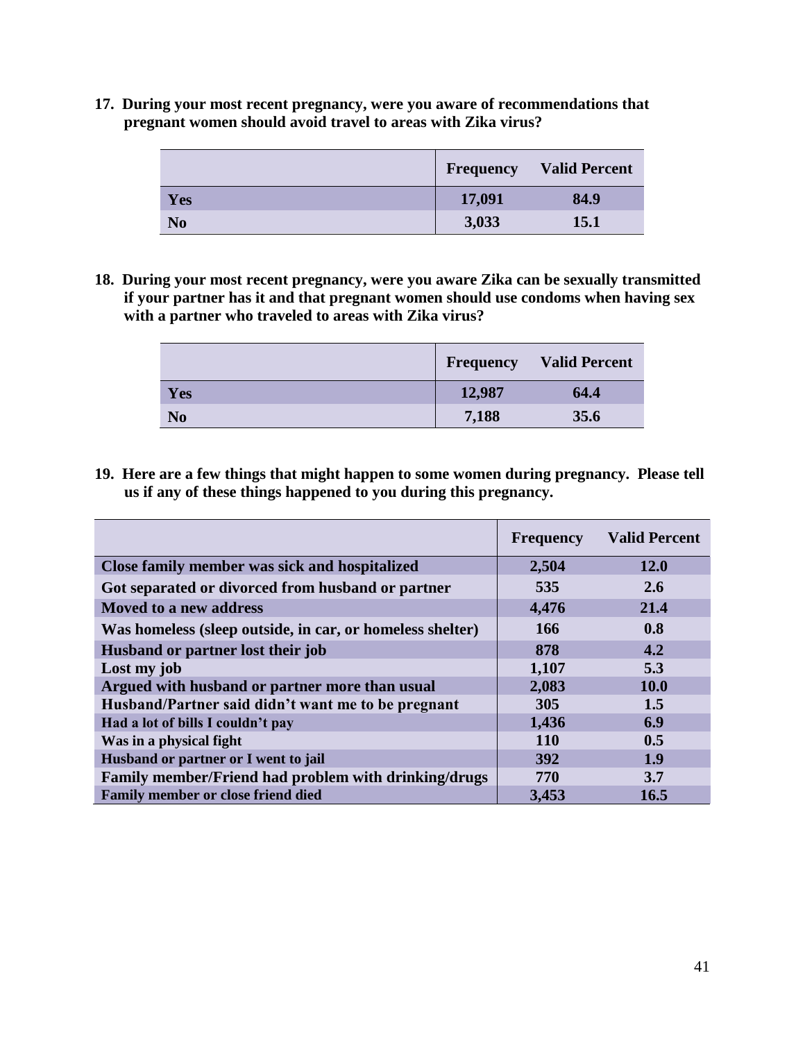**17. During your most recent pregnancy, were you aware of recommendations that pregnant women should avoid travel to areas with Zika virus?**

| | Frequency | Valid Percent |
|---|---|---|
| **Yes** | **17,091** | **84.9** |
| **No** | **3,033** | **15.1** |

**18. During your most recent pregnancy, were you aware Zika can be sexually transmitted if your partner has it and that pregnant women should use condoms when having sex with a partner who traveled to areas with Zika virus?**

| | Frequency | Valid Percent |
|---|---|---|
| **Yes** | **12,987** | **64.4** |
| **No** | **7,188** | **35.6** |

**19. Here are a few things that might happen to some women during pregnancy. Please tell us if any of these things happened to you during this pregnancy.**

| | Frequency | Valid Percent |
|---|---|---|
| **Close family member was sick and hospitalized** | **2,504** | **12.0** |
| **Got separated or divorced from husband or partner** | **535** | **2.6** |
| **Moved to a new address** | **4,476** | **21.4** |
| **Was homeless (sleep outside, in car, or homeless shelter)** | **166** | **0.8** |
| **Husband or partner lost their job** | **878** | **4.2** |
| **Lost my job** | **1,107** | **5.3** |
| **Argued with husband or partner more than usual** | **2,083** | **10.0** |
| **Husband/Partner said didn't want me to be pregnant** | **305** | **1.5** |
| **Had a lot of bills I couldn't pay** | **1,436** | **6.9** |
| **Was in a physical fight** | **110** | **0.5** |
| **Husband or partner or I went to jail** | **392** | **1.9** |
| **Family member/Friend had problem with drinking/drugs** | **770** | **3.7** |
| **Family member or close friend died** | **3,453** | **16.5** |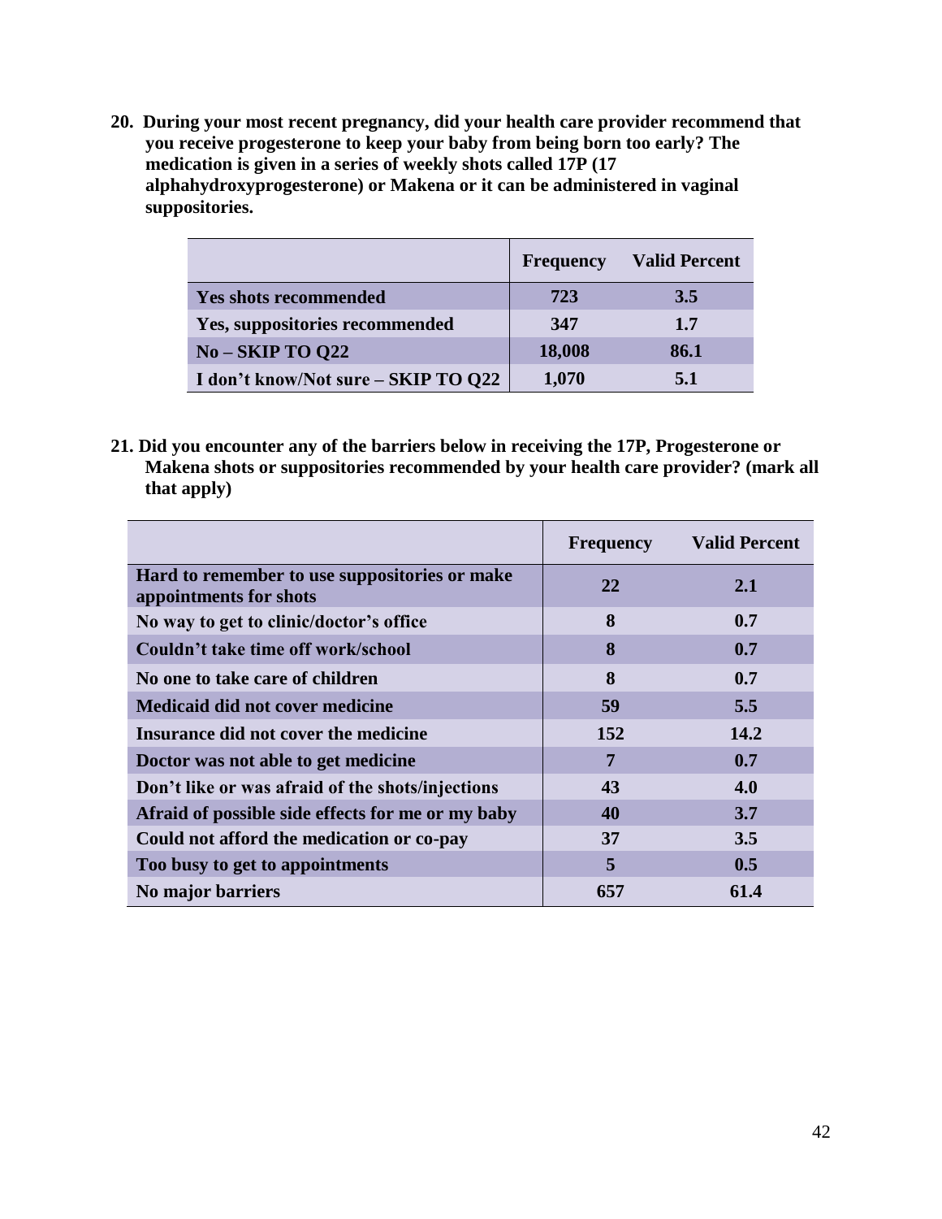**20. During your most recent pregnancy, did your health care provider recommend that you receive progesterone to keep your baby from being born too early? The medication is given in a series of weekly shots called 17P (17 alphahydroxyprogesterone) or Makena or it can be administered in vaginal suppositories.**

| | Frequency | Valid Percent |
|---|---|---|
| Yes shots recommended | 723 | 3.5 |
| Yes, suppositories recommended | 347 | 1.7 |
| No – SKIP TO Q22 | 18,008 | 86.1 |
| I don't know/Not sure – SKIP TO Q22 | 1,070 | 5.1 |

**21. Did you encounter any of the barriers below in receiving the 17P, Progesterone or Makena shots or suppositories recommended by your health care provider? (mark all that apply)**

| | Frequency | Valid Percent |
|---|---|---|
| Hard to remember to use suppositories or make appointments for shots | 22 | 2.1 |
| No way to get to clinic/doctor's office | 8 | 0.7 |
| Couldn't take time off work/school | 8 | 0.7 |
| No one to take care of children | 8 | 0.7 |
| Medicaid did not cover medicine | 59 | 5.5 |
| Insurance did not cover the medicine | 152 | 14.2 |
| Doctor was not able to get medicine | 7 | 0.7 |
| Don't like or was afraid of the shots/injections | 43 | 4.0 |
| Afraid of possible side effects for me or my baby | 40 | 3.7 |
| Could not afford the medication or co-pay | 37 | 3.5 |
| Too busy to get to appointments | 5 | 0.5 |
| No major barriers | 657 | 61.4 |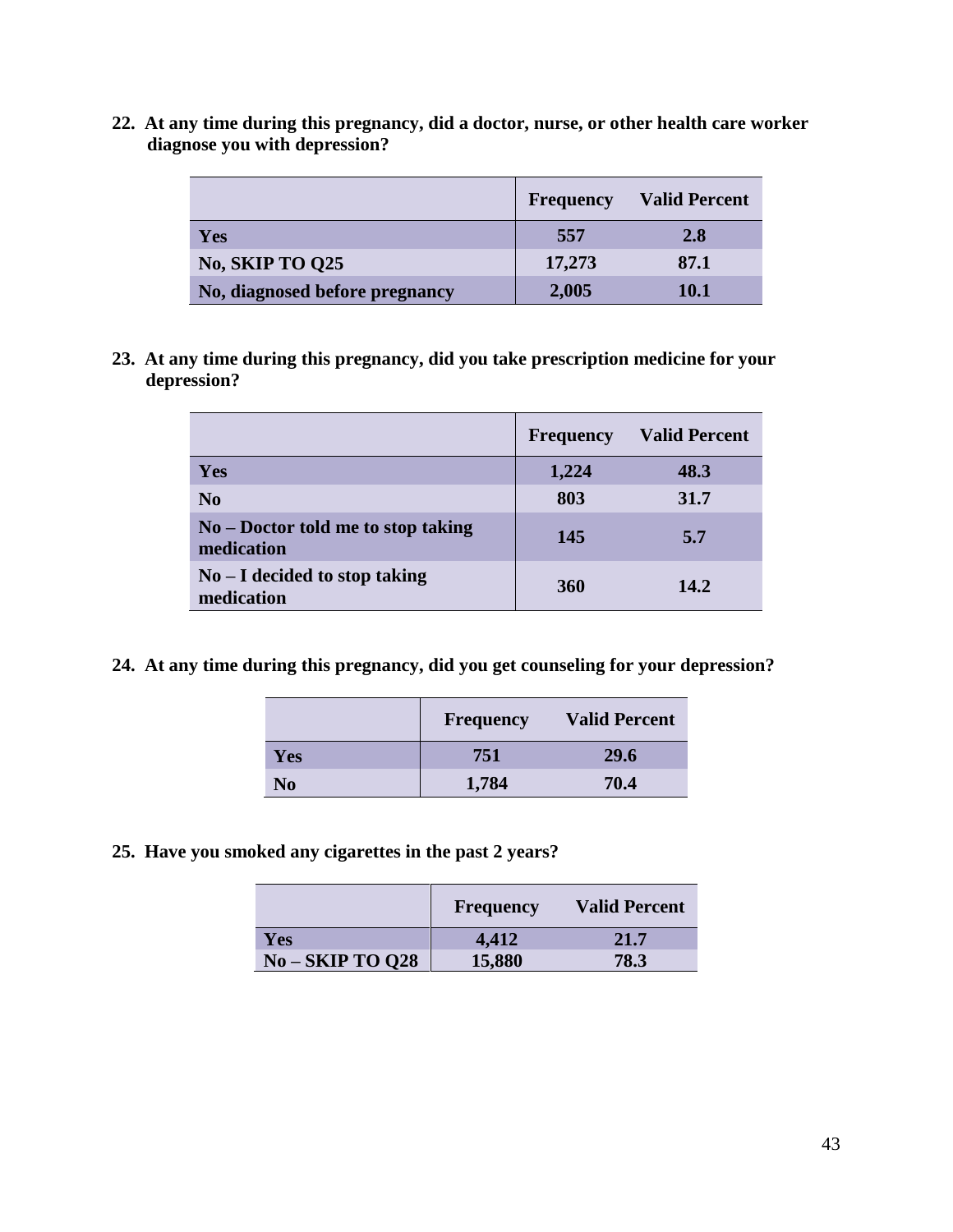**22. At any time during this pregnancy, did a doctor, nurse, or other health care worker diagnose you with depression?**

| | Frequency | Valid Percent |
|---|---|---|
| Yes | 557 | 2.8 |
| No, SKIP TO Q25 | 17,273 | 87.1 |
| No, diagnosed before pregnancy | 2,005 | 10.1 |

**23. At any time during this pregnancy, did you take prescription medicine for your depression?**

| | Frequency | Valid Percent |
|---|---|---|
| Yes | 1,224 | 48.3 |
| No | 803 | 31.7 |
| No – Doctor told me to stop taking medication | 145 | 5.7 |
| No – I decided to stop taking medication | 360 | 14.2 |

**24. At any time during this pregnancy, did you get counseling for your depression?**

| | Frequency | Valid Percent |
|---|---|---|
| Yes | 751 | 29.6 |
| No | 1,784 | 70.4 |

**25. Have you smoked any cigarettes in the past 2 years?**

| | Frequency | Valid Percent |
|---|---|---|
| Yes | 4,412 | 21.7 |
| No – SKIP TO Q28 | 15,880 | 78.3 |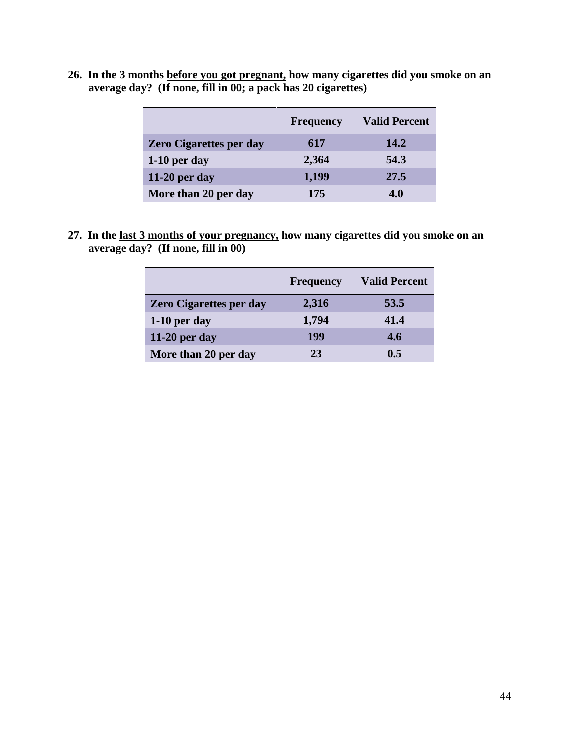**26. In the 3 months before you got pregnant, how many cigarettes did you smoke on an average day? (If none, fill in 00; a pack has 20 cigarettes)**

| | Frequency | Valid Percent |
|---|---|---|
| Zero Cigarettes per day | 617 | 14.2 |
| 1-10 per day | 2,364 | 54.3 |
| 11-20 per day | 1,199 | 27.5 |
| More than 20 per day | 175 | 4.0 |

**27. In the last 3 months of your pregnancy, how many cigarettes did you smoke on an average day? (If none, fill in 00)**

| | Frequency | Valid Percent |
|---|---|---|
| Zero Cigarettes per day | 2,316 | 53.5 |
| 1-10 per day | 1,794 | 41.4 |
| 11-20 per day | 199 | 4.6 |
| More than 20 per day | 23 | 0.5 |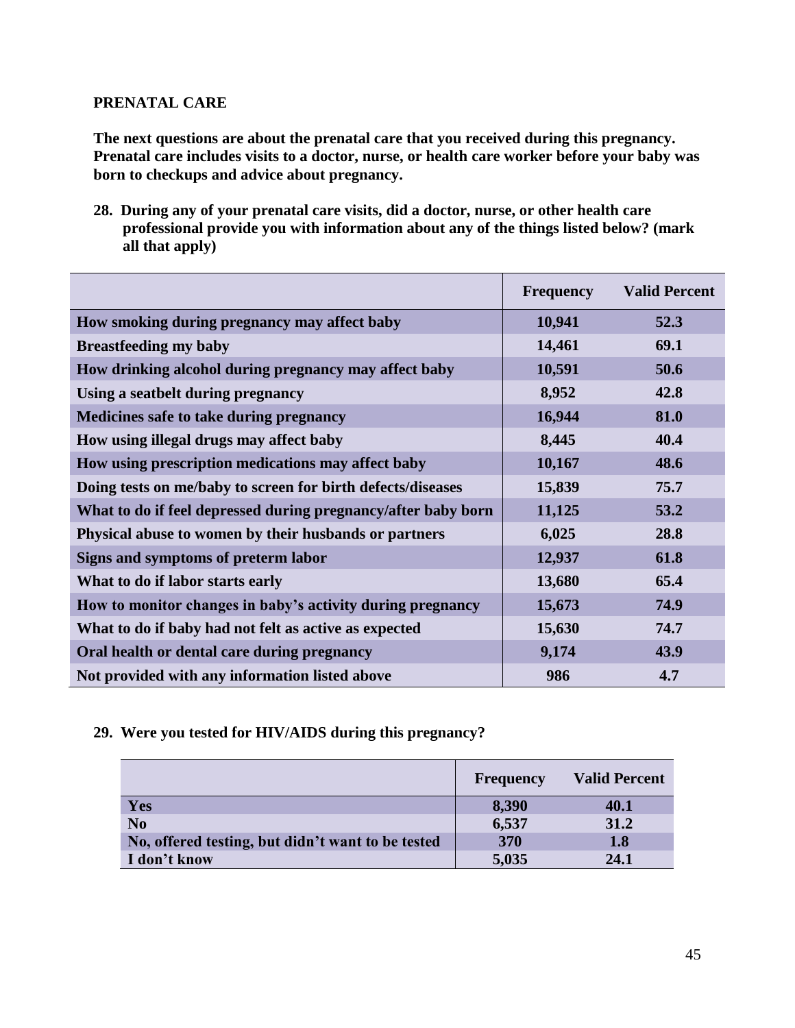## PRENATAL CARE

**The next questions are about the prenatal care that you received during this pregnancy. Prenatal care includes visits to a doctor, nurse, or health care worker before your baby was born to checkups and advice about pregnancy.**

**28. During any of your prenatal care visits, did a doctor, nurse, or other health care professional provide you with information about any of the things listed below? (mark all that apply)**

| | Frequency | Valid Percent |
|---|---|---|
| How smoking during pregnancy may affect baby | 10,941 | 52.3 |
| Breastfeeding my baby | 14,461 | 69.1 |
| How drinking alcohol during pregnancy may affect baby | 10,591 | 50.6 |
| Using a seatbelt during pregnancy | 8,952 | 42.8 |
| Medicines safe to take during pregnancy | 16,944 | 81.0 |
| How using illegal drugs may affect baby | 8,445 | 40.4 |
| How using prescription medications may affect baby | 10,167 | 48.6 |
| Doing tests on me/baby to screen for birth defects/diseases | 15,839 | 75.7 |
| What to do if feel depressed during pregnancy/after baby born | 11,125 | 53.2 |
| Physical abuse to women by their husbands or partners | 6,025 | 28.8 |
| Signs and symptoms of preterm labor | 12,937 | 61.8 |
| What to do if labor starts early | 13,680 | 65.4 |
| How to monitor changes in baby's activity during pregnancy | 15,673 | 74.9 |
| What to do if baby had not felt as active as expected | 15,630 | 74.7 |
| Oral health or dental care during pregnancy | 9,174 | 43.9 |
| Not provided with any information listed above | 986 | 4.7 |

**29. Were you tested for HIV/AIDS during this pregnancy?**

| | Frequency | Valid Percent |
|---|---|---|
| Yes | 8,390 | 40.1 |
| No | 6,537 | 31.2 |
| No, offered testing, but didn't want to be tested | 370 | 1.8 |
| I don't know | 5,035 | 24.1 |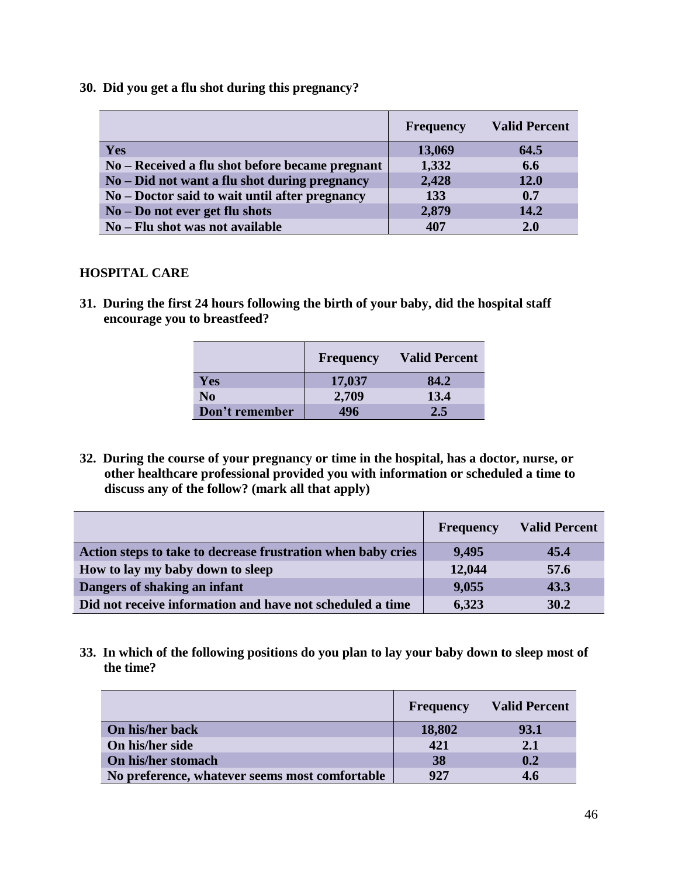**30. Did you get a flu shot during this pregnancy?**

| | Frequency | Valid Percent |
|---|---|---|
| Yes | 13,069 | 64.5 |
| No – Received a flu shot before became pregnant | 1,332 | 6.6 |
| No – Did not want a flu shot during pregnancy | 2,428 | 12.0 |
| No – Doctor said to wait until after pregnancy | 133 | 0.7 |
| No – Do not ever get flu shots | 2,879 | 14.2 |
| No – Flu shot was not available | 407 | 2.0 |

## HOSPITAL CARE

**31. During the first 24 hours following the birth of your baby, did the hospital staff encourage you to breastfeed?**

| | Frequency | Valid Percent |
|---|---|---|
| Yes | 17,037 | 84.2 |
| No | 2,709 | 13.4 |
| Don't remember | 496 | 2.5 |

**32. During the course of your pregnancy or time in the hospital, has a doctor, nurse, or other healthcare professional provided you with information or scheduled a time to discuss any of the follow? (mark all that apply)**

| | Frequency | Valid Percent |
|---|---|---|
| Action steps to take to decrease frustration when baby cries | 9,495 | 45.4 |
| How to lay my baby down to sleep | 12,044 | 57.6 |
| Dangers of shaking an infant | 9,055 | 43.3 |
| Did not receive information and have not scheduled a time | 6,323 | 30.2 |

**33. In which of the following positions do you plan to lay your baby down to sleep most of the time?**

| | Frequency | Valid Percent |
|---|---|---|
| On his/her back | 18,802 | 93.1 |
| On his/her side | 421 | 2.1 |
| On his/her stomach | 38 | 0.2 |
| No preference, whatever seems most comfortable | 927 | 4.6 |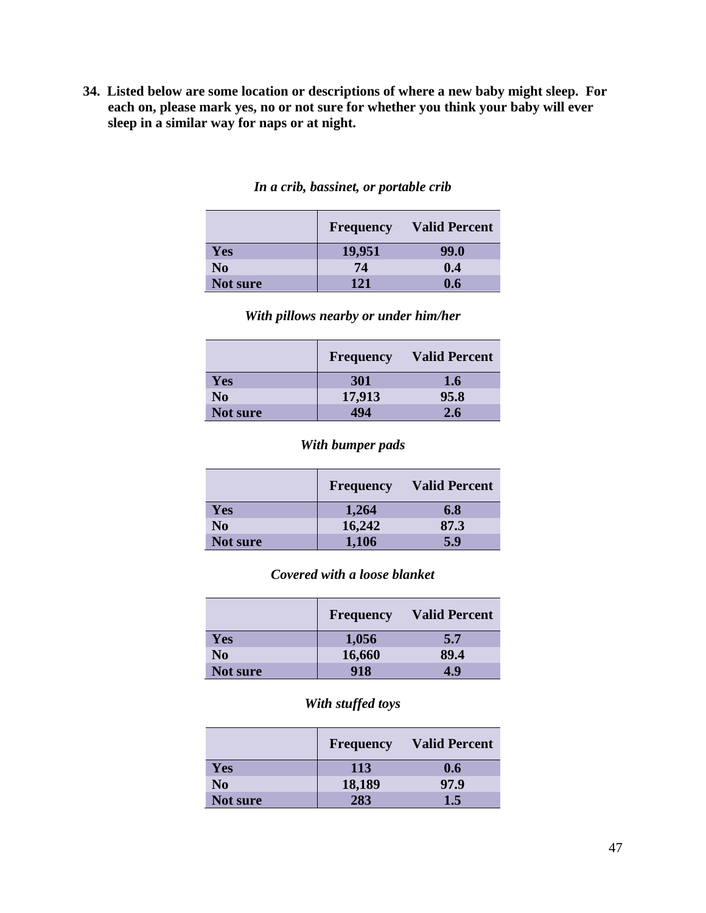**34. Listed below are some location or descriptions of where a new baby might sleep. For each on, please mark yes, no or not sure for whether you think your baby will ever sleep in a similar way for naps or at night.**

*In a crib, bassinet, or portable crib*

| | Frequency | Valid Percent |
|---|---|---|
| Yes | 19,951 | 99.0 |
| No | 74 | 0.4 |
| Not sure | 121 | 0.6 |

*With pillows nearby or under him/her*

| | Frequency | Valid Percent |
|---|---|---|
| Yes | 301 | 1.6 |
| No | 17,913 | 95.8 |
| Not sure | 494 | 2.6 |

*With bumper pads*

| | Frequency | Valid Percent |
|---|---|---|
| Yes | 1,264 | 6.8 |
| No | 16,242 | 87.3 |
| Not sure | 1,106 | 5.9 |

*Covered with a loose blanket*

| | Frequency | Valid Percent |
|---|---|---|
| Yes | 1,056 | 5.7 |
| No | 16,660 | 89.4 |
| Not sure | 918 | 4.9 |

*With stuffed toys*

| | Frequency | Valid Percent |
|---|---|---|
| Yes | 113 | 0.6 |
| No | 18,189 | 97.9 |
| Not sure | 283 | 1.5 |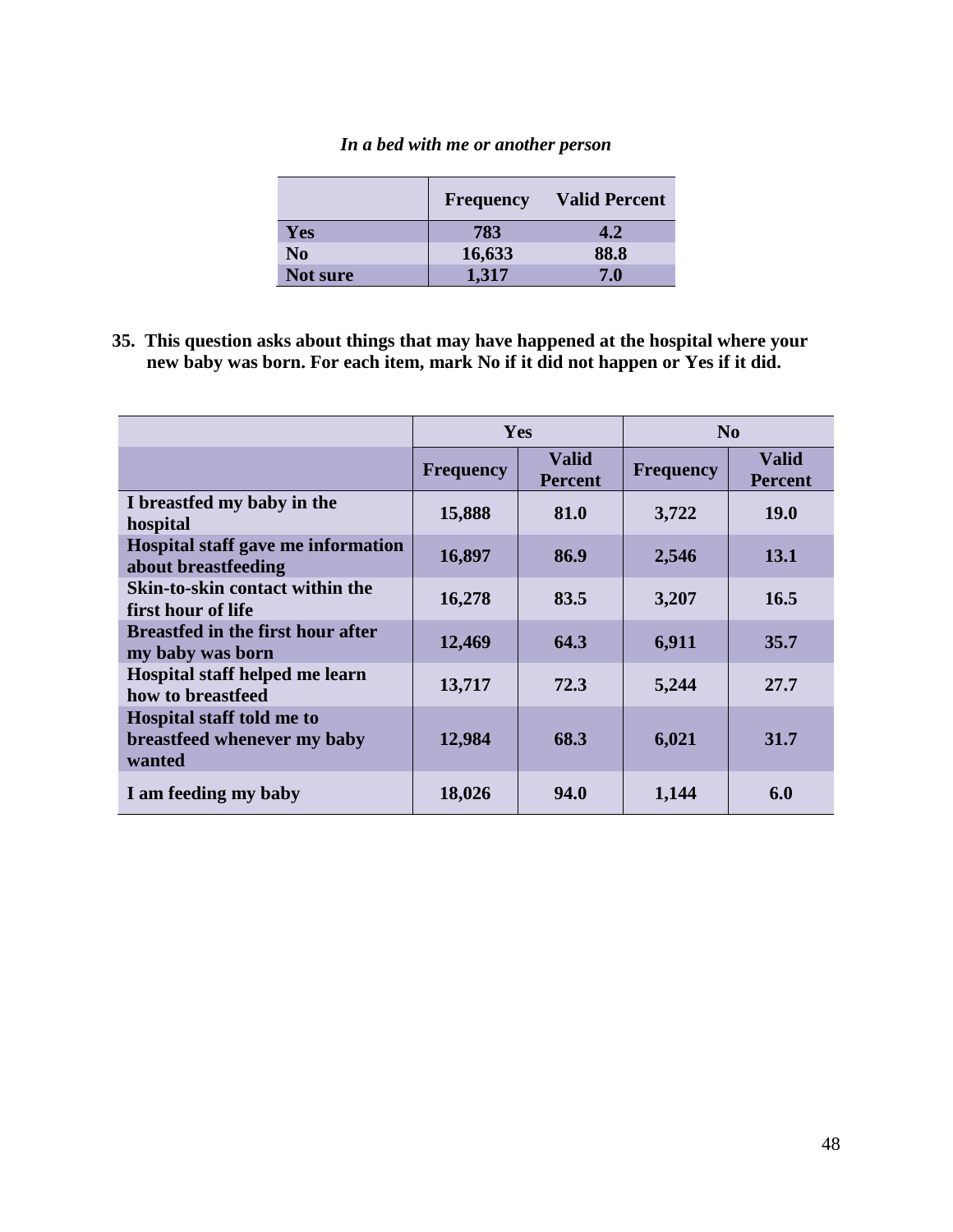*In a bed with me or another person*

| | Frequency | Valid Percent |
|---|---|---|
| **Yes** | 783 | 4.2 |
| **No** | 16,633 | 88.8 |
| **Not sure** | 1,317 | 7.0 |

**35. This question asks about things that may have happened at the hospital where your new baby was born. For each item, mark No if it did not happen or Yes if it did.**

| | Yes | | No | |
|---|---|---|---|---|
| | Frequency | Valid Percent | Frequency | Valid Percent |
| **I breastfed my baby in the hospital** | 15,888 | 81.0 | 3,722 | 19.0 |
| **Hospital staff gave me information about breastfeeding** | 16,897 | 86.9 | 2,546 | 13.1 |
| **Skin-to-skin contact within the first hour of life** | 16,278 | 83.5 | 3,207 | 16.5 |
| **Breastfed in the first hour after my baby was born** | 12,469 | 64.3 | 6,911 | 35.7 |
| **Hospital staff helped me learn how to breastfeed** | 13,717 | 72.3 | 5,244 | 27.7 |
| **Hospital staff told me to breastfeed whenever my baby wanted** | 12,984 | 68.3 | 6,021 | 31.7 |
| **I am feeding my baby** | 18,026 | 94.0 | 1,144 | 6.0 |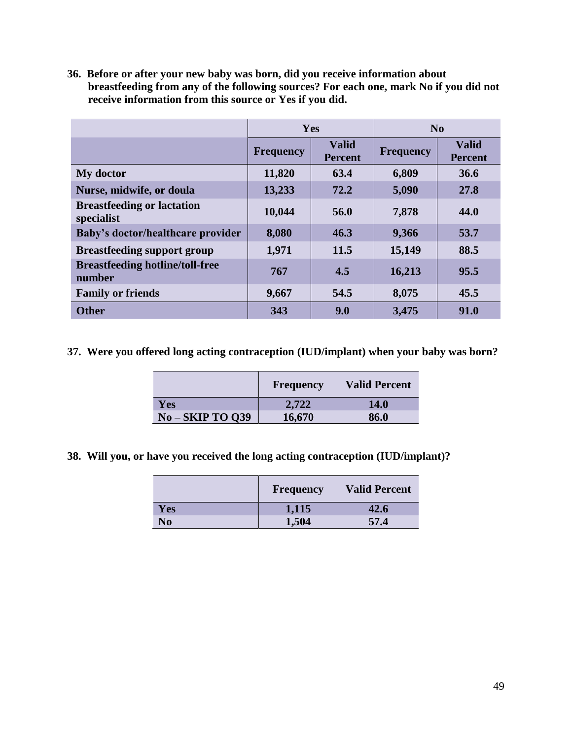**36. Before or after your new baby was born, did you receive information about breastfeeding from any of the following sources? For each one, mark No if you did not receive information from this source or Yes if you did.**

| | Yes | | No | |
|---|---|---|---|---|
| | **Frequency** | **Valid Percent** | **Frequency** | **Valid Percent** |
| **My doctor** | **11,820** | **63.4** | **6,809** | **36.6** |
| **Nurse, midwife, or doula** | **13,233** | **72.2** | **5,090** | **27.8** |
| **Breastfeeding or lactation specialist** | **10,044** | **56.0** | **7,878** | **44.0** |
| **Baby's doctor/healthcare provider** | **8,080** | **46.3** | **9,366** | **53.7** |
| **Breastfeeding support group** | **1,971** | **11.5** | **15,149** | **88.5** |
| **Breastfeeding hotline/toll-free number** | **767** | **4.5** | **16,213** | **95.5** |
| **Family or friends** | **9,667** | **54.5** | **8,075** | **45.5** |
| **Other** | **343** | **9.0** | **3,475** | **91.0** |

**37. Were you offered long acting contraception (IUD/implant) when your baby was born?**

| | Frequency | Valid Percent |
|---|---|---|
| **Yes** | **2,722** | **14.0** |
| **No – SKIP TO Q39** | **16,670** | **86.0** |

**38. Will you, or have you received the long acting contraception (IUD/implant)?**

| | Frequency | Valid Percent |
|---|---|---|
| **Yes** | **1,115** | **42.6** |
| **No** | **1,504** | **57.4** |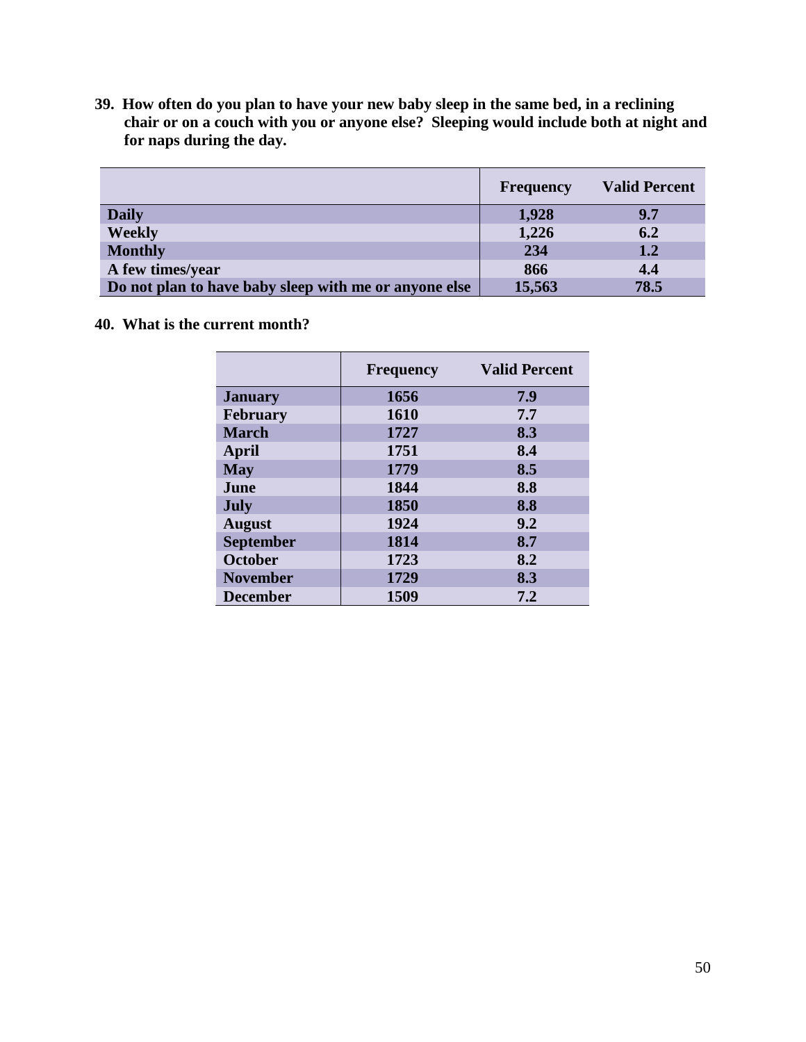**39. How often do you plan to have your new baby sleep in the same bed, in a reclining chair or on a couch with you or anyone else? Sleeping would include both at night and for naps during the day.**

| | Frequency | Valid Percent |
|---|---|---|
| **Daily** | 1,928 | 9.7 |
| **Weekly** | 1,226 | 6.2 |
| **Monthly** | 234 | 1.2 |
| **A few times/year** | 866 | 4.4 |
| **Do not plan to have baby sleep with me or anyone else** | 15,563 | 78.5 |

**40. What is the current month?**

| | Frequency | Valid Percent |
|---|---|---|
| **January** | 1656 | 7.9 |
| **February** | 1610 | 7.7 |
| **March** | 1727 | 8.3 |
| **April** | 1751 | 8.4 |
| **May** | 1779 | 8.5 |
| **June** | 1844 | 8.8 |
| **July** | 1850 | 8.8 |
| **August** | 1924 | 9.2 |
| **September** | 1814 | 8.7 |
| **October** | 1723 | 8.2 |
| **November** | 1729 | 8.3 |
| **December** | 1509 | 7.2 |